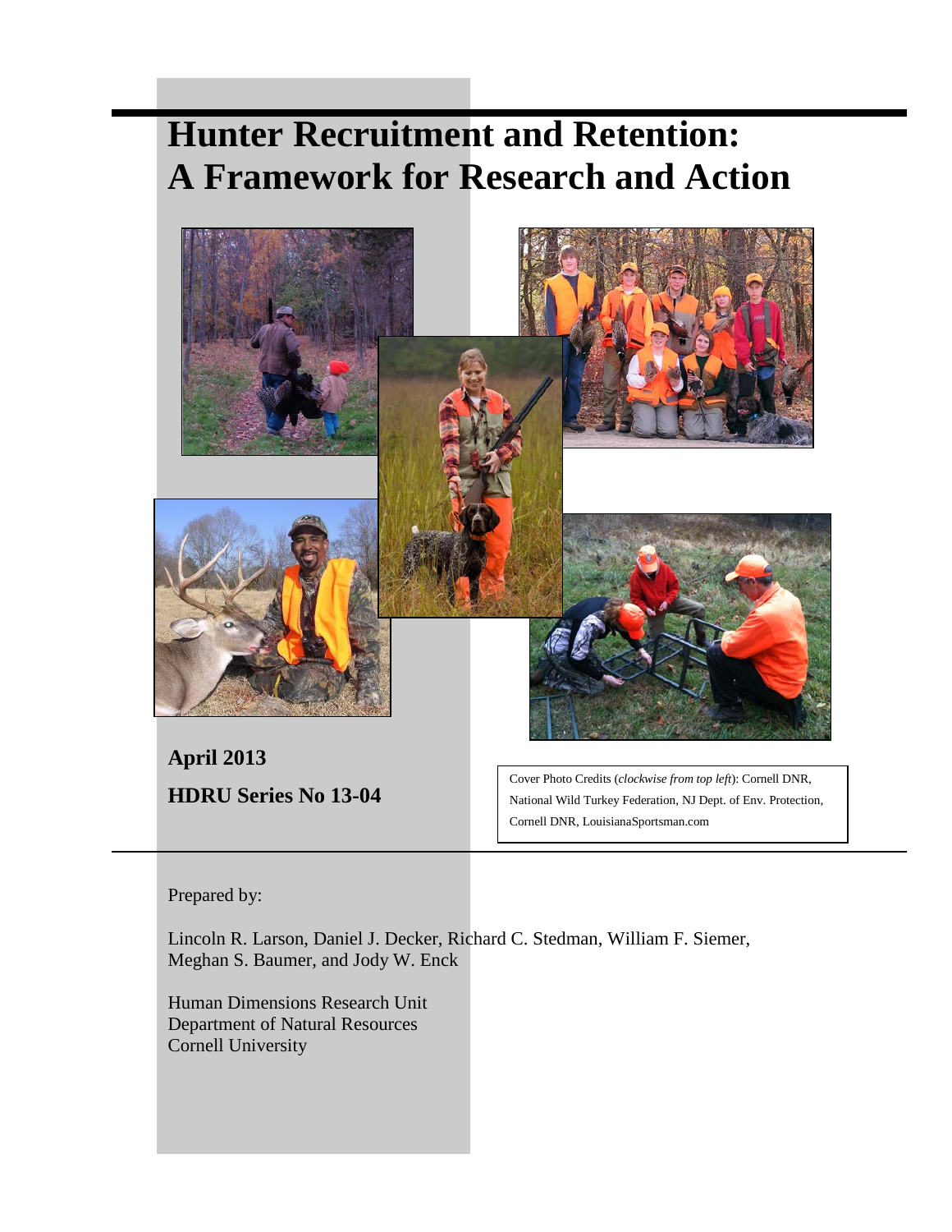# Hunter Recruitment and Retention: A Framework for Research and Action

**April 2013**

**HDRU Series No 13-04**

Cover Photo Credits (*clockwise from top left*): Cornell DNR, National Wild Turkey Federation, NJ Dept. of Env. Protection, Cornell DNR, LouisianaSportsman.com

Prepared by:

Lincoln R. Larson, Daniel J. Decker, Richard C. Stedman, William F. Siemer, Meghan S. Baumer, and Jody W. Enck

Human Dimensions Research Unit
Department of Natural Resources
Cornell University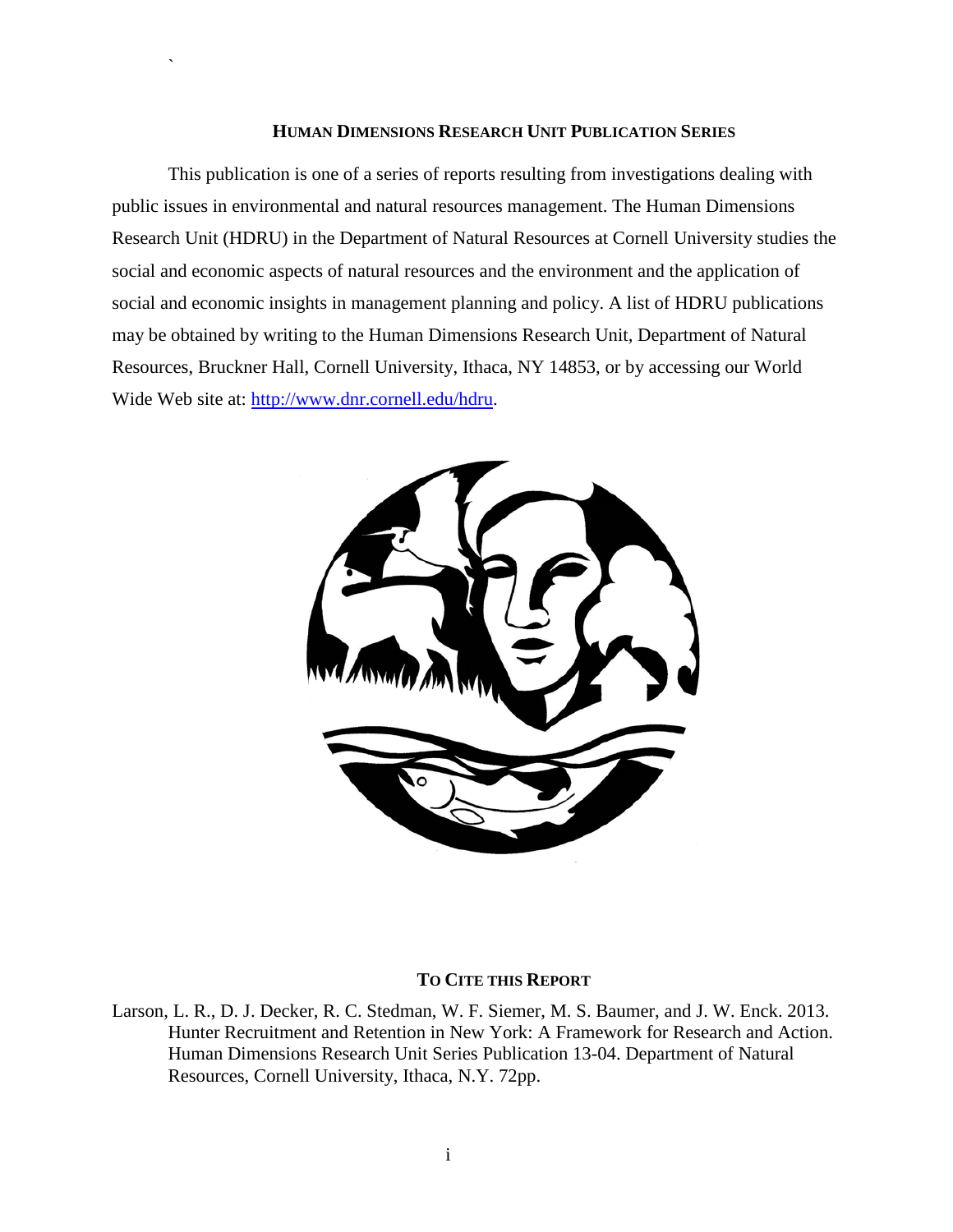## HUMAN DIMENSIONS RESEARCH UNIT PUBLICATION SERIES

This publication is one of a series of reports resulting from investigations dealing with public issues in environmental and natural resources management. The Human Dimensions Research Unit (HDRU) in the Department of Natural Resources at Cornell University studies the social and economic aspects of natural resources and the environment and the application of social and economic insights in management planning and policy. A list of HDRU publications may be obtained by writing to the Human Dimensions Research Unit, Department of Natural Resources, Bruckner Hall, Cornell University, Ithaca, NY 14853, or by accessing our World Wide Web site at: http://www.dnr.cornell.edu/hdru.

## TO CITE THIS REPORT

Larson, L. R., D. J. Decker, R. C. Stedman, W. F. Siemer, M. S. Baumer, and J. W. Enck. 2013. Hunter Recruitment and Retention in New York: A Framework for Research and Action. Human Dimensions Research Unit Series Publication 13-04. Department of Natural Resources, Cornell University, Ithaca, N.Y. 72pp.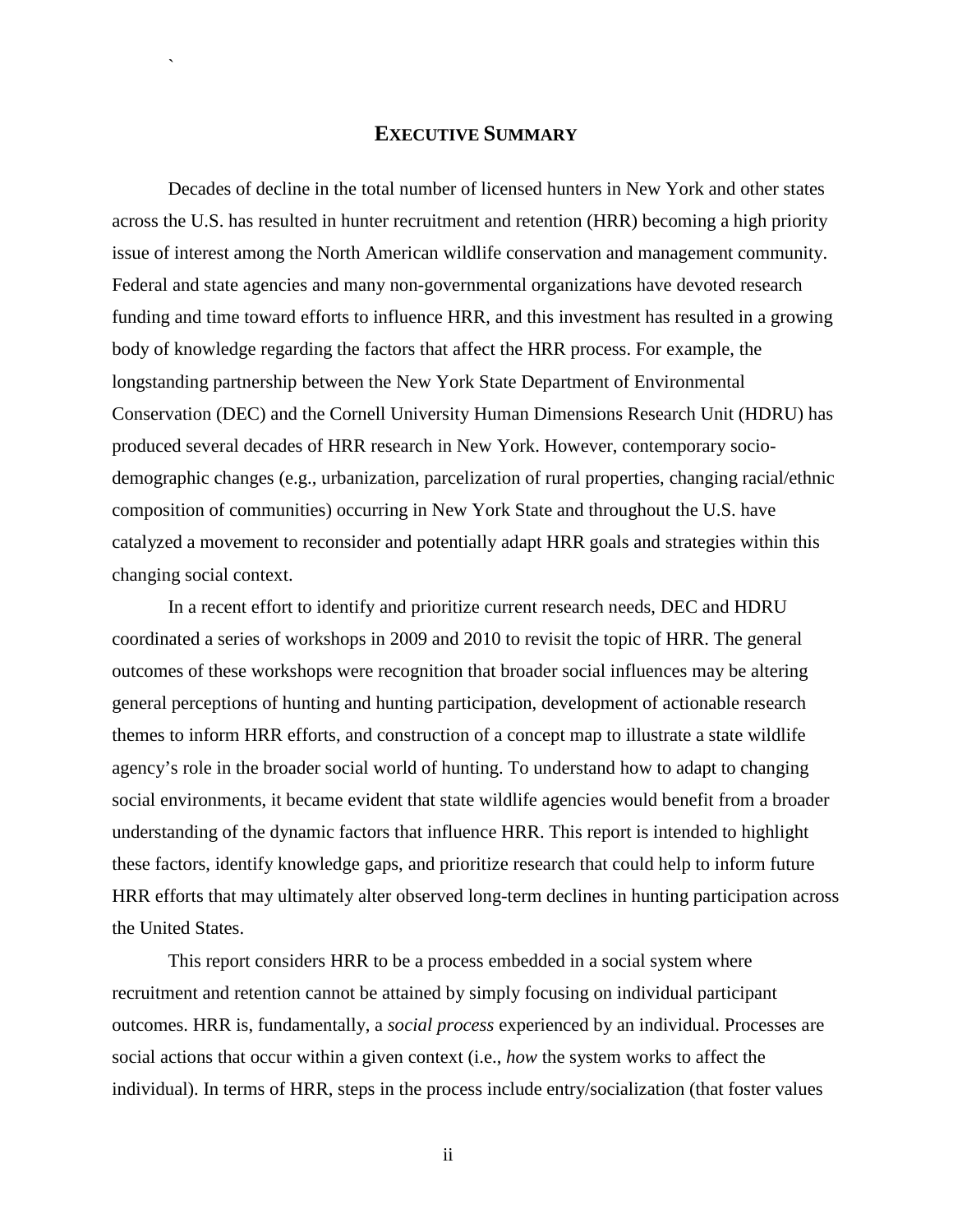# EXECUTIVE SUMMARY

Decades of decline in the total number of licensed hunters in New York and other states across the U.S. has resulted in hunter recruitment and retention (HRR) becoming a high priority issue of interest among the North American wildlife conservation and management community. Federal and state agencies and many non-governmental organizations have devoted research funding and time toward efforts to influence HRR, and this investment has resulted in a growing body of knowledge regarding the factors that affect the HRR process. For example, the longstanding partnership between the New York State Department of Environmental Conservation (DEC) and the Cornell University Human Dimensions Research Unit (HDRU) has produced several decades of HRR research in New York. However, contemporary socio-demographic changes (e.g., urbanization, parcelization of rural properties, changing racial/ethnic composition of communities) occurring in New York State and throughout the U.S. have catalyzed a movement to reconsider and potentially adapt HRR goals and strategies within this changing social context.

In a recent effort to identify and prioritize current research needs, DEC and HDRU coordinated a series of workshops in 2009 and 2010 to revisit the topic of HRR. The general outcomes of these workshops were recognition that broader social influences may be altering general perceptions of hunting and hunting participation, development of actionable research themes to inform HRR efforts, and construction of a concept map to illustrate a state wildlife agency's role in the broader social world of hunting. To understand how to adapt to changing social environments, it became evident that state wildlife agencies would benefit from a broader understanding of the dynamic factors that influence HRR. This report is intended to highlight these factors, identify knowledge gaps, and prioritize research that could help to inform future HRR efforts that may ultimately alter observed long-term declines in hunting participation across the United States.

This report considers HRR to be a process embedded in a social system where recruitment and retention cannot be attained by simply focusing on individual participant outcomes. HRR is, fundamentally, a *social process* experienced by an individual. Processes are social actions that occur within a given context (i.e., *how* the system works to affect the individual). In terms of HRR, steps in the process include entry/socialization (that foster values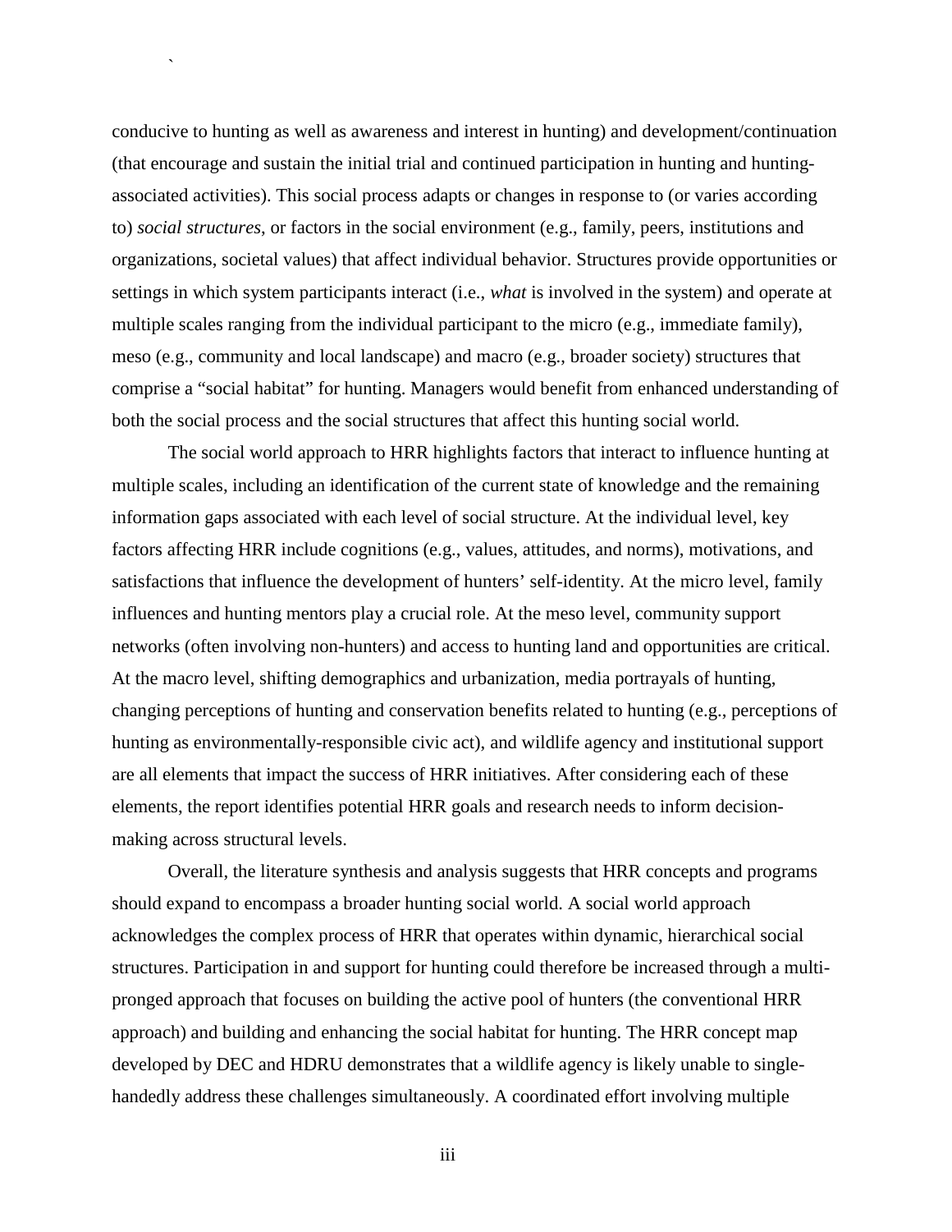conducive to hunting as well as awareness and interest in hunting) and development/continuation (that encourage and sustain the initial trial and continued participation in hunting and hunting-associated activities). This social process adapts or changes in response to (or varies according to) *social structures*, or factors in the social environment (e.g., family, peers, institutions and organizations, societal values) that affect individual behavior. Structures provide opportunities or settings in which system participants interact (i.e., *what* is involved in the system) and operate at multiple scales ranging from the individual participant to the micro (e.g., immediate family), meso (e.g., community and local landscape) and macro (e.g., broader society) structures that comprise a "social habitat" for hunting. Managers would benefit from enhanced understanding of both the social process and the social structures that affect this hunting social world.

The social world approach to HRR highlights factors that interact to influence hunting at multiple scales, including an identification of the current state of knowledge and the remaining information gaps associated with each level of social structure. At the individual level, key factors affecting HRR include cognitions (e.g., values, attitudes, and norms), motivations, and satisfactions that influence the development of hunters' self-identity. At the micro level, family influences and hunting mentors play a crucial role. At the meso level, community support networks (often involving non-hunters) and access to hunting land and opportunities are critical. At the macro level, shifting demographics and urbanization, media portrayals of hunting, changing perceptions of hunting and conservation benefits related to hunting (e.g., perceptions of hunting as environmentally-responsible civic act), and wildlife agency and institutional support are all elements that impact the success of HRR initiatives. After considering each of these elements, the report identifies potential HRR goals and research needs to inform decision-making across structural levels.

Overall, the literature synthesis and analysis suggests that HRR concepts and programs should expand to encompass a broader hunting social world. A social world approach acknowledges the complex process of HRR that operates within dynamic, hierarchical social structures. Participation in and support for hunting could therefore be increased through a multi-pronged approach that focuses on building the active pool of hunters (the conventional HRR approach) and building and enhancing the social habitat for hunting. The HRR concept map developed by DEC and HDRU demonstrates that a wildlife agency is likely unable to single-handedly address these challenges simultaneously. A coordinated effort involving multiple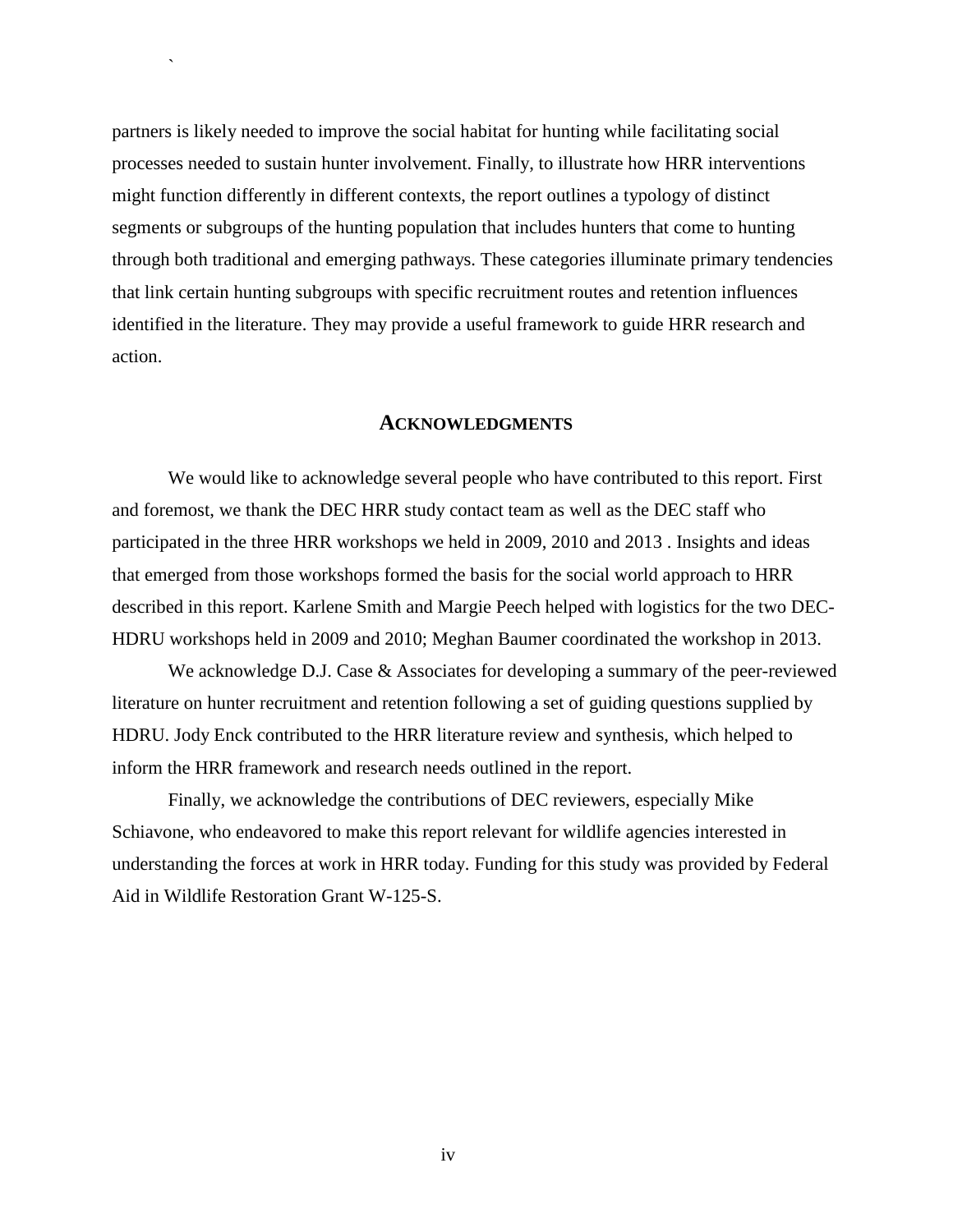partners is likely needed to improve the social habitat for hunting while facilitating social processes needed to sustain hunter involvement. Finally, to illustrate how HRR interventions might function differently in different contexts, the report outlines a typology of distinct segments or subgroups of the hunting population that includes hunters that come to hunting through both traditional and emerging pathways. These categories illuminate primary tendencies that link certain hunting subgroups with specific recruitment routes and retention influences identified in the literature. They may provide a useful framework to guide HRR research and action.

## ACKNOWLEDGMENTS

We would like to acknowledge several people who have contributed to this report. First and foremost, we thank the DEC HRR study contact team as well as the DEC staff who participated in the three HRR workshops we held in 2009, 2010 and 2013 . Insights and ideas that emerged from those workshops formed the basis for the social world approach to HRR described in this report. Karlene Smith and Margie Peech helped with logistics for the two DEC-HDRU workshops held in 2009 and 2010; Meghan Baumer coordinated the workshop in 2013.

We acknowledge D.J. Case & Associates for developing a summary of the peer-reviewed literature on hunter recruitment and retention following a set of guiding questions supplied by HDRU. Jody Enck contributed to the HRR literature review and synthesis, which helped to inform the HRR framework and research needs outlined in the report.

Finally, we acknowledge the contributions of DEC reviewers, especially Mike Schiavone, who endeavored to make this report relevant for wildlife agencies interested in understanding the forces at work in HRR today. Funding for this study was provided by Federal Aid in Wildlife Restoration Grant W-125-S.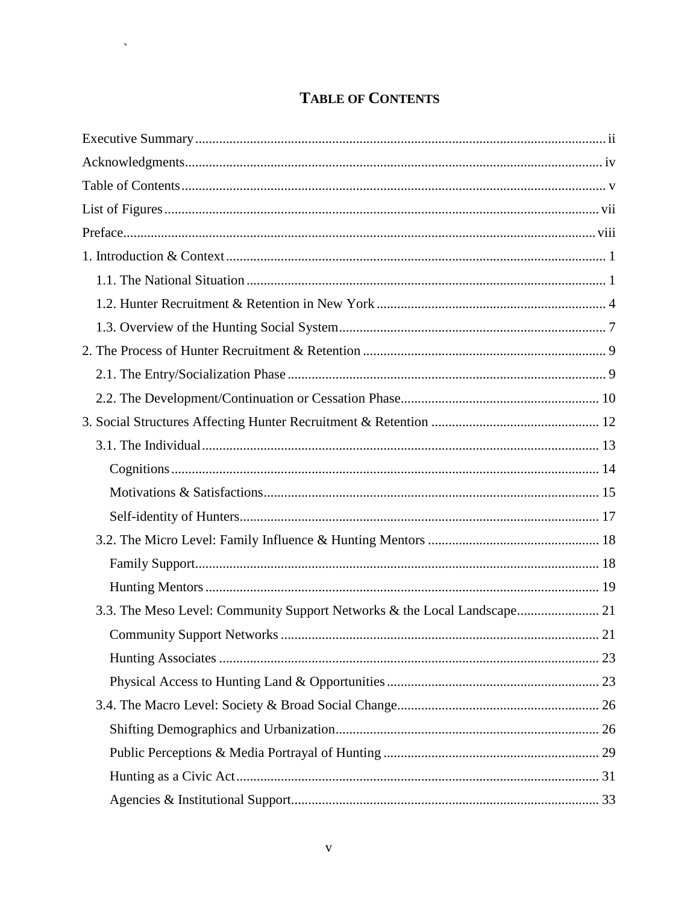# TABLE OF CONTENTS

Executive Summary ........................................................................................................ ii

Acknowledgments........................................................................................................... iv

Table of Contents ............................................................................................................ v

List of Figures ................................................................................................................ vii

Preface............................................................................................................................ viii

1. Introduction & Context ............................................................................................... 1
   - 1.1. The National Situation ......................................................................................... 1
   - 1.2. Hunter Recruitment & Retention in New York ................................................... 4
   - 1.3. Overview of the Hunting Social System .............................................................. 7

2. The Process of Hunter Recruitment & Retention ....................................................... 9
   - 2.1. The Entry/Socialization Phase ............................................................................. 9
   - 2.2. The Development/Continuation or Cessation Phase........................................... 10

3. Social Structures Affecting Hunter Recruitment & Retention ................................. 12
   - 3.1. The Individual .................................................................................................... 13
     - Cognitions ............................................................................................................ 14
     - Motivations & Satisfactions.................................................................................. 15
     - Self-identity of Hunters......................................................................................... 17
   - 3.2. The Micro Level: Family Influence & Hunting Mentors .................................. 18
     - Family Support...................................................................................................... 18
     - Hunting Mentors ................................................................................................... 19
   - 3.3. The Meso Level: Community Support Networks & the Local Landscape........................ 21
     - Community Support Networks ............................................................................. 21
     - Hunting Associates ............................................................................................... 23
     - Physical Access to Hunting Land & Opportunities .............................................. 23
   - 3.4. The Macro Level: Society & Broad Social Change........................................... 26
     - Shifting Demographics and Urbanization............................................................. 26
     - Public Perceptions & Media Portrayal of Hunting ............................................... 29
     - Hunting as a Civic Act.......................................................................................... 31
     - Agencies & Institutional Support.......................................................................... 33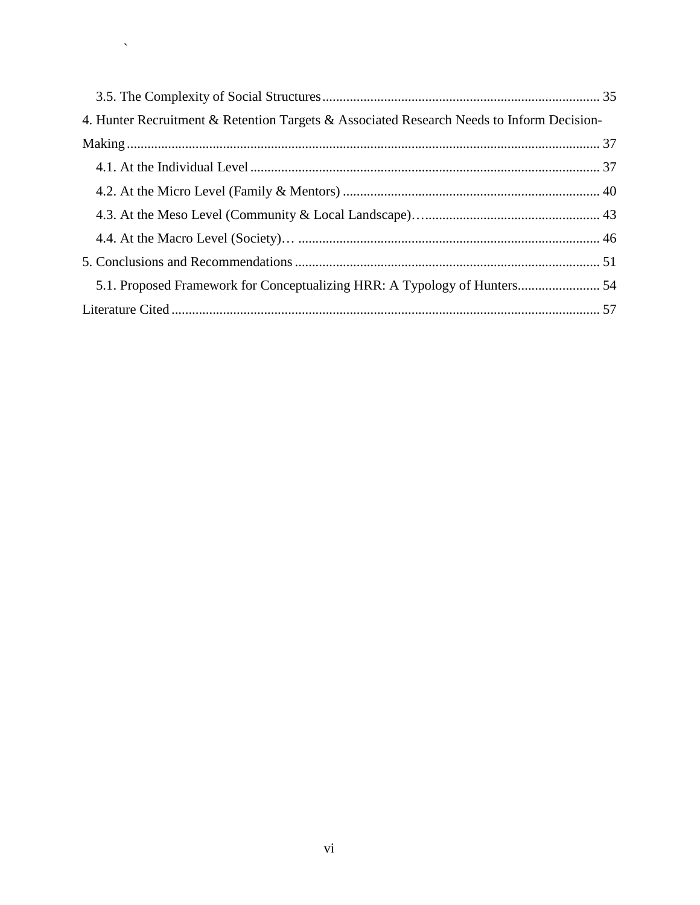3.5. The Complexity of Social Structures ........................................................................ 35

4. Hunter Recruitment & Retention Targets & Associated Research Needs to Inform Decision-Making ........................................................................................................ 37

4.1. At the Individual Level ........................................................................................ 37

4.2. At the Micro Level (Family & Mentors) .............................................................. 40

4.3. At the Meso Level (Community & Local Landscape)…....................................... 43

4.4. At the Macro Level (Society)… ........................................................................... 46

5. Conclusions and Recommendations ......................................................................... 51

5.1. Proposed Framework for Conceptualizing HRR: A Typology of Hunters........................ 54

Literature Cited ............................................................................................................. 57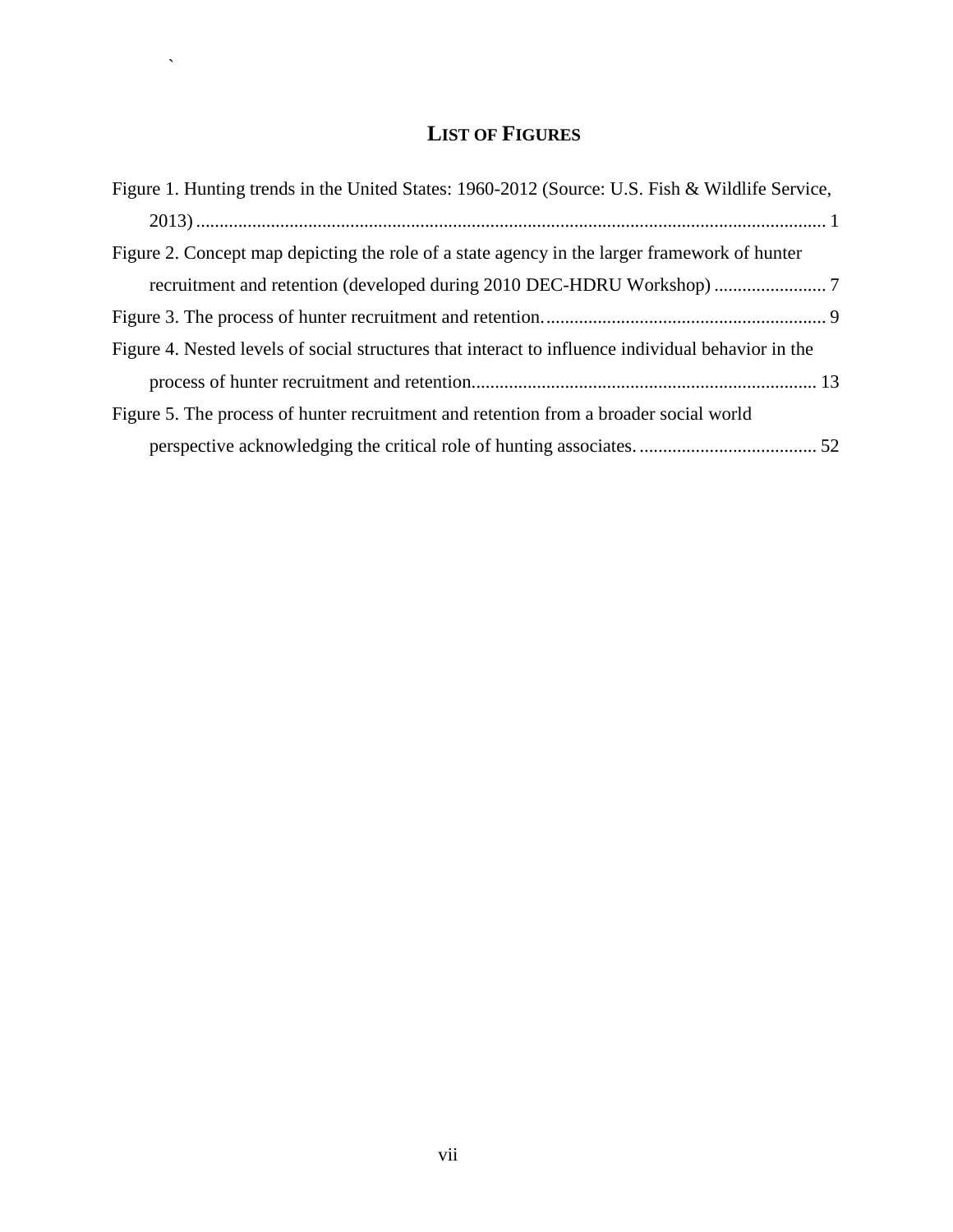# LIST OF FIGURES

Figure 1. Hunting trends in the United States: 1960-2012 (Source: U.S. Fish & Wildlife Service, 2013) ........................................................................................................................ 1

Figure 2. Concept map depicting the role of a state agency in the larger framework of hunter recruitment and retention (developed during 2010 DEC-HDRU Workshop) ........................ 7

Figure 3. The process of hunter recruitment and retention. ............................................................ 9

Figure 4. Nested levels of social structures that interact to influence individual behavior in the process of hunter recruitment and retention........................................................................ 13

Figure 5. The process of hunter recruitment and retention from a broader social world perspective acknowledging the critical role of hunting associates. ...................................... 52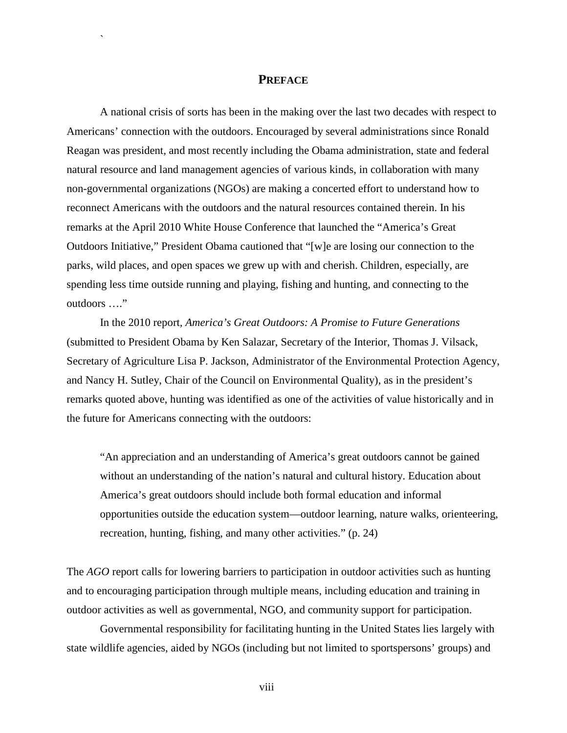## PREFACE

A national crisis of sorts has been in the making over the last two decades with respect to Americans' connection with the outdoors. Encouraged by several administrations since Ronald Reagan was president, and most recently including the Obama administration, state and federal natural resource and land management agencies of various kinds, in collaboration with many non-governmental organizations (NGOs) are making a concerted effort to understand how to reconnect Americans with the outdoors and the natural resources contained therein. In his remarks at the April 2010 White House Conference that launched the "America's Great Outdoors Initiative," President Obama cautioned that "[w]e are losing our connection to the parks, wild places, and open spaces we grew up with and cherish. Children, especially, are spending less time outside running and playing, fishing and hunting, and connecting to the outdoors …."

In the 2010 report, *America's Great Outdoors: A Promise to Future Generations* (submitted to President Obama by Ken Salazar, Secretary of the Interior, Thomas J. Vilsack, Secretary of Agriculture Lisa P. Jackson, Administrator of the Environmental Protection Agency, and Nancy H. Sutley, Chair of the Council on Environmental Quality), as in the president's remarks quoted above, hunting was identified as one of the activities of value historically and in the future for Americans connecting with the outdoors:

> "An appreciation and an understanding of America's great outdoors cannot be gained without an understanding of the nation's natural and cultural history. Education about America's great outdoors should include both formal education and informal opportunities outside the education system—outdoor learning, nature walks, orienteering, recreation, hunting, fishing, and many other activities." (p. 24)

The *AGO* report calls for lowering barriers to participation in outdoor activities such as hunting and to encouraging participation through multiple means, including education and training in outdoor activities as well as governmental, NGO, and community support for participation.

Governmental responsibility for facilitating hunting in the United States lies largely with state wildlife agencies, aided by NGOs (including but not limited to sportspersons' groups) and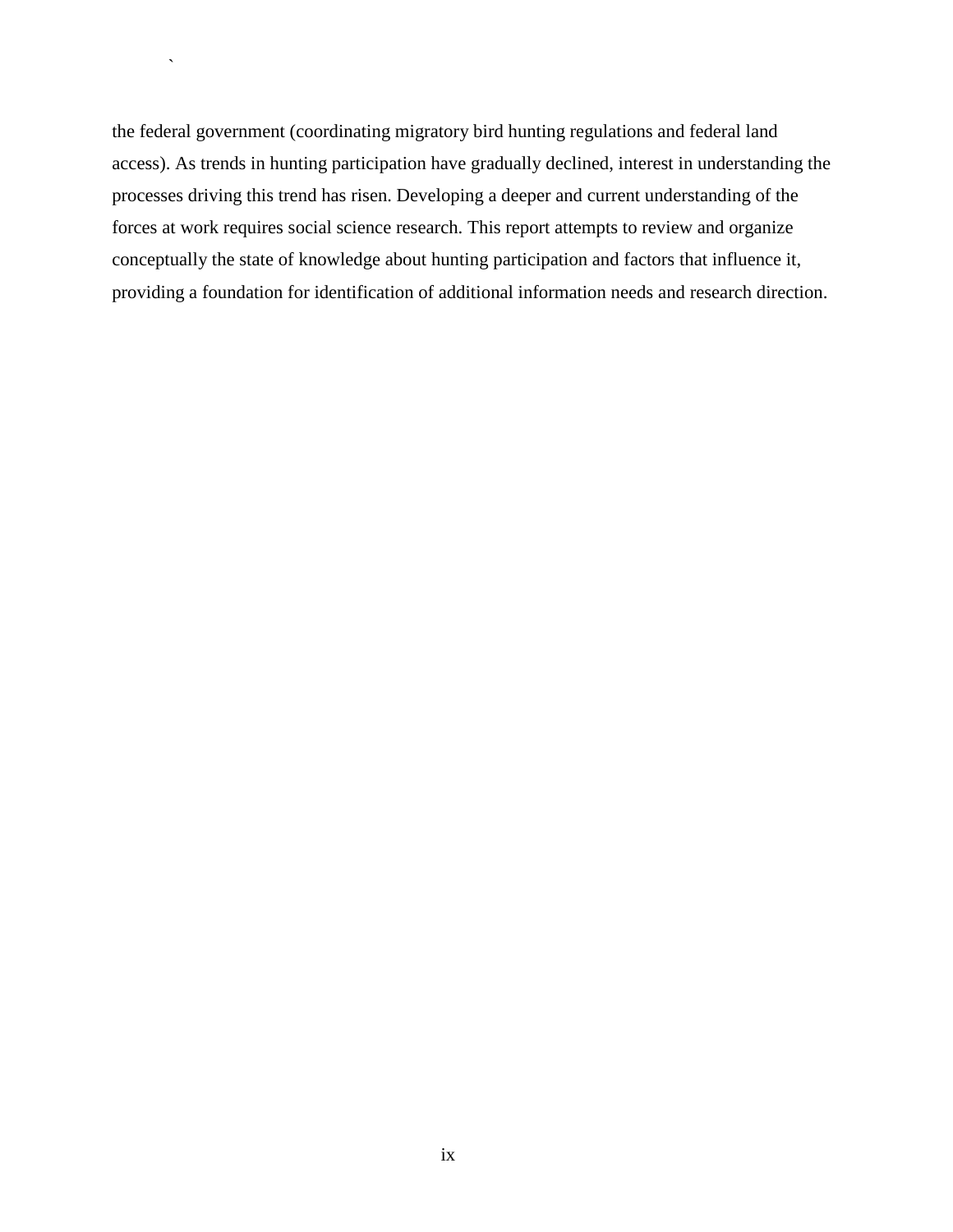the federal government (coordinating migratory bird hunting regulations and federal land access). As trends in hunting participation have gradually declined, interest in understanding the processes driving this trend has risen. Developing a deeper and current understanding of the forces at work requires social science research. This report attempts to review and organize conceptually the state of knowledge about hunting participation and factors that influence it, providing a foundation for identification of additional information needs and research direction.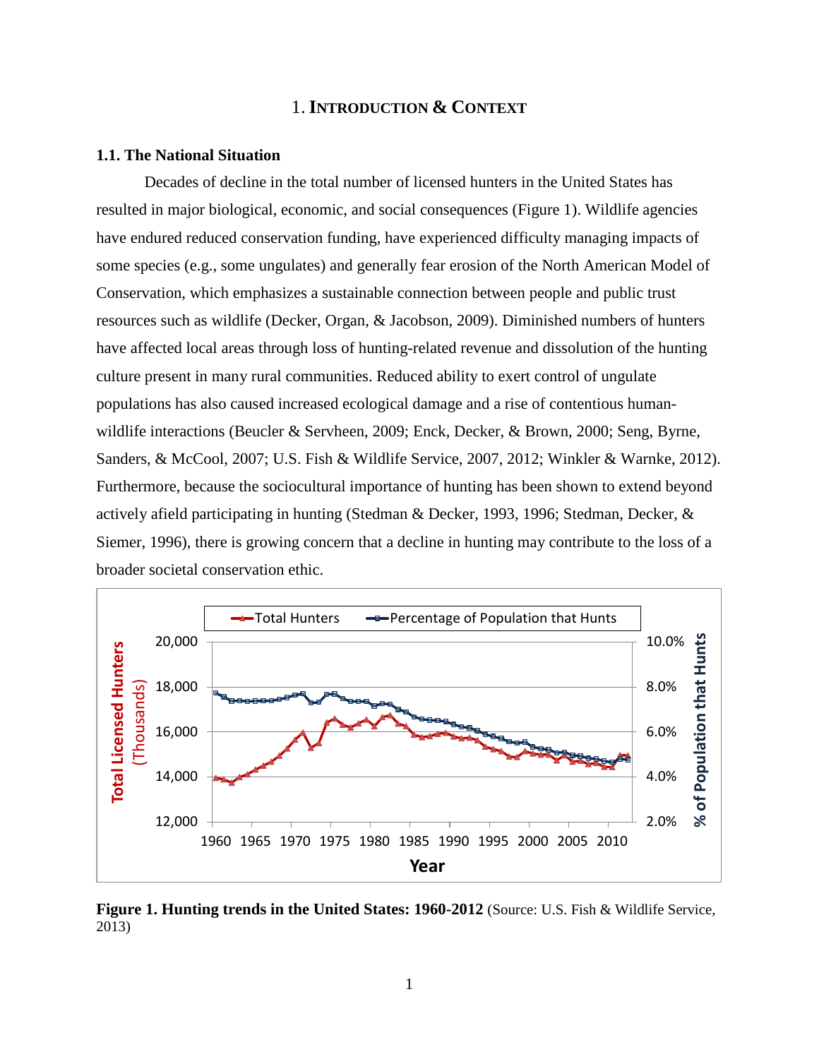# 1. Introduction & Context

## 1.1. The National Situation

Decades of decline in the total number of licensed hunters in the United States has resulted in major biological, economic, and social consequences (Figure 1). Wildlife agencies have endured reduced conservation funding, have experienced difficulty managing impacts of some species (e.g., some ungulates) and generally fear erosion of the North American Model of Conservation, which emphasizes a sustainable connection between people and public trust resources such as wildlife (Decker, Organ, & Jacobson, 2009). Diminished numbers of hunters have affected local areas through loss of hunting-related revenue and dissolution of the hunting culture present in many rural communities. Reduced ability to exert control of ungulate populations has also caused increased ecological damage and a rise of contentious human-wildlife interactions (Beucler & Servheen, 2009; Enck, Decker, & Brown, 2000; Seng, Byrne, Sanders, & McCool, 2007; U.S. Fish & Wildlife Service, 2007, 2012; Winkler & Warnke, 2012). Furthermore, because the sociocultural importance of hunting has been shown to extend beyond actively afield participating in hunting (Stedman & Decker, 1993, 1996; Stedman, Decker, & Siemer, 1996), there is growing concern that a decline in hunting may contribute to the loss of a broader societal conservation ethic.

**Figure 1. Hunting trends in the United States: 1960-2012** (Source: U.S. Fish & Wildlife Service, 2013)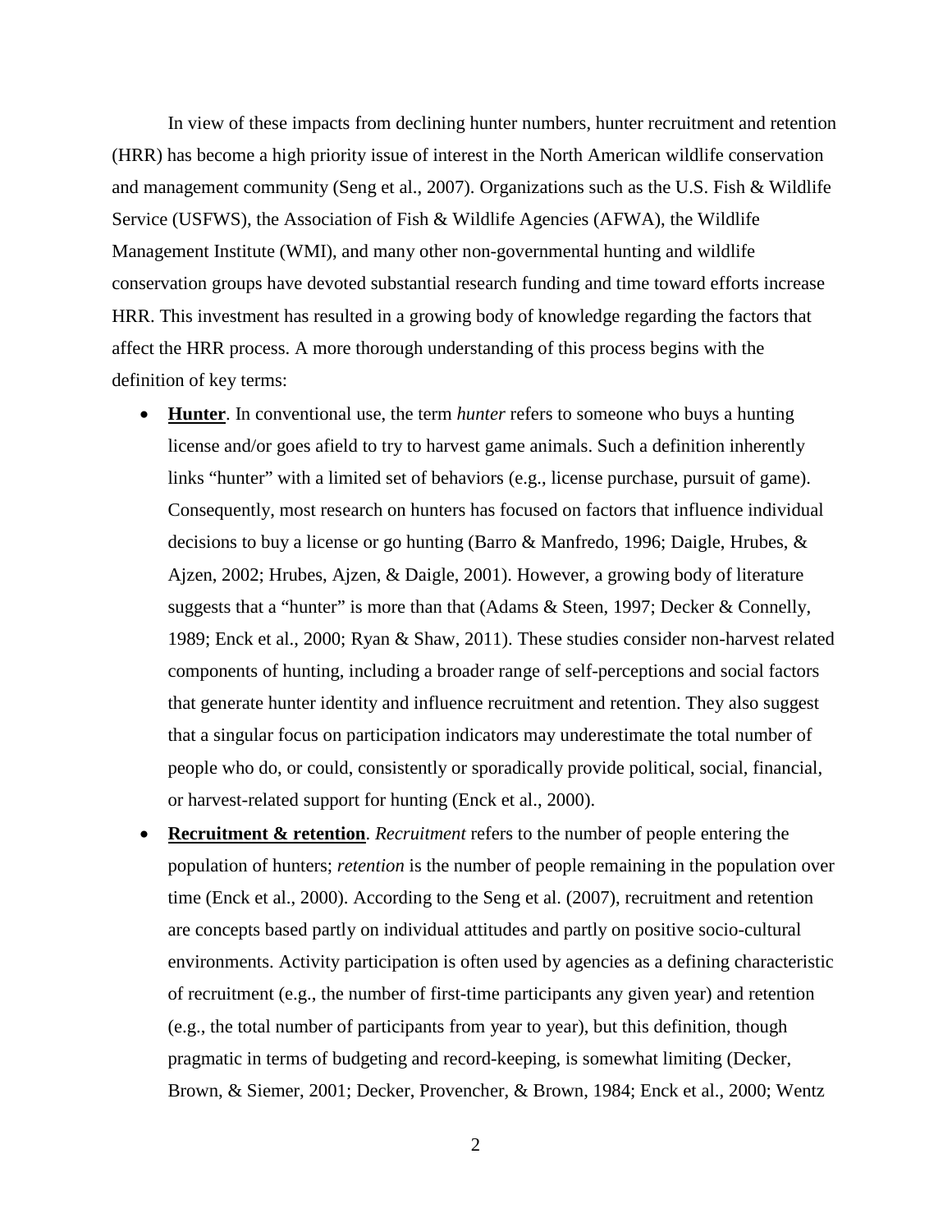In view of these impacts from declining hunter numbers, hunter recruitment and retention (HRR) has become a high priority issue of interest in the North American wildlife conservation and management community (Seng et al., 2007). Organizations such as the U.S. Fish & Wildlife Service (USFWS), the Association of Fish & Wildlife Agencies (AFWA), the Wildlife Management Institute (WMI), and many other non-governmental hunting and wildlife conservation groups have devoted substantial research funding and time toward efforts increase HRR. This investment has resulted in a growing body of knowledge regarding the factors that affect the HRR process. A more thorough understanding of this process begins with the definition of key terms:

- **Hunter**. In conventional use, the term *hunter* refers to someone who buys a hunting license and/or goes afield to try to harvest game animals. Such a definition inherently links "hunter" with a limited set of behaviors (e.g., license purchase, pursuit of game). Consequently, most research on hunters has focused on factors that influence individual decisions to buy a license or go hunting (Barro & Manfredo, 1996; Daigle, Hrubes, & Ajzen, 2002; Hrubes, Ajzen, & Daigle, 2001). However, a growing body of literature suggests that a "hunter" is more than that (Adams & Steen, 1997; Decker & Connelly, 1989; Enck et al., 2000; Ryan & Shaw, 2011). These studies consider non-harvest related components of hunting, including a broader range of self-perceptions and social factors that generate hunter identity and influence recruitment and retention. They also suggest that a singular focus on participation indicators may underestimate the total number of people who do, or could, consistently or sporadically provide political, social, financial, or harvest-related support for hunting (Enck et al., 2000).
- **Recruitment & retention**. *Recruitment* refers to the number of people entering the population of hunters; *retention* is the number of people remaining in the population over time (Enck et al., 2000). According to the Seng et al. (2007), recruitment and retention are concepts based partly on individual attitudes and partly on positive socio-cultural environments. Activity participation is often used by agencies as a defining characteristic of recruitment (e.g., the number of first-time participants any given year) and retention (e.g., the total number of participants from year to year), but this definition, though pragmatic in terms of budgeting and record-keeping, is somewhat limiting (Decker, Brown, & Siemer, 2001; Decker, Provencher, & Brown, 1984; Enck et al., 2000; Wentz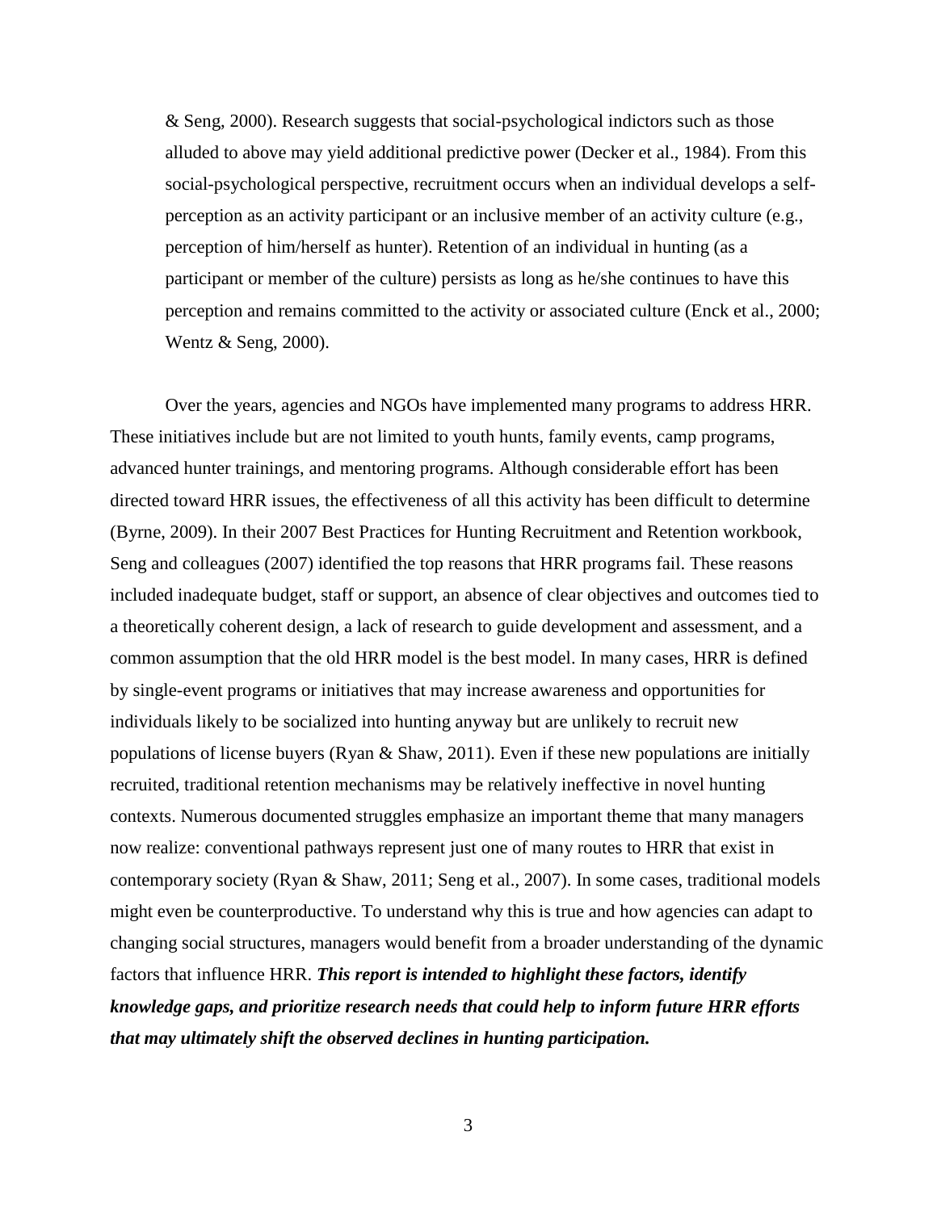& Seng, 2000). Research suggests that social-psychological indictors such as those alluded to above may yield additional predictive power (Decker et al., 1984). From this social-psychological perspective, recruitment occurs when an individual develops a self-perception as an activity participant or an inclusive member of an activity culture (e.g., perception of him/herself as hunter). Retention of an individual in hunting (as a participant or member of the culture) persists as long as he/she continues to have this perception and remains committed to the activity or associated culture (Enck et al., 2000; Wentz & Seng, 2000).

Over the years, agencies and NGOs have implemented many programs to address HRR. These initiatives include but are not limited to youth hunts, family events, camp programs, advanced hunter trainings, and mentoring programs. Although considerable effort has been directed toward HRR issues, the effectiveness of all this activity has been difficult to determine (Byrne, 2009). In their 2007 Best Practices for Hunting Recruitment and Retention workbook, Seng and colleagues (2007) identified the top reasons that HRR programs fail. These reasons included inadequate budget, staff or support, an absence of clear objectives and outcomes tied to a theoretically coherent design, a lack of research to guide development and assessment, and a common assumption that the old HRR model is the best model. In many cases, HRR is defined by single-event programs or initiatives that may increase awareness and opportunities for individuals likely to be socialized into hunting anyway but are unlikely to recruit new populations of license buyers (Ryan & Shaw, 2011). Even if these new populations are initially recruited, traditional retention mechanisms may be relatively ineffective in novel hunting contexts. Numerous documented struggles emphasize an important theme that many managers now realize: conventional pathways represent just one of many routes to HRR that exist in contemporary society (Ryan & Shaw, 2011; Seng et al., 2007). In some cases, traditional models might even be counterproductive. To understand why this is true and how agencies can adapt to changing social structures, managers would benefit from a broader understanding of the dynamic factors that influence HRR. ***This report is intended to highlight these factors, identify knowledge gaps, and prioritize research needs that could help to inform future HRR efforts that may ultimately shift the observed declines in hunting participation.***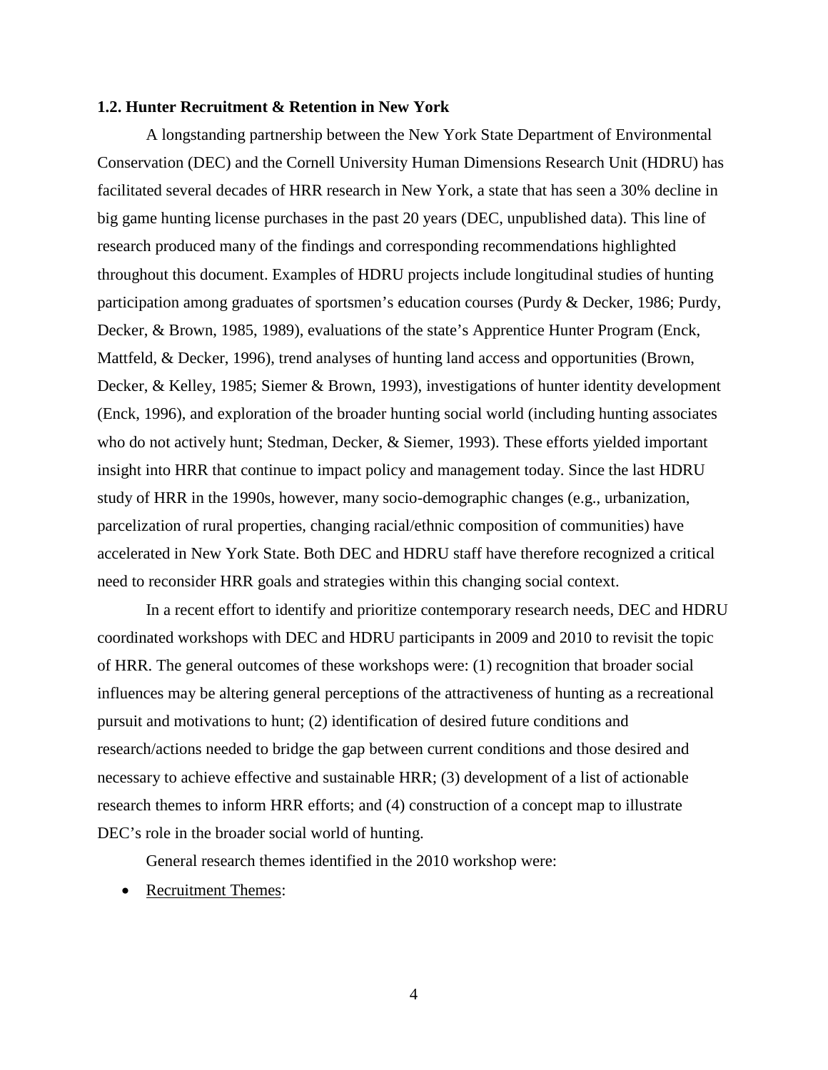### 1.2. Hunter Recruitment & Retention in New York

A longstanding partnership between the New York State Department of Environmental Conservation (DEC) and the Cornell University Human Dimensions Research Unit (HDRU) has facilitated several decades of HRR research in New York, a state that has seen a 30% decline in big game hunting license purchases in the past 20 years (DEC, unpublished data). This line of research produced many of the findings and corresponding recommendations highlighted throughout this document. Examples of HDRU projects include longitudinal studies of hunting participation among graduates of sportsmen's education courses (Purdy & Decker, 1986; Purdy, Decker, & Brown, 1985, 1989), evaluations of the state's Apprentice Hunter Program (Enck, Mattfeld, & Decker, 1996), trend analyses of hunting land access and opportunities (Brown, Decker, & Kelley, 1985; Siemer & Brown, 1993), investigations of hunter identity development (Enck, 1996), and exploration of the broader hunting social world (including hunting associates who do not actively hunt; Stedman, Decker, & Siemer, 1993). These efforts yielded important insight into HRR that continue to impact policy and management today. Since the last HDRU study of HRR in the 1990s, however, many socio-demographic changes (e.g., urbanization, parcelization of rural properties, changing racial/ethnic composition of communities) have accelerated in New York State. Both DEC and HDRU staff have therefore recognized a critical need to reconsider HRR goals and strategies within this changing social context.

In a recent effort to identify and prioritize contemporary research needs, DEC and HDRU coordinated workshops with DEC and HDRU participants in 2009 and 2010 to revisit the topic of HRR. The general outcomes of these workshops were: (1) recognition that broader social influences may be altering general perceptions of the attractiveness of hunting as a recreational pursuit and motivations to hunt; (2) identification of desired future conditions and research/actions needed to bridge the gap between current conditions and those desired and necessary to achieve effective and sustainable HRR; (3) development of a list of actionable research themes to inform HRR efforts; and (4) construction of a concept map to illustrate DEC's role in the broader social world of hunting.

General research themes identified in the 2010 workshop were:

- <u>Recruitment Themes</u>: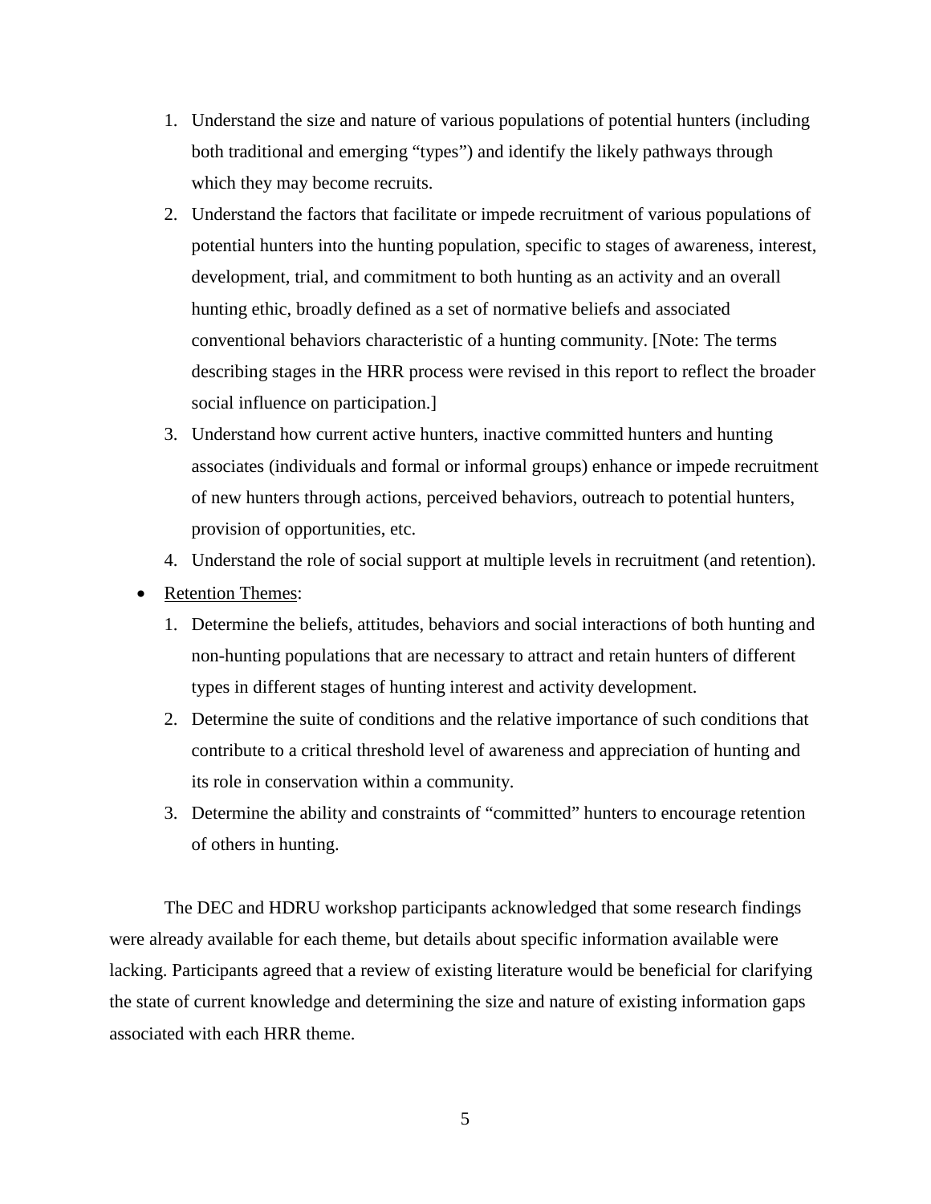1. Understand the size and nature of various populations of potential hunters (including both traditional and emerging "types") and identify the likely pathways through which they may become recruits.
2. Understand the factors that facilitate or impede recruitment of various populations of potential hunters into the hunting population, specific to stages of awareness, interest, development, trial, and commitment to both hunting as an activity and an overall hunting ethic, broadly defined as a set of normative beliefs and associated conventional behaviors characteristic of a hunting community. [Note: The terms describing stages in the HRR process were revised in this report to reflect the broader social influence on participation.]
3. Understand how current active hunters, inactive committed hunters and hunting associates (individuals and formal or informal groups) enhance or impede recruitment of new hunters through actions, perceived behaviors, outreach to potential hunters, provision of opportunities, etc.
4. Understand the role of social support at multiple levels in recruitment (and retention).

- Retention Themes:
    1. Determine the beliefs, attitudes, behaviors and social interactions of both hunting and non-hunting populations that are necessary to attract and retain hunters of different types in different stages of hunting interest and activity development.
    2. Determine the suite of conditions and the relative importance of such conditions that contribute to a critical threshold level of awareness and appreciation of hunting and its role in conservation within a community.
    3. Determine the ability and constraints of "committed" hunters to encourage retention of others in hunting.

The DEC and HDRU workshop participants acknowledged that some research findings were already available for each theme, but details about specific information available were lacking. Participants agreed that a review of existing literature would be beneficial for clarifying the state of current knowledge and determining the size and nature of existing information gaps associated with each HRR theme.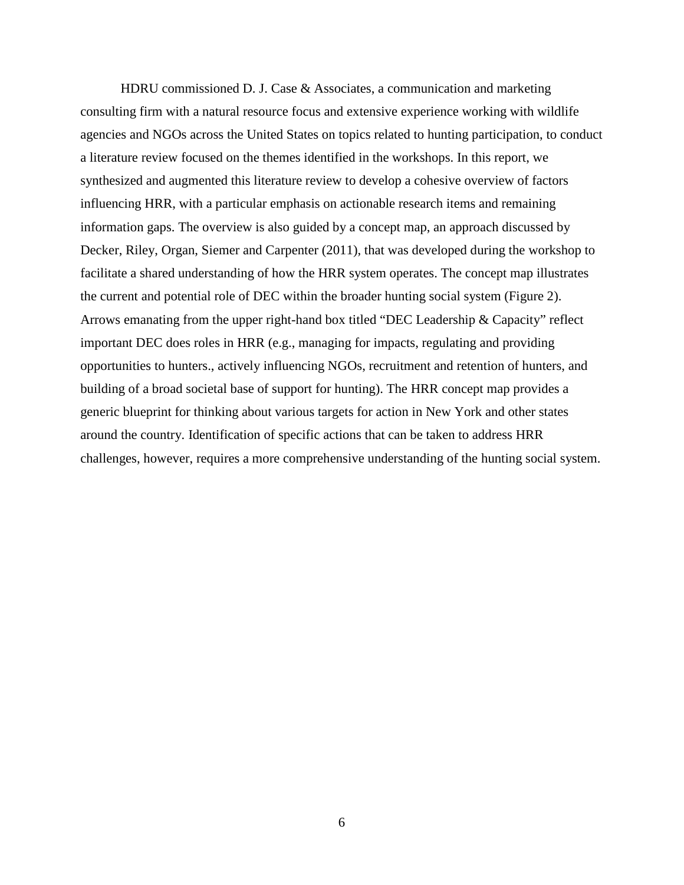HDRU commissioned D. J. Case & Associates, a communication and marketing consulting firm with a natural resource focus and extensive experience working with wildlife agencies and NGOs across the United States on topics related to hunting participation, to conduct a literature review focused on the themes identified in the workshops. In this report, we synthesized and augmented this literature review to develop a cohesive overview of factors influencing HRR, with a particular emphasis on actionable research items and remaining information gaps. The overview is also guided by a concept map, an approach discussed by Decker, Riley, Organ, Siemer and Carpenter (2011), that was developed during the workshop to facilitate a shared understanding of how the HRR system operates. The concept map illustrates the current and potential role of DEC within the broader hunting social system (Figure 2). Arrows emanating from the upper right-hand box titled "DEC Leadership & Capacity" reflect important DEC does roles in HRR (e.g., managing for impacts, regulating and providing opportunities to hunters., actively influencing NGOs, recruitment and retention of hunters, and building of a broad societal base of support for hunting). The HRR concept map provides a generic blueprint for thinking about various targets for action in New York and other states around the country. Identification of specific actions that can be taken to address HRR challenges, however, requires a more comprehensive understanding of the hunting social system.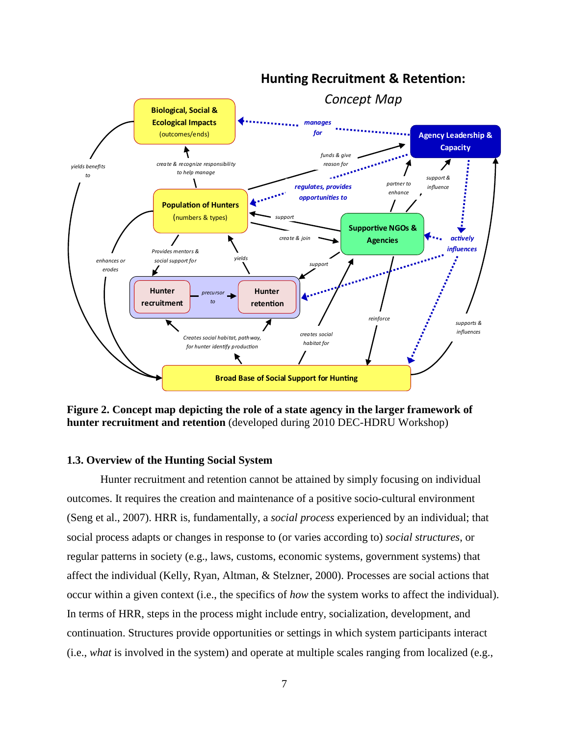**Figure 2. Concept map depicting the role of a state agency in the larger framework of hunter recruitment and retention** (developed during 2010 DEC-HDRU Workshop)

### 1.3. Overview of the Hunting Social System

Hunter recruitment and retention cannot be attained by simply focusing on individual outcomes. It requires the creation and maintenance of a positive socio-cultural environment (Seng et al., 2007). HRR is, fundamentally, a *social process* experienced by an individual; that social process adapts or changes in response to (or varies according to) *social structures*, or regular patterns in society (e.g., laws, customs, economic systems, government systems) that affect the individual (Kelly, Ryan, Altman, & Stelzner, 2000). Processes are social actions that occur within a given context (i.e., the specifics of *how* the system works to affect the individual). In terms of HRR, steps in the process might include entry, socialization, development, and continuation. Structures provide opportunities or settings in which system participants interact (i.e., *what* is involved in the system) and operate at multiple scales ranging from localized (e.g.,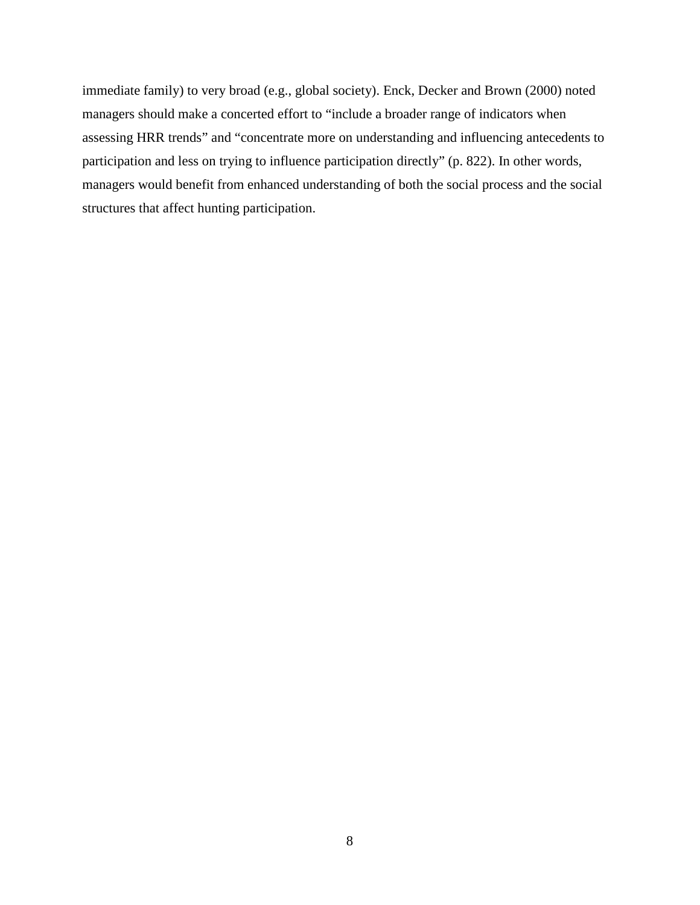immediate family) to very broad (e.g., global society). Enck, Decker and Brown (2000) noted managers should make a concerted effort to "include a broader range of indicators when assessing HRR trends" and "concentrate more on understanding and influencing antecedents to participation and less on trying to influence participation directly" (p. 822). In other words, managers would benefit from enhanced understanding of both the social process and the social structures that affect hunting participation.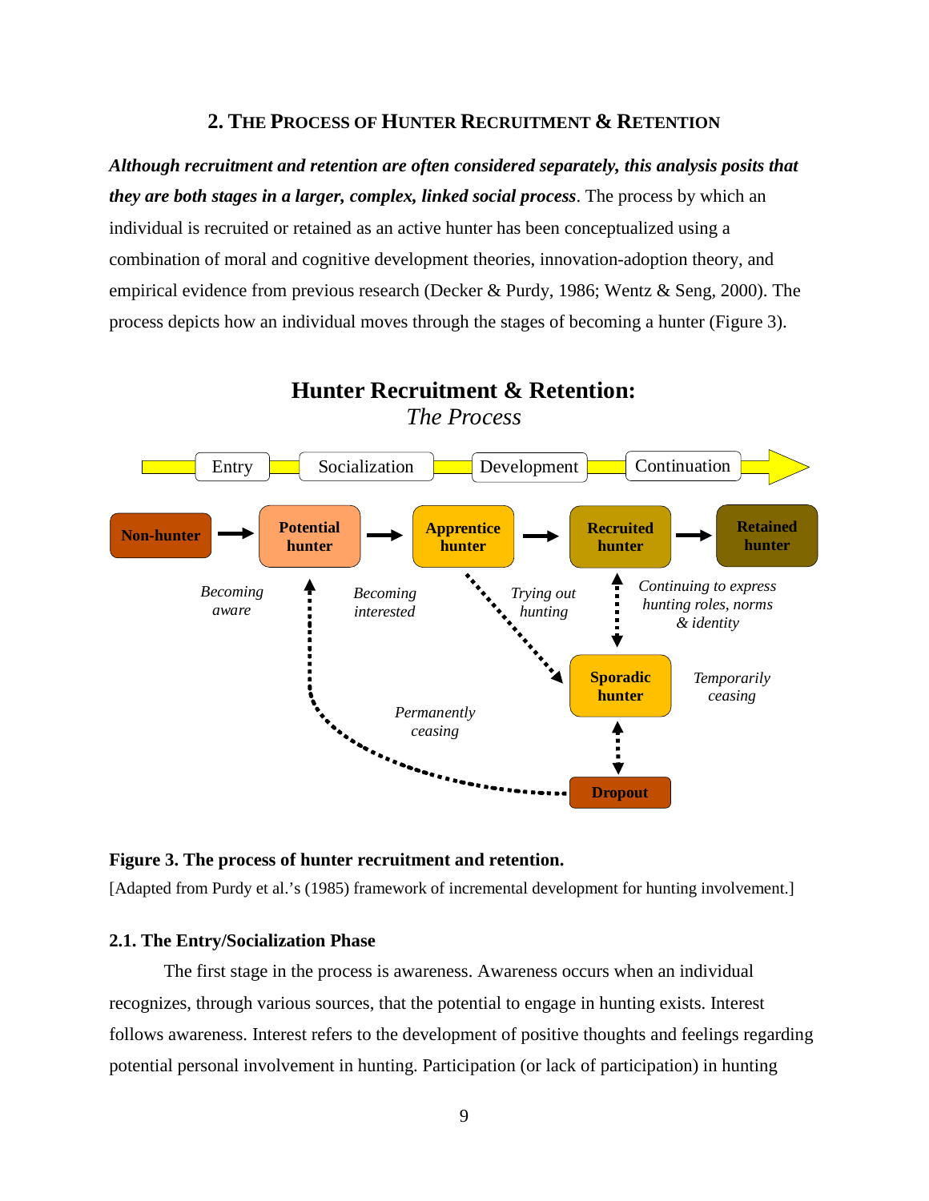## 2. The Process of Hunter Recruitment & Retention

***Although recruitment and retention are often considered separately, this analysis posits that they are both stages in a larger, complex, linked social process***. The process by which an individual is recruited or retained as an active hunter has been conceptualized using a combination of moral and cognitive development theories, innovation-adoption theory, and empirical evidence from previous research (Decker & Purdy, 1986; Wentz & Seng, 2000). The process depicts how an individual moves through the stages of becoming a hunter (Figure 3).

**Hunter Recruitment & Retention:**
*The Process*

Entry → Socialization → Development → Continuation

Non-hunter → Potential hunter → Apprentice hunter → Recruited hunter → Retained hunter

*Becoming aware* — *Becoming interested* — *Trying out hunting* — *Continuing to express hunting roles, norms & identity*

Sporadic hunter — *Temporarily ceasing*

Dropout — *Permanently ceasing*

**Figure 3. The process of hunter recruitment and retention.**

[Adapted from Purdy et al.'s (1985) framework of incremental development for hunting involvement.]

### 2.1. The Entry/Socialization Phase

The first stage in the process is awareness. Awareness occurs when an individual recognizes, through various sources, that the potential to engage in hunting exists. Interest follows awareness. Interest refers to the development of positive thoughts and feelings regarding potential personal involvement in hunting. Participation (or lack of participation) in hunting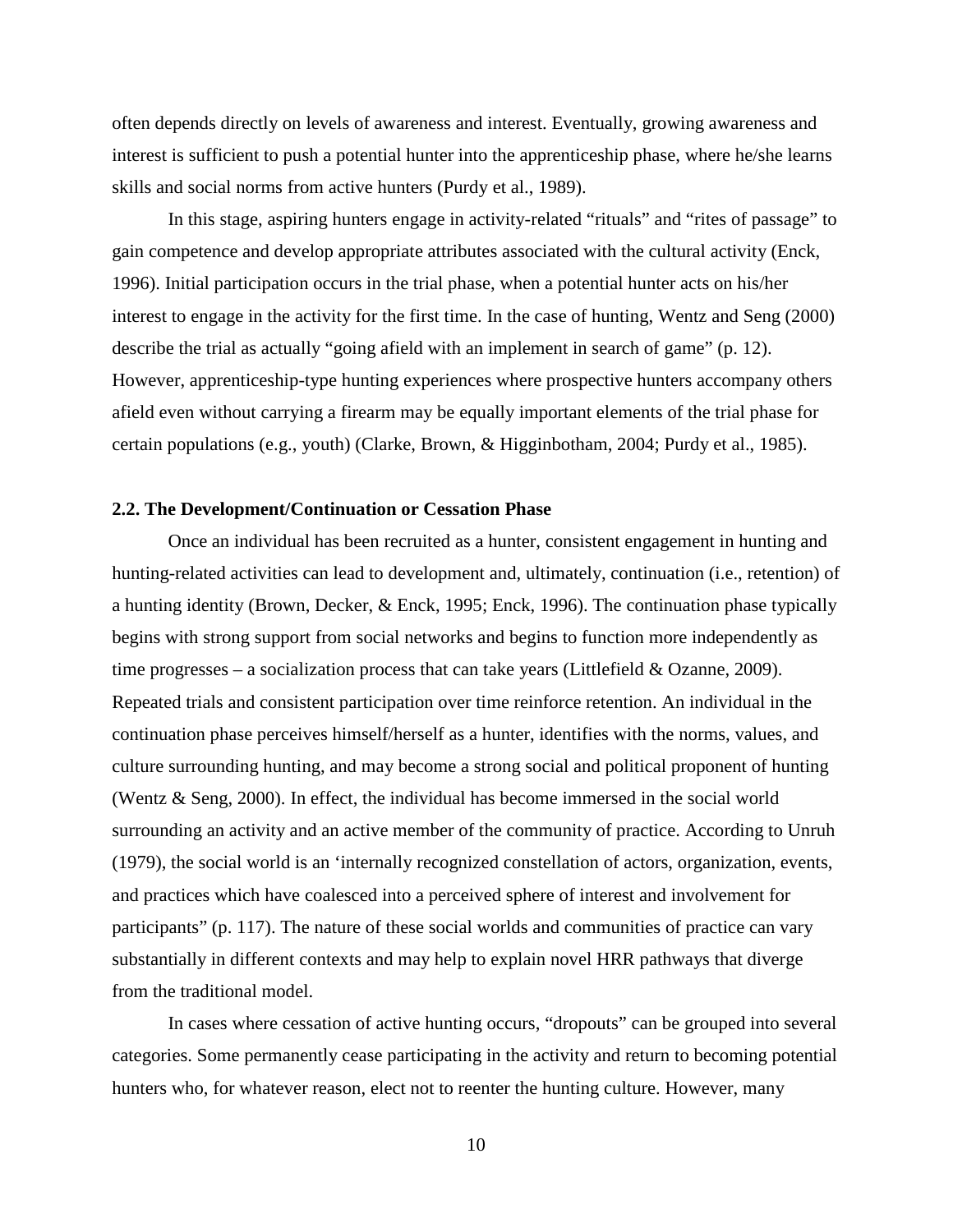often depends directly on levels of awareness and interest. Eventually, growing awareness and interest is sufficient to push a potential hunter into the apprenticeship phase, where he/she learns skills and social norms from active hunters (Purdy et al., 1989).

In this stage, aspiring hunters engage in activity-related "rituals" and "rites of passage" to gain competence and develop appropriate attributes associated with the cultural activity (Enck, 1996). Initial participation occurs in the trial phase, when a potential hunter acts on his/her interest to engage in the activity for the first time. In the case of hunting, Wentz and Seng (2000) describe the trial as actually "going afield with an implement in search of game" (p. 12). However, apprenticeship-type hunting experiences where prospective hunters accompany others afield even without carrying a firearm may be equally important elements of the trial phase for certain populations (e.g., youth) (Clarke, Brown, & Higginbotham, 2004; Purdy et al., 1985).

### 2.2. The Development/Continuation or Cessation Phase

Once an individual has been recruited as a hunter, consistent engagement in hunting and hunting-related activities can lead to development and, ultimately, continuation (i.e., retention) of a hunting identity (Brown, Decker, & Enck, 1995; Enck, 1996). The continuation phase typically begins with strong support from social networks and begins to function more independently as time progresses – a socialization process that can take years (Littlefield & Ozanne, 2009). Repeated trials and consistent participation over time reinforce retention. An individual in the continuation phase perceives himself/herself as a hunter, identifies with the norms, values, and culture surrounding hunting, and may become a strong social and political proponent of hunting (Wentz & Seng, 2000). In effect, the individual has become immersed in the social world surrounding an activity and an active member of the community of practice. According to Unruh (1979), the social world is an 'internally recognized constellation of actors, organization, events, and practices which have coalesced into a perceived sphere of interest and involvement for participants" (p. 117). The nature of these social worlds and communities of practice can vary substantially in different contexts and may help to explain novel HRR pathways that diverge from the traditional model.

In cases where cessation of active hunting occurs, "dropouts" can be grouped into several categories. Some permanently cease participating in the activity and return to becoming potential hunters who, for whatever reason, elect not to reenter the hunting culture. However, many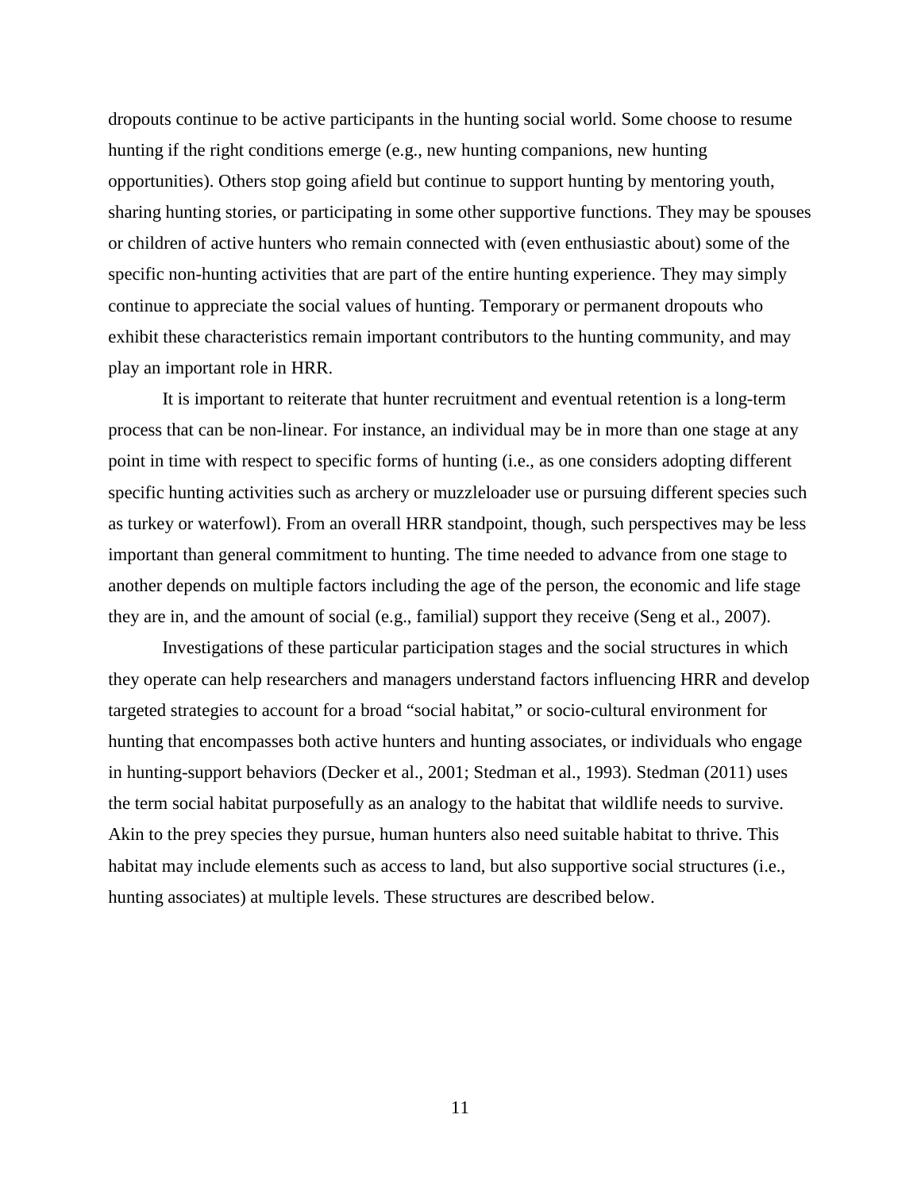dropouts continue to be active participants in the hunting social world. Some choose to resume hunting if the right conditions emerge (e.g., new hunting companions, new hunting opportunities). Others stop going afield but continue to support hunting by mentoring youth, sharing hunting stories, or participating in some other supportive functions. They may be spouses or children of active hunters who remain connected with (even enthusiastic about) some of the specific non-hunting activities that are part of the entire hunting experience. They may simply continue to appreciate the social values of hunting. Temporary or permanent dropouts who exhibit these characteristics remain important contributors to the hunting community, and may play an important role in HRR.

It is important to reiterate that hunter recruitment and eventual retention is a long-term process that can be non-linear. For instance, an individual may be in more than one stage at any point in time with respect to specific forms of hunting (i.e., as one considers adopting different specific hunting activities such as archery or muzzleloader use or pursuing different species such as turkey or waterfowl). From an overall HRR standpoint, though, such perspectives may be less important than general commitment to hunting. The time needed to advance from one stage to another depends on multiple factors including the age of the person, the economic and life stage they are in, and the amount of social (e.g., familial) support they receive (Seng et al., 2007).

Investigations of these particular participation stages and the social structures in which they operate can help researchers and managers understand factors influencing HRR and develop targeted strategies to account for a broad "social habitat," or socio-cultural environment for hunting that encompasses both active hunters and hunting associates, or individuals who engage in hunting-support behaviors (Decker et al., 2001; Stedman et al., 1993). Stedman (2011) uses the term social habitat purposefully as an analogy to the habitat that wildlife needs to survive. Akin to the prey species they pursue, human hunters also need suitable habitat to thrive. This habitat may include elements such as access to land, but also supportive social structures (i.e., hunting associates) at multiple levels. These structures are described below.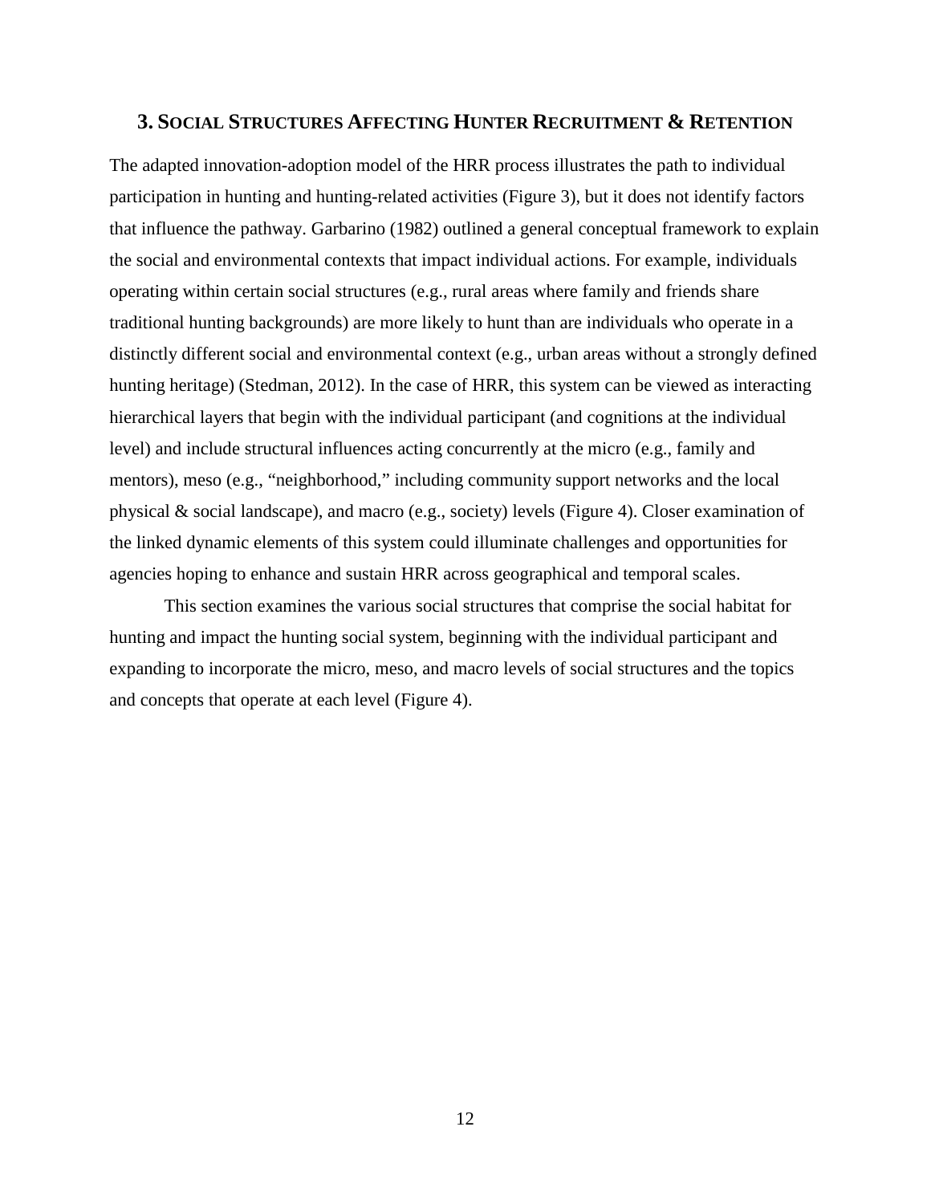## 3. Social Structures Affecting Hunter Recruitment & Retention

The adapted innovation-adoption model of the HRR process illustrates the path to individual participation in hunting and hunting-related activities (Figure 3), but it does not identify factors that influence the pathway. Garbarino (1982) outlined a general conceptual framework to explain the social and environmental contexts that impact individual actions. For example, individuals operating within certain social structures (e.g., rural areas where family and friends share traditional hunting backgrounds) are more likely to hunt than are individuals who operate in a distinctly different social and environmental context (e.g., urban areas without a strongly defined hunting heritage) (Stedman, 2012). In the case of HRR, this system can be viewed as interacting hierarchical layers that begin with the individual participant (and cognitions at the individual level) and include structural influences acting concurrently at the micro (e.g., family and mentors), meso (e.g., "neighborhood," including community support networks and the local physical & social landscape), and macro (e.g., society) levels (Figure 4). Closer examination of the linked dynamic elements of this system could illuminate challenges and opportunities for agencies hoping to enhance and sustain HRR across geographical and temporal scales.

This section examines the various social structures that comprise the social habitat for hunting and impact the hunting social system, beginning with the individual participant and expanding to incorporate the micro, meso, and macro levels of social structures and the topics and concepts that operate at each level (Figure 4).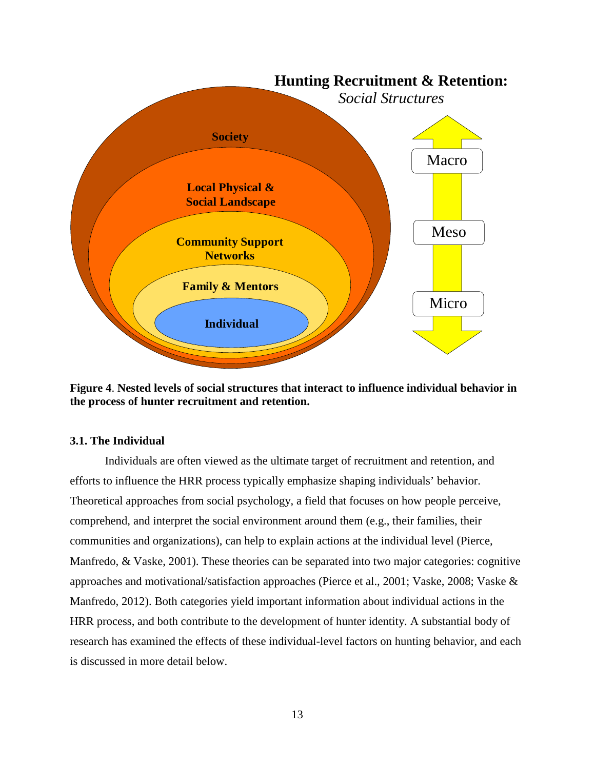**Figure 4**. **Nested levels of social structures that interact to influence individual behavior in the process of hunter recruitment and retention.**

### 3.1. The Individual

Individuals are often viewed as the ultimate target of recruitment and retention, and efforts to influence the HRR process typically emphasize shaping individuals' behavior. Theoretical approaches from social psychology, a field that focuses on how people perceive, comprehend, and interpret the social environment around them (e.g., their families, their communities and organizations), can help to explain actions at the individual level (Pierce, Manfredo, & Vaske, 2001). These theories can be separated into two major categories: cognitive approaches and motivational/satisfaction approaches (Pierce et al., 2001; Vaske, 2008; Vaske & Manfredo, 2012). Both categories yield important information about individual actions in the HRR process, and both contribute to the development of hunter identity. A substantial body of research has examined the effects of these individual-level factors on hunting behavior, and each is discussed in more detail below.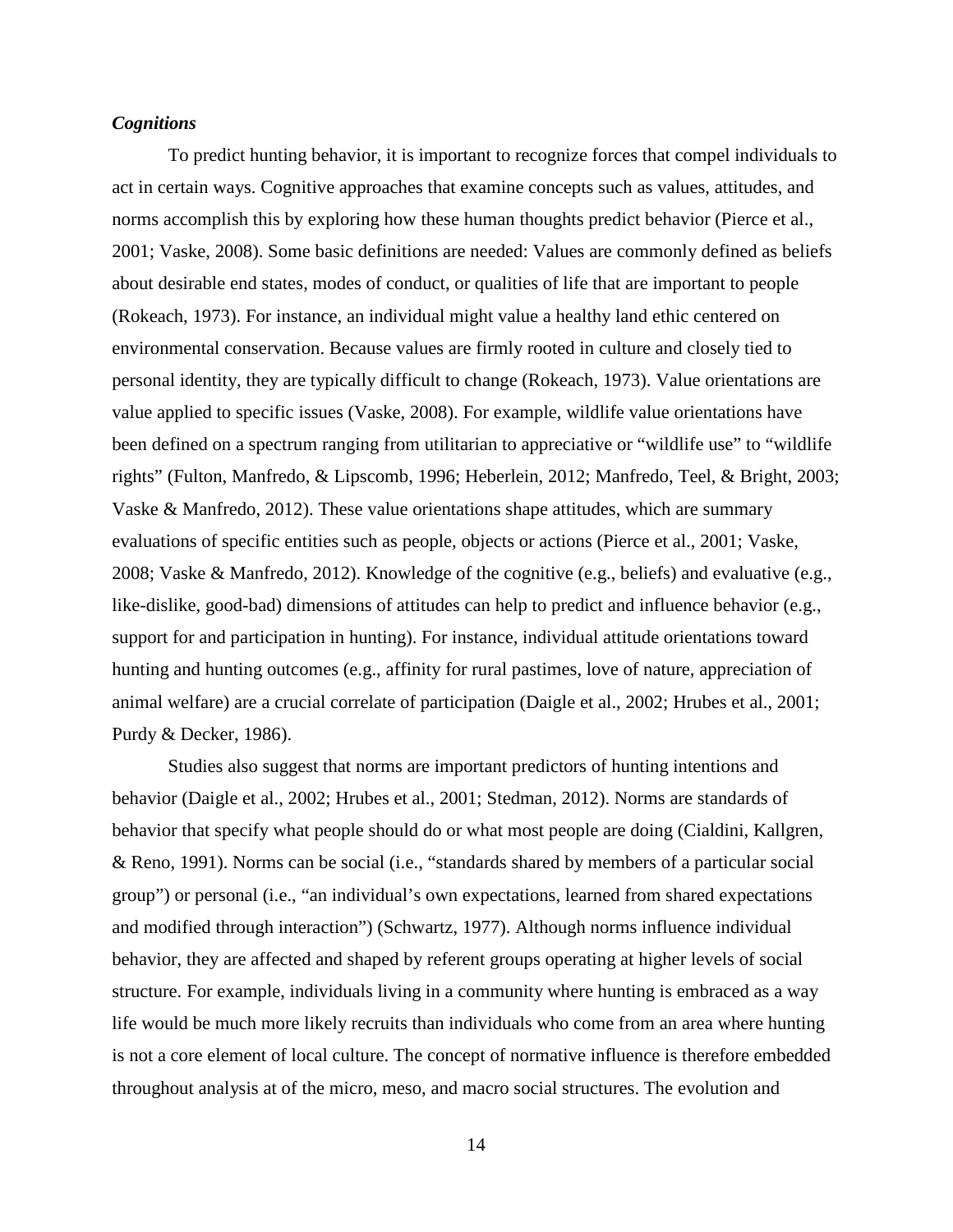***Cognitions***

To predict hunting behavior, it is important to recognize forces that compel individuals to act in certain ways. Cognitive approaches that examine concepts such as values, attitudes, and norms accomplish this by exploring how these human thoughts predict behavior (Pierce et al., 2001; Vaske, 2008). Some basic definitions are needed: Values are commonly defined as beliefs about desirable end states, modes of conduct, or qualities of life that are important to people (Rokeach, 1973). For instance, an individual might value a healthy land ethic centered on environmental conservation. Because values are firmly rooted in culture and closely tied to personal identity, they are typically difficult to change (Rokeach, 1973). Value orientations are value applied to specific issues (Vaske, 2008). For example, wildlife value orientations have been defined on a spectrum ranging from utilitarian to appreciative or "wildlife use" to "wildlife rights" (Fulton, Manfredo, & Lipscomb, 1996; Heberlein, 2012; Manfredo, Teel, & Bright, 2003; Vaske & Manfredo, 2012). These value orientations shape attitudes, which are summary evaluations of specific entities such as people, objects or actions (Pierce et al., 2001; Vaske, 2008; Vaske & Manfredo, 2012). Knowledge of the cognitive (e.g., beliefs) and evaluative (e.g., like-dislike, good-bad) dimensions of attitudes can help to predict and influence behavior (e.g., support for and participation in hunting). For instance, individual attitude orientations toward hunting and hunting outcomes (e.g., affinity for rural pastimes, love of nature, appreciation of animal welfare) are a crucial correlate of participation (Daigle et al., 2002; Hrubes et al., 2001; Purdy & Decker, 1986).

Studies also suggest that norms are important predictors of hunting intentions and behavior (Daigle et al., 2002; Hrubes et al., 2001; Stedman, 2012). Norms are standards of behavior that specify what people should do or what most people are doing (Cialdini, Kallgren, & Reno, 1991). Norms can be social (i.e., "standards shared by members of a particular social group") or personal (i.e., "an individual's own expectations, learned from shared expectations and modified through interaction") (Schwartz, 1977). Although norms influence individual behavior, they are affected and shaped by referent groups operating at higher levels of social structure. For example, individuals living in a community where hunting is embraced as a way life would be much more likely recruits than individuals who come from an area where hunting is not a core element of local culture. The concept of normative influence is therefore embedded throughout analysis at of the micro, meso, and macro social structures. The evolution and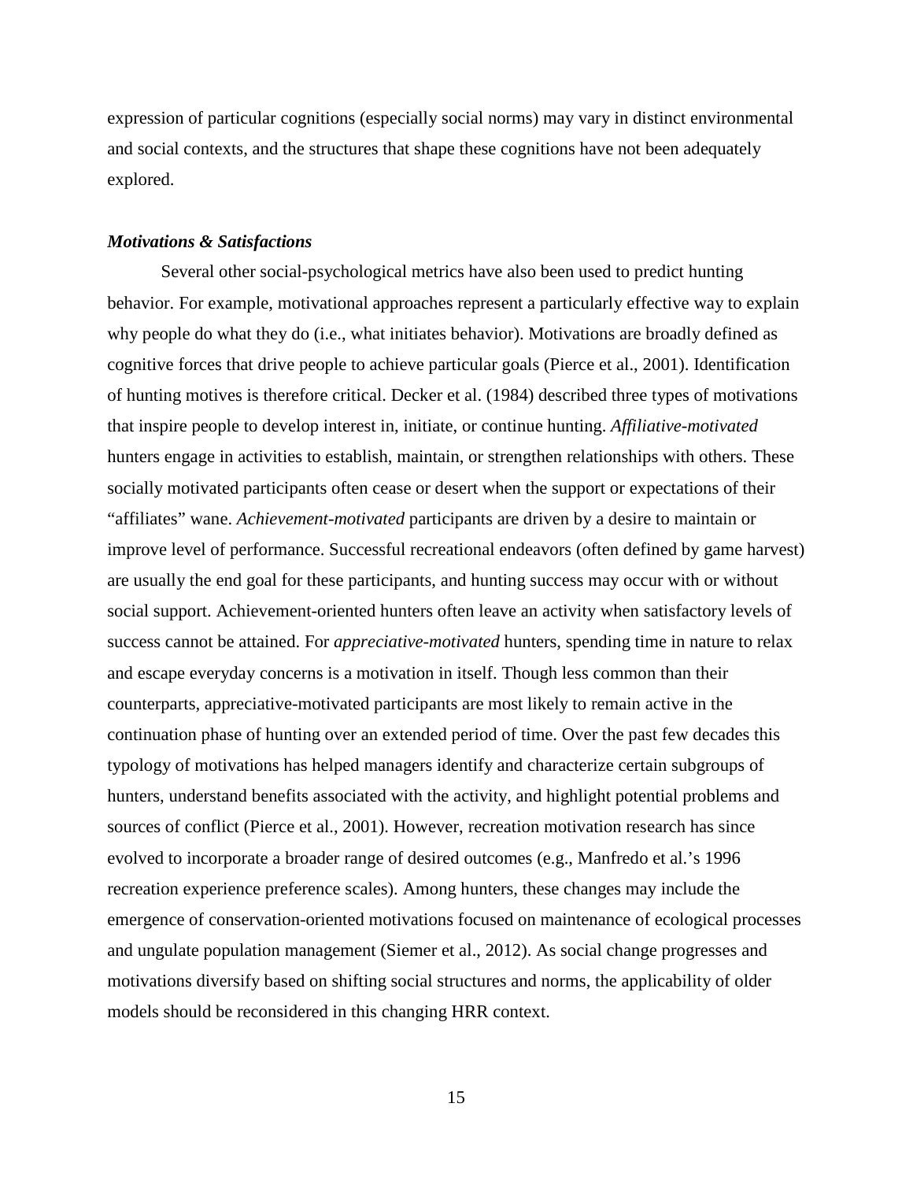expression of particular cognitions (especially social norms) may vary in distinct environmental and social contexts, and the structures that shape these cognitions have not been adequately explored.

### ***Motivations & Satisfactions***

Several other social-psychological metrics have also been used to predict hunting behavior. For example, motivational approaches represent a particularly effective way to explain why people do what they do (i.e., what initiates behavior). Motivations are broadly defined as cognitive forces that drive people to achieve particular goals (Pierce et al., 2001). Identification of hunting motives is therefore critical. Decker et al. (1984) described three types of motivations that inspire people to develop interest in, initiate, or continue hunting. *Affiliative-motivated* hunters engage in activities to establish, maintain, or strengthen relationships with others. These socially motivated participants often cease or desert when the support or expectations of their "affiliates" wane. *Achievement-motivated* participants are driven by a desire to maintain or improve level of performance. Successful recreational endeavors (often defined by game harvest) are usually the end goal for these participants, and hunting success may occur with or without social support. Achievement-oriented hunters often leave an activity when satisfactory levels of success cannot be attained. For *appreciative-motivated* hunters, spending time in nature to relax and escape everyday concerns is a motivation in itself. Though less common than their counterparts, appreciative-motivated participants are most likely to remain active in the continuation phase of hunting over an extended period of time. Over the past few decades this typology of motivations has helped managers identify and characterize certain subgroups of hunters, understand benefits associated with the activity, and highlight potential problems and sources of conflict (Pierce et al., 2001). However, recreation motivation research has since evolved to incorporate a broader range of desired outcomes (e.g., Manfredo et al.'s 1996 recreation experience preference scales). Among hunters, these changes may include the emergence of conservation-oriented motivations focused on maintenance of ecological processes and ungulate population management (Siemer et al., 2012). As social change progresses and motivations diversify based on shifting social structures and norms, the applicability of older models should be reconsidered in this changing HRR context.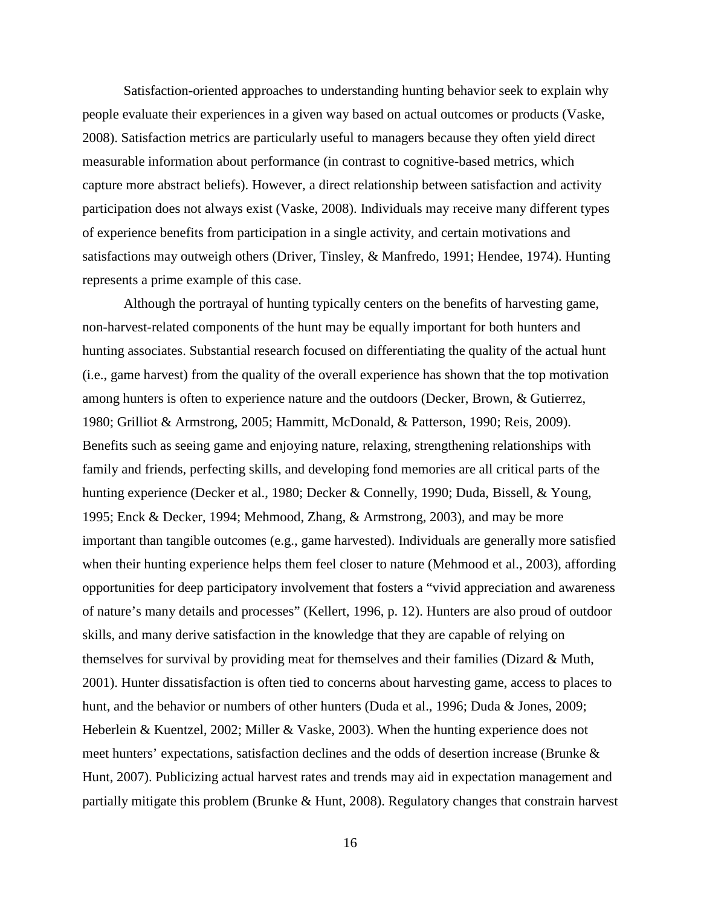Satisfaction-oriented approaches to understanding hunting behavior seek to explain why people evaluate their experiences in a given way based on actual outcomes or products (Vaske, 2008). Satisfaction metrics are particularly useful to managers because they often yield direct measurable information about performance (in contrast to cognitive-based metrics, which capture more abstract beliefs). However, a direct relationship between satisfaction and activity participation does not always exist (Vaske, 2008). Individuals may receive many different types of experience benefits from participation in a single activity, and certain motivations and satisfactions may outweigh others (Driver, Tinsley, & Manfredo, 1991; Hendee, 1974). Hunting represents a prime example of this case.

Although the portrayal of hunting typically centers on the benefits of harvesting game, non-harvest-related components of the hunt may be equally important for both hunters and hunting associates. Substantial research focused on differentiating the quality of the actual hunt (i.e., game harvest) from the quality of the overall experience has shown that the top motivation among hunters is often to experience nature and the outdoors (Decker, Brown, & Gutierrez, 1980; Grilliot & Armstrong, 2005; Hammitt, McDonald, & Patterson, 1990; Reis, 2009). Benefits such as seeing game and enjoying nature, relaxing, strengthening relationships with family and friends, perfecting skills, and developing fond memories are all critical parts of the hunting experience (Decker et al., 1980; Decker & Connelly, 1990; Duda, Bissell, & Young, 1995; Enck & Decker, 1994; Mehmood, Zhang, & Armstrong, 2003), and may be more important than tangible outcomes (e.g., game harvested). Individuals are generally more satisfied when their hunting experience helps them feel closer to nature (Mehmood et al., 2003), affording opportunities for deep participatory involvement that fosters a "vivid appreciation and awareness of nature's many details and processes" (Kellert, 1996, p. 12). Hunters are also proud of outdoor skills, and many derive satisfaction in the knowledge that they are capable of relying on themselves for survival by providing meat for themselves and their families (Dizard & Muth, 2001). Hunter dissatisfaction is often tied to concerns about harvesting game, access to places to hunt, and the behavior or numbers of other hunters (Duda et al., 1996; Duda & Jones, 2009; Heberlein & Kuentzel, 2002; Miller & Vaske, 2003). When the hunting experience does not meet hunters' expectations, satisfaction declines and the odds of desertion increase (Brunke & Hunt, 2007). Publicizing actual harvest rates and trends may aid in expectation management and partially mitigate this problem (Brunke & Hunt, 2008). Regulatory changes that constrain harvest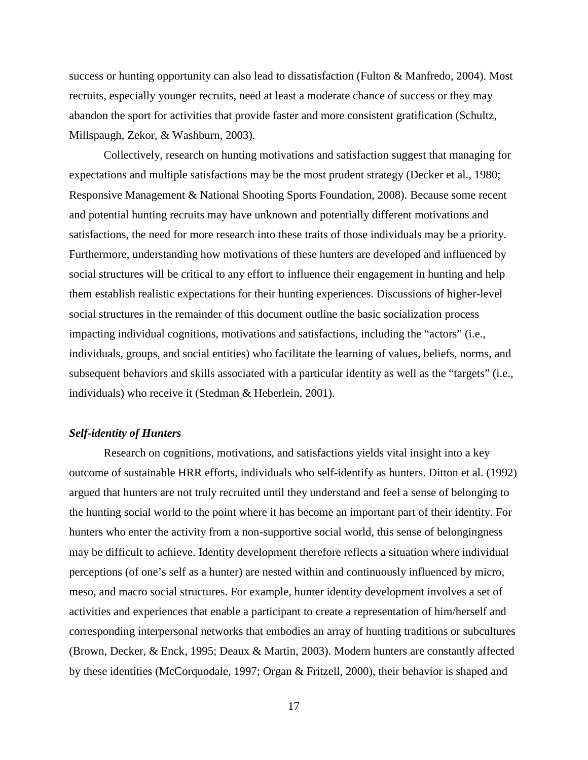success or hunting opportunity can also lead to dissatisfaction (Fulton & Manfredo, 2004). Most recruits, especially younger recruits, need at least a moderate chance of success or they may abandon the sport for activities that provide faster and more consistent gratification (Schultz, Millspaugh, Zekor, & Washburn, 2003).

Collectively, research on hunting motivations and satisfaction suggest that managing for expectations and multiple satisfactions may be the most prudent strategy (Decker et al., 1980; Responsive Management & National Shooting Sports Foundation, 2008). Because some recent and potential hunting recruits may have unknown and potentially different motivations and satisfactions, the need for more research into these traits of those individuals may be a priority. Furthermore, understanding how motivations of these hunters are developed and influenced by social structures will be critical to any effort to influence their engagement in hunting and help them establish realistic expectations for their hunting experiences. Discussions of higher-level social structures in the remainder of this document outline the basic socialization process impacting individual cognitions, motivations and satisfactions, including the "actors" (i.e., individuals, groups, and social entities) who facilitate the learning of values, beliefs, norms, and subsequent behaviors and skills associated with a particular identity as well as the "targets" (i.e., individuals) who receive it (Stedman & Heberlein, 2001).

### *Self-identity of Hunters*

Research on cognitions, motivations, and satisfactions yields vital insight into a key outcome of sustainable HRR efforts, individuals who self-identify as hunters. Ditton et al. (1992) argued that hunters are not truly recruited until they understand and feel a sense of belonging to the hunting social world to the point where it has become an important part of their identity. For hunters who enter the activity from a non-supportive social world, this sense of belongingness may be difficult to achieve. Identity development therefore reflects a situation where individual perceptions (of one's self as a hunter) are nested within and continuously influenced by micro, meso, and macro social structures. For example, hunter identity development involves a set of activities and experiences that enable a participant to create a representation of him/herself and corresponding interpersonal networks that embodies an array of hunting traditions or subcultures (Brown, Decker, & Enck, 1995; Deaux & Martin, 2003). Modern hunters are constantly affected by these identities (McCorquodale, 1997; Organ & Fritzell, 2000), their behavior is shaped and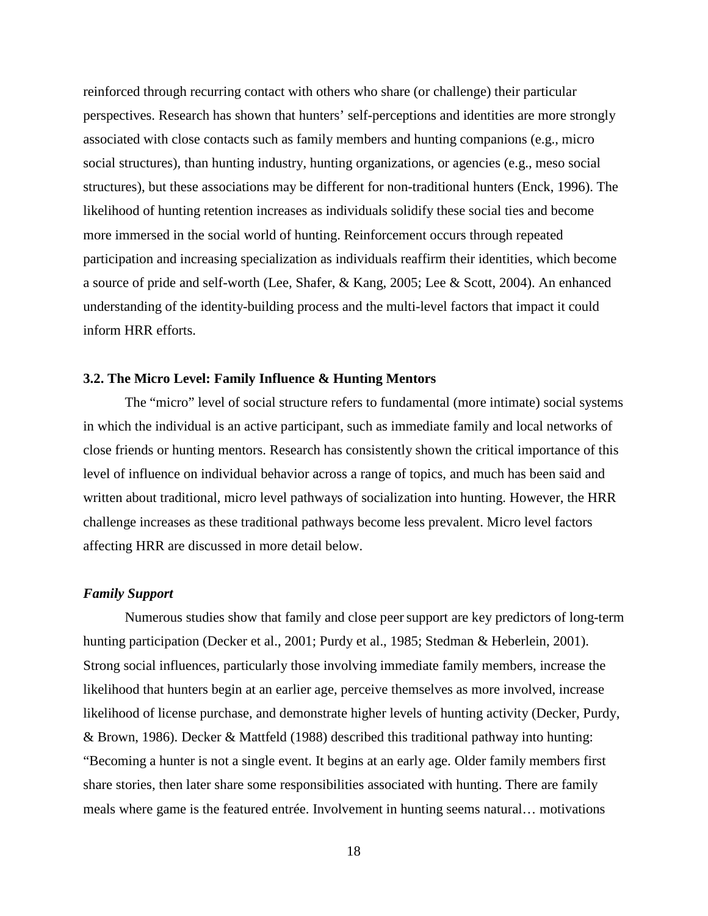reinforced through recurring contact with others who share (or challenge) their particular perspectives. Research has shown that hunters' self-perceptions and identities are more strongly associated with close contacts such as family members and hunting companions (e.g., micro social structures), than hunting industry, hunting organizations, or agencies (e.g., meso social structures), but these associations may be different for non-traditional hunters (Enck, 1996). The likelihood of hunting retention increases as individuals solidify these social ties and become more immersed in the social world of hunting. Reinforcement occurs through repeated participation and increasing specialization as individuals reaffirm their identities, which become a source of pride and self-worth (Lee, Shafer, & Kang, 2005; Lee & Scott, 2004). An enhanced understanding of the identity-building process and the multi-level factors that impact it could inform HRR efforts.

### 3.2. The Micro Level: Family Influence & Hunting Mentors

The "micro" level of social structure refers to fundamental (more intimate) social systems in which the individual is an active participant, such as immediate family and local networks of close friends or hunting mentors. Research has consistently shown the critical importance of this level of influence on individual behavior across a range of topics, and much has been said and written about traditional, micro level pathways of socialization into hunting. However, the HRR challenge increases as these traditional pathways become less prevalent. Micro level factors affecting HRR are discussed in more detail below.

#### *Family Support*

Numerous studies show that family and close peer support are key predictors of long-term hunting participation (Decker et al., 2001; Purdy et al., 1985; Stedman & Heberlein, 2001). Strong social influences, particularly those involving immediate family members, increase the likelihood that hunters begin at an earlier age, perceive themselves as more involved, increase likelihood of license purchase, and demonstrate higher levels of hunting activity (Decker, Purdy, & Brown, 1986). Decker & Mattfeld (1988) described this traditional pathway into hunting: "Becoming a hunter is not a single event. It begins at an early age. Older family members first share stories, then later share some responsibilities associated with hunting. There are family meals where game is the featured entrée. Involvement in hunting seems natural… motivations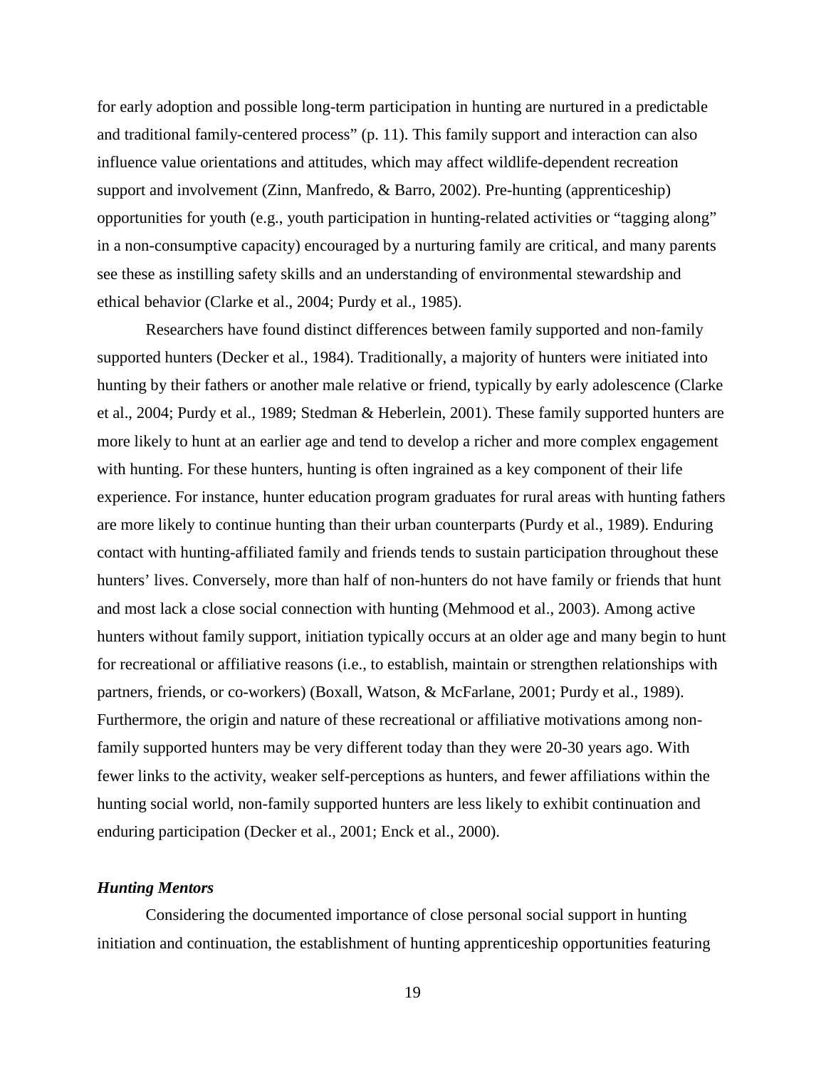for early adoption and possible long-term participation in hunting are nurtured in a predictable and traditional family-centered process" (p. 11). This family support and interaction can also influence value orientations and attitudes, which may affect wildlife-dependent recreation support and involvement (Zinn, Manfredo, & Barro, 2002). Pre-hunting (apprenticeship) opportunities for youth (e.g., youth participation in hunting-related activities or "tagging along" in a non-consumptive capacity) encouraged by a nurturing family are critical, and many parents see these as instilling safety skills and an understanding of environmental stewardship and ethical behavior (Clarke et al., 2004; Purdy et al., 1985).

Researchers have found distinct differences between family supported and non-family supported hunters (Decker et al., 1984). Traditionally, a majority of hunters were initiated into hunting by their fathers or another male relative or friend, typically by early adolescence (Clarke et al., 2004; Purdy et al., 1989; Stedman & Heberlein, 2001). These family supported hunters are more likely to hunt at an earlier age and tend to develop a richer and more complex engagement with hunting. For these hunters, hunting is often ingrained as a key component of their life experience. For instance, hunter education program graduates for rural areas with hunting fathers are more likely to continue hunting than their urban counterparts (Purdy et al., 1989). Enduring contact with hunting-affiliated family and friends tends to sustain participation throughout these hunters' lives. Conversely, more than half of non-hunters do not have family or friends that hunt and most lack a close social connection with hunting (Mehmood et al., 2003). Among active hunters without family support, initiation typically occurs at an older age and many begin to hunt for recreational or affiliative reasons (i.e., to establish, maintain or strengthen relationships with partners, friends, or co-workers) (Boxall, Watson, & McFarlane, 2001; Purdy et al., 1989). Furthermore, the origin and nature of these recreational or affiliative motivations among non-family supported hunters may be very different today than they were 20-30 years ago. With fewer links to the activity, weaker self-perceptions as hunters, and fewer affiliations within the hunting social world, non-family supported hunters are less likely to exhibit continuation and enduring participation (Decker et al., 2001; Enck et al., 2000).

### *Hunting Mentors*

Considering the documented importance of close personal social support in hunting initiation and continuation, the establishment of hunting apprenticeship opportunities featuring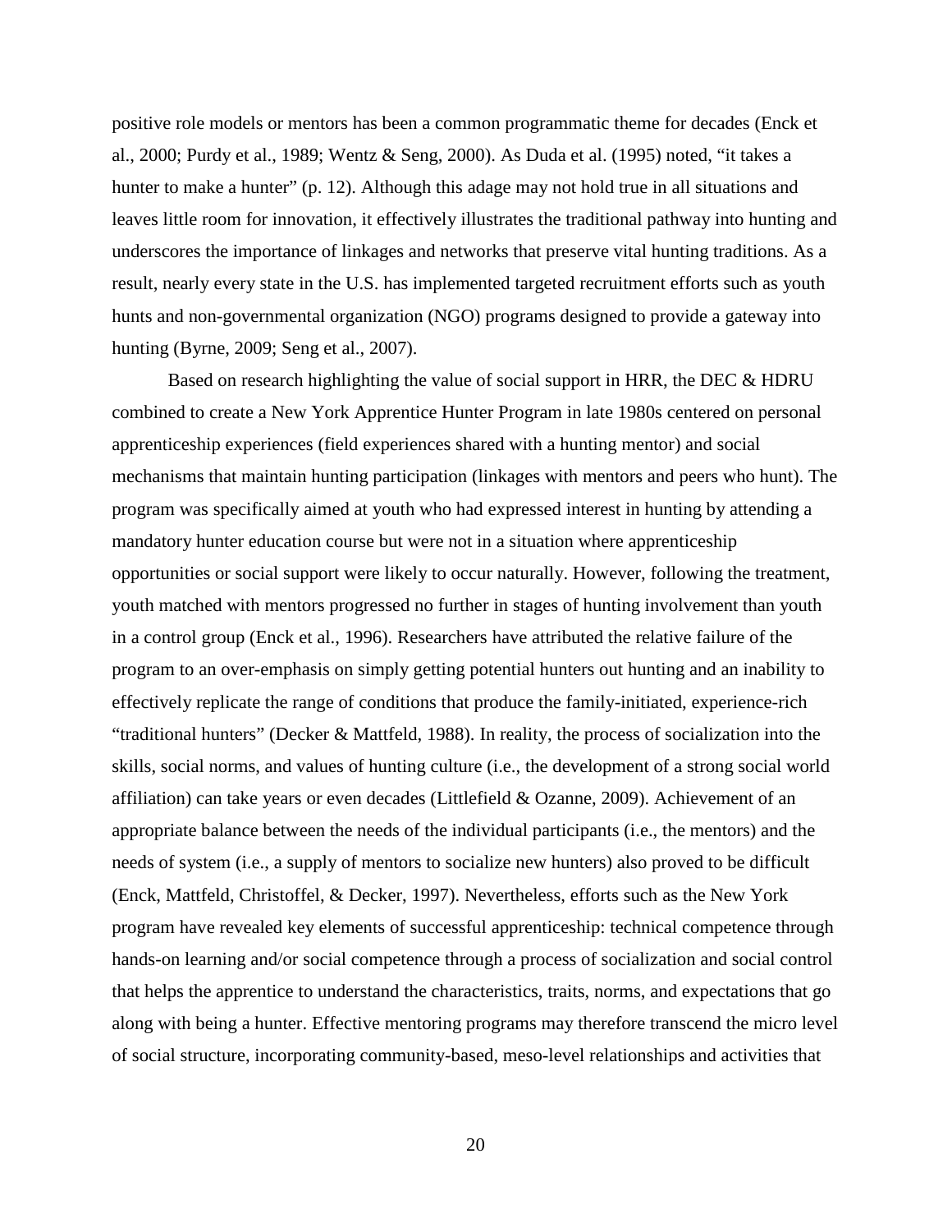positive role models or mentors has been a common programmatic theme for decades (Enck et al., 2000; Purdy et al., 1989; Wentz & Seng, 2000). As Duda et al. (1995) noted, "it takes a hunter to make a hunter" (p. 12). Although this adage may not hold true in all situations and leaves little room for innovation, it effectively illustrates the traditional pathway into hunting and underscores the importance of linkages and networks that preserve vital hunting traditions. As a result, nearly every state in the U.S. has implemented targeted recruitment efforts such as youth hunts and non-governmental organization (NGO) programs designed to provide a gateway into hunting (Byrne, 2009; Seng et al., 2007).

Based on research highlighting the value of social support in HRR, the DEC & HDRU combined to create a New York Apprentice Hunter Program in late 1980s centered on personal apprenticeship experiences (field experiences shared with a hunting mentor) and social mechanisms that maintain hunting participation (linkages with mentors and peers who hunt). The program was specifically aimed at youth who had expressed interest in hunting by attending a mandatory hunter education course but were not in a situation where apprenticeship opportunities or social support were likely to occur naturally. However, following the treatment, youth matched with mentors progressed no further in stages of hunting involvement than youth in a control group (Enck et al., 1996). Researchers have attributed the relative failure of the program to an over-emphasis on simply getting potential hunters out hunting and an inability to effectively replicate the range of conditions that produce the family-initiated, experience-rich "traditional hunters" (Decker & Mattfeld, 1988). In reality, the process of socialization into the skills, social norms, and values of hunting culture (i.e., the development of a strong social world affiliation) can take years or even decades (Littlefield & Ozanne, 2009). Achievement of an appropriate balance between the needs of the individual participants (i.e., the mentors) and the needs of system (i.e., a supply of mentors to socialize new hunters) also proved to be difficult (Enck, Mattfeld, Christoffel, & Decker, 1997). Nevertheless, efforts such as the New York program have revealed key elements of successful apprenticeship: technical competence through hands-on learning and/or social competence through a process of socialization and social control that helps the apprentice to understand the characteristics, traits, norms, and expectations that go along with being a hunter. Effective mentoring programs may therefore transcend the micro level of social structure, incorporating community-based, meso-level relationships and activities that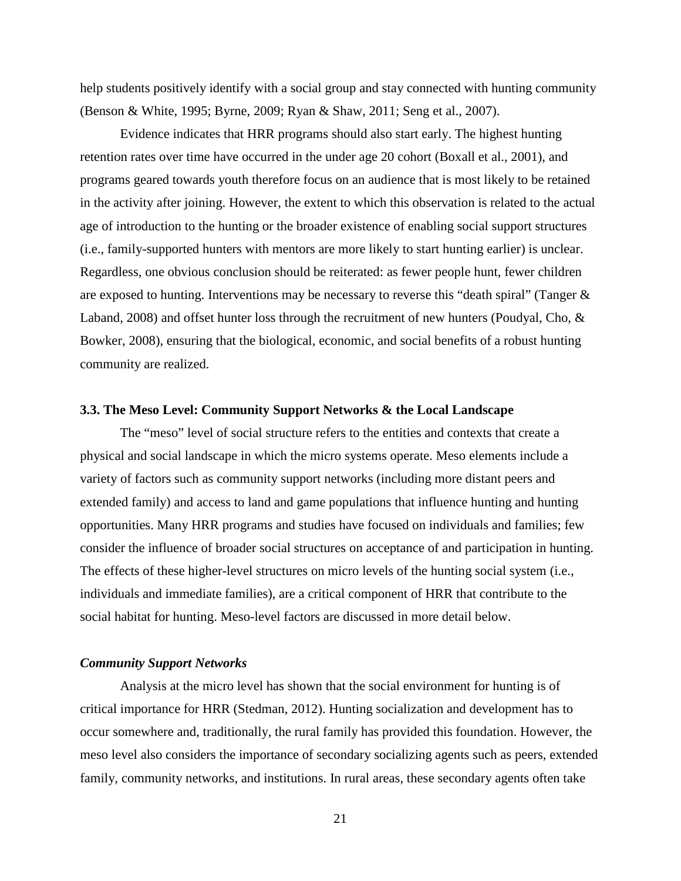help students positively identify with a social group and stay connected with hunting community (Benson & White, 1995; Byrne, 2009; Ryan & Shaw, 2011; Seng et al., 2007).

Evidence indicates that HRR programs should also start early. The highest hunting retention rates over time have occurred in the under age 20 cohort (Boxall et al., 2001), and programs geared towards youth therefore focus on an audience that is most likely to be retained in the activity after joining. However, the extent to which this observation is related to the actual age of introduction to the hunting or the broader existence of enabling social support structures (i.e., family-supported hunters with mentors are more likely to start hunting earlier) is unclear. Regardless, one obvious conclusion should be reiterated: as fewer people hunt, fewer children are exposed to hunting. Interventions may be necessary to reverse this "death spiral" (Tanger & Laband, 2008) and offset hunter loss through the recruitment of new hunters (Poudyal, Cho, & Bowker, 2008), ensuring that the biological, economic, and social benefits of a robust hunting community are realized.

### 3.3. The Meso Level: Community Support Networks & the Local Landscape

The "meso" level of social structure refers to the entities and contexts that create a physical and social landscape in which the micro systems operate. Meso elements include a variety of factors such as community support networks (including more distant peers and extended family) and access to land and game populations that influence hunting and hunting opportunities. Many HRR programs and studies have focused on individuals and families; few consider the influence of broader social structures on acceptance of and participation in hunting. The effects of these higher-level structures on micro levels of the hunting social system (i.e., individuals and immediate families), are a critical component of HRR that contribute to the social habitat for hunting. Meso-level factors are discussed in more detail below.

#### *Community Support Networks*

Analysis at the micro level has shown that the social environment for hunting is of critical importance for HRR (Stedman, 2012). Hunting socialization and development has to occur somewhere and, traditionally, the rural family has provided this foundation. However, the meso level also considers the importance of secondary socializing agents such as peers, extended family, community networks, and institutions. In rural areas, these secondary agents often take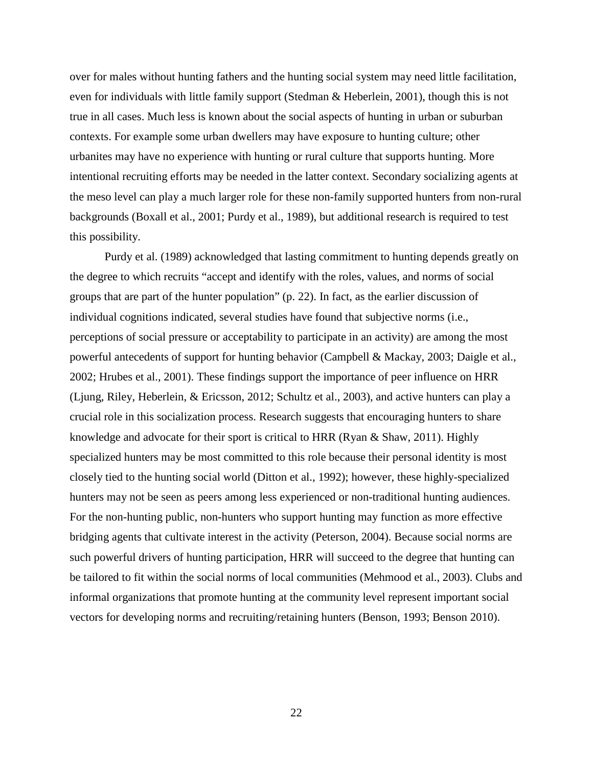over for males without hunting fathers and the hunting social system may need little facilitation, even for individuals with little family support (Stedman & Heberlein, 2001), though this is not true in all cases. Much less is known about the social aspects of hunting in urban or suburban contexts. For example some urban dwellers may have exposure to hunting culture; other urbanites may have no experience with hunting or rural culture that supports hunting. More intentional recruiting efforts may be needed in the latter context. Secondary socializing agents at the meso level can play a much larger role for these non-family supported hunters from non-rural backgrounds (Boxall et al., 2001; Purdy et al., 1989), but additional research is required to test this possibility.

Purdy et al. (1989) acknowledged that lasting commitment to hunting depends greatly on the degree to which recruits "accept and identify with the roles, values, and norms of social groups that are part of the hunter population" (p. 22). In fact, as the earlier discussion of individual cognitions indicated, several studies have found that subjective norms (i.e., perceptions of social pressure or acceptability to participate in an activity) are among the most powerful antecedents of support for hunting behavior (Campbell & Mackay, 2003; Daigle et al., 2002; Hrubes et al., 2001). These findings support the importance of peer influence on HRR (Ljung, Riley, Heberlein, & Ericsson, 2012; Schultz et al., 2003), and active hunters can play a crucial role in this socialization process. Research suggests that encouraging hunters to share knowledge and advocate for their sport is critical to HRR (Ryan & Shaw, 2011). Highly specialized hunters may be most committed to this role because their personal identity is most closely tied to the hunting social world (Ditton et al., 1992); however, these highly-specialized hunters may not be seen as peers among less experienced or non-traditional hunting audiences. For the non-hunting public, non-hunters who support hunting may function as more effective bridging agents that cultivate interest in the activity (Peterson, 2004). Because social norms are such powerful drivers of hunting participation, HRR will succeed to the degree that hunting can be tailored to fit within the social norms of local communities (Mehmood et al., 2003). Clubs and informal organizations that promote hunting at the community level represent important social vectors for developing norms and recruiting/retaining hunters (Benson, 1993; Benson 2010).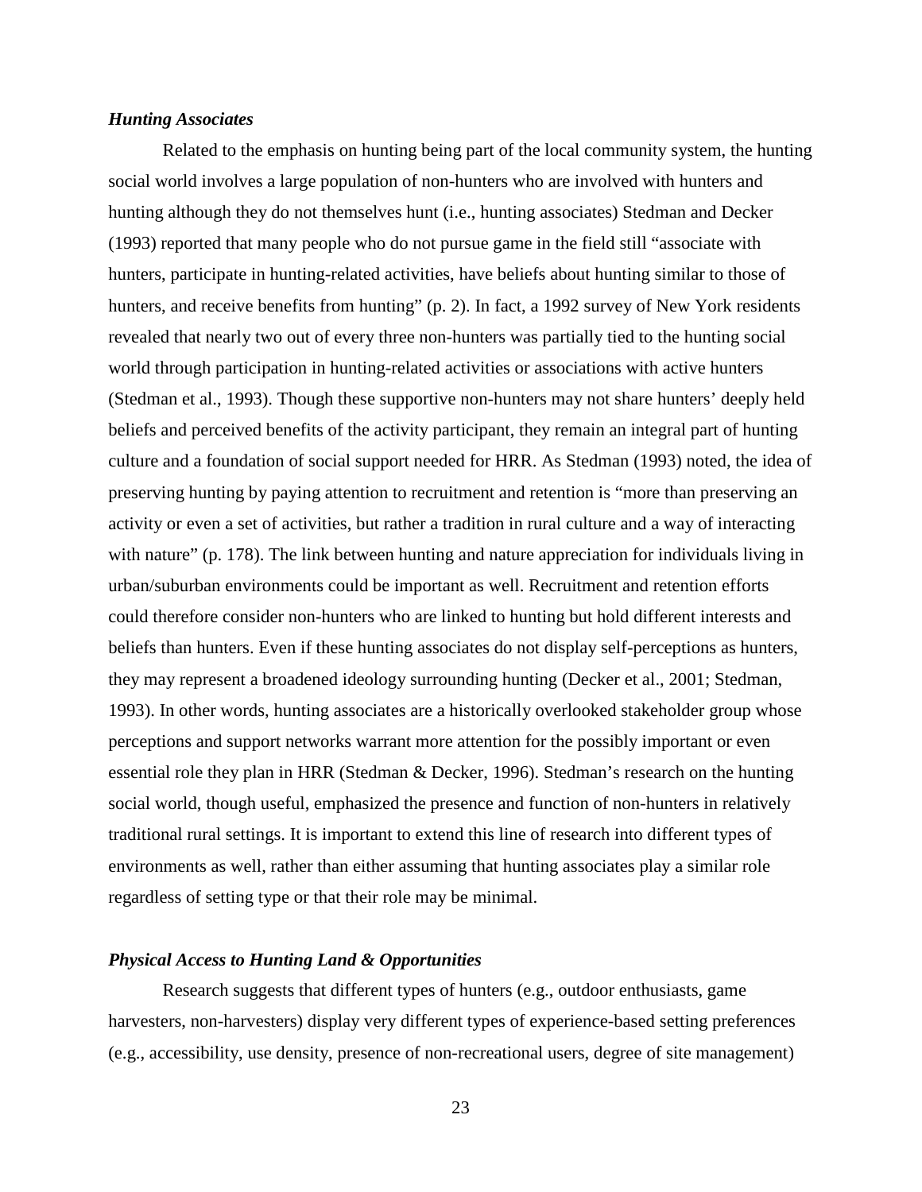### *Hunting Associates*

Related to the emphasis on hunting being part of the local community system, the hunting social world involves a large population of non-hunters who are involved with hunters and hunting although they do not themselves hunt (i.e., hunting associates) Stedman and Decker (1993) reported that many people who do not pursue game in the field still "associate with hunters, participate in hunting-related activities, have beliefs about hunting similar to those of hunters, and receive benefits from hunting" (p. 2). In fact, a 1992 survey of New York residents revealed that nearly two out of every three non-hunters was partially tied to the hunting social world through participation in hunting-related activities or associations with active hunters (Stedman et al., 1993). Though these supportive non-hunters may not share hunters' deeply held beliefs and perceived benefits of the activity participant, they remain an integral part of hunting culture and a foundation of social support needed for HRR. As Stedman (1993) noted, the idea of preserving hunting by paying attention to recruitment and retention is "more than preserving an activity or even a set of activities, but rather a tradition in rural culture and a way of interacting with nature" (p. 178). The link between hunting and nature appreciation for individuals living in urban/suburban environments could be important as well. Recruitment and retention efforts could therefore consider non-hunters who are linked to hunting but hold different interests and beliefs than hunters. Even if these hunting associates do not display self-perceptions as hunters, they may represent a broadened ideology surrounding hunting (Decker et al., 2001; Stedman, 1993). In other words, hunting associates are a historically overlooked stakeholder group whose perceptions and support networks warrant more attention for the possibly important or even essential role they plan in HRR (Stedman & Decker, 1996). Stedman's research on the hunting social world, though useful, emphasized the presence and function of non-hunters in relatively traditional rural settings. It is important to extend this line of research into different types of environments as well, rather than either assuming that hunting associates play a similar role regardless of setting type or that their role may be minimal.

### *Physical Access to Hunting Land & Opportunities*

Research suggests that different types of hunters (e.g., outdoor enthusiasts, game harvesters, non-harvesters) display very different types of experience-based setting preferences (e.g., accessibility, use density, presence of non-recreational users, degree of site management)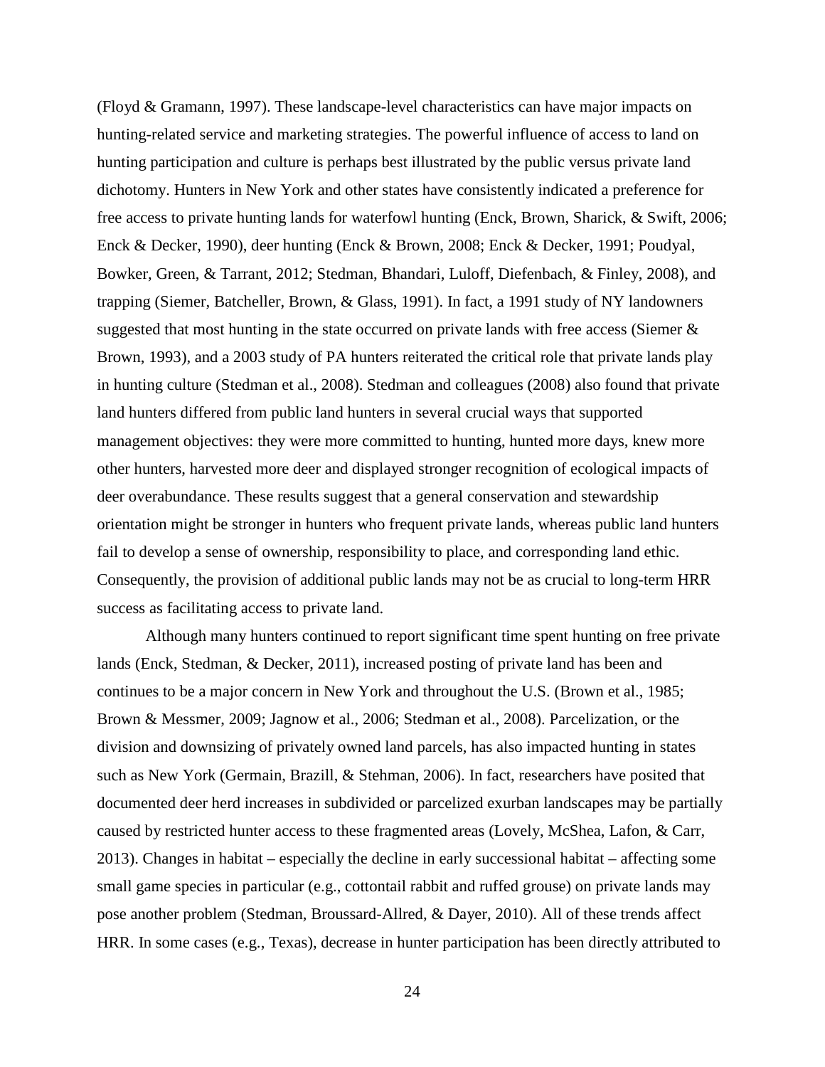(Floyd & Gramann, 1997). These landscape-level characteristics can have major impacts on hunting-related service and marketing strategies. The powerful influence of access to land on hunting participation and culture is perhaps best illustrated by the public versus private land dichotomy. Hunters in New York and other states have consistently indicated a preference for free access to private hunting lands for waterfowl hunting (Enck, Brown, Sharick, & Swift, 2006; Enck & Decker, 1990), deer hunting (Enck & Brown, 2008; Enck & Decker, 1991; Poudyal, Bowker, Green, & Tarrant, 2012; Stedman, Bhandari, Luloff, Diefenbach, & Finley, 2008), and trapping (Siemer, Batcheller, Brown, & Glass, 1991). In fact, a 1991 study of NY landowners suggested that most hunting in the state occurred on private lands with free access (Siemer & Brown, 1993), and a 2003 study of PA hunters reiterated the critical role that private lands play in hunting culture (Stedman et al., 2008). Stedman and colleagues (2008) also found that private land hunters differed from public land hunters in several crucial ways that supported management objectives: they were more committed to hunting, hunted more days, knew more other hunters, harvested more deer and displayed stronger recognition of ecological impacts of deer overabundance. These results suggest that a general conservation and stewardship orientation might be stronger in hunters who frequent private lands, whereas public land hunters fail to develop a sense of ownership, responsibility to place, and corresponding land ethic. Consequently, the provision of additional public lands may not be as crucial to long-term HRR success as facilitating access to private land.

Although many hunters continued to report significant time spent hunting on free private lands (Enck, Stedman, & Decker, 2011), increased posting of private land has been and continues to be a major concern in New York and throughout the U.S. (Brown et al., 1985; Brown & Messmer, 2009; Jagnow et al., 2006; Stedman et al., 2008). Parcelization, or the division and downsizing of privately owned land parcels, has also impacted hunting in states such as New York (Germain, Brazill, & Stehman, 2006). In fact, researchers have posited that documented deer herd increases in subdivided or parcelized exurban landscapes may be partially caused by restricted hunter access to these fragmented areas (Lovely, McShea, Lafon, & Carr, 2013). Changes in habitat – especially the decline in early successional habitat – affecting some small game species in particular (e.g., cottontail rabbit and ruffed grouse) on private lands may pose another problem (Stedman, Broussard-Allred, & Dayer, 2010). All of these trends affect HRR. In some cases (e.g., Texas), decrease in hunter participation has been directly attributed to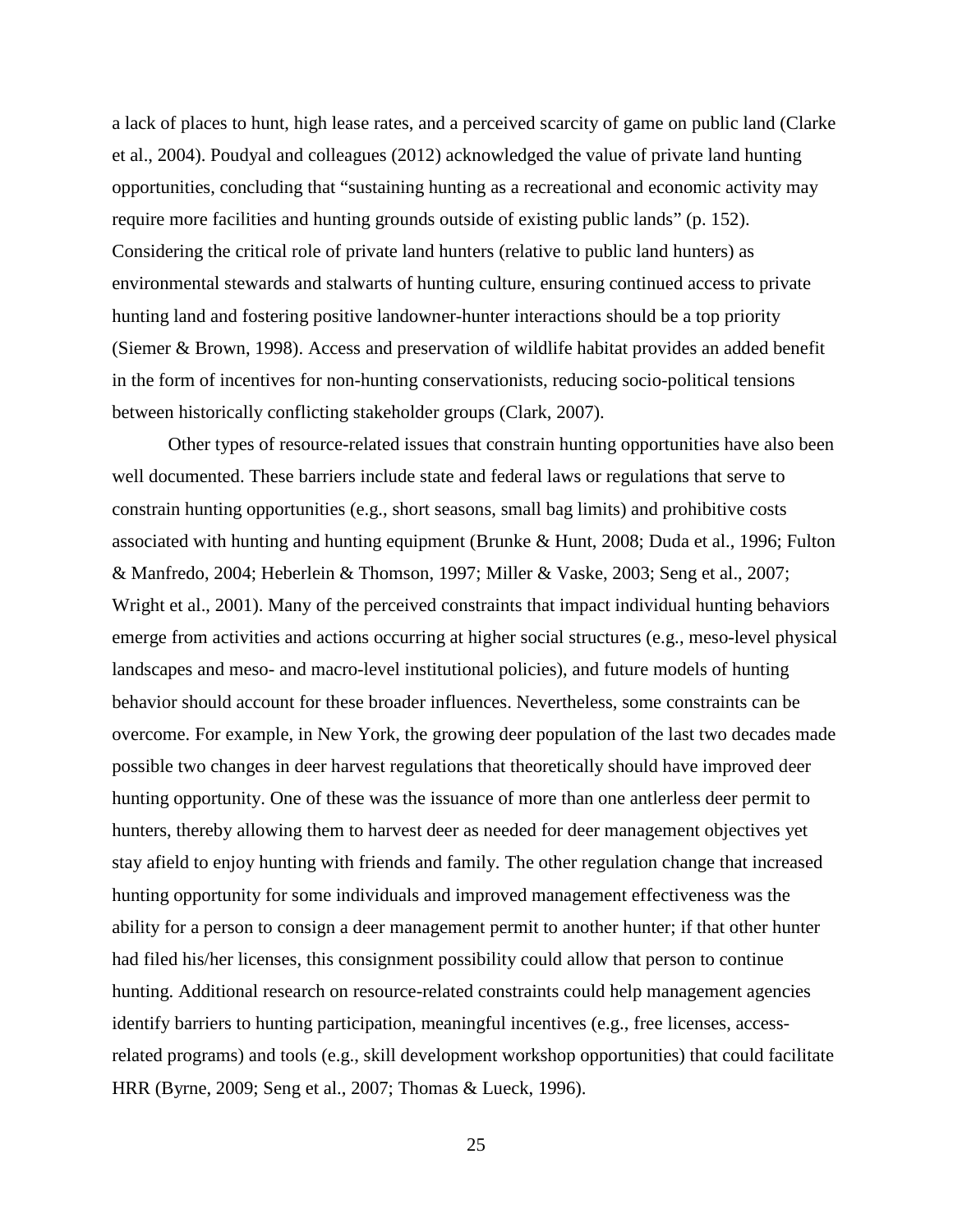a lack of places to hunt, high lease rates, and a perceived scarcity of game on public land (Clarke et al., 2004). Poudyal and colleagues (2012) acknowledged the value of private land hunting opportunities, concluding that "sustaining hunting as a recreational and economic activity may require more facilities and hunting grounds outside of existing public lands" (p. 152). Considering the critical role of private land hunters (relative to public land hunters) as environmental stewards and stalwarts of hunting culture, ensuring continued access to private hunting land and fostering positive landowner-hunter interactions should be a top priority (Siemer & Brown, 1998). Access and preservation of wildlife habitat provides an added benefit in the form of incentives for non-hunting conservationists, reducing socio-political tensions between historically conflicting stakeholder groups (Clark, 2007).

Other types of resource-related issues that constrain hunting opportunities have also been well documented. These barriers include state and federal laws or regulations that serve to constrain hunting opportunities (e.g., short seasons, small bag limits) and prohibitive costs associated with hunting and hunting equipment (Brunke & Hunt, 2008; Duda et al., 1996; Fulton & Manfredo, 2004; Heberlein & Thomson, 1997; Miller & Vaske, 2003; Seng et al., 2007; Wright et al., 2001). Many of the perceived constraints that impact individual hunting behaviors emerge from activities and actions occurring at higher social structures (e.g., meso-level physical landscapes and meso- and macro-level institutional policies), and future models of hunting behavior should account for these broader influences. Nevertheless, some constraints can be overcome. For example, in New York, the growing deer population of the last two decades made possible two changes in deer harvest regulations that theoretically should have improved deer hunting opportunity. One of these was the issuance of more than one antlerless deer permit to hunters, thereby allowing them to harvest deer as needed for deer management objectives yet stay afield to enjoy hunting with friends and family. The other regulation change that increased hunting opportunity for some individuals and improved management effectiveness was the ability for a person to consign a deer management permit to another hunter; if that other hunter had filed his/her licenses, this consignment possibility could allow that person to continue hunting. Additional research on resource-related constraints could help management agencies identify barriers to hunting participation, meaningful incentives (e.g., free licenses, access-related programs) and tools (e.g., skill development workshop opportunities) that could facilitate HRR (Byrne, 2009; Seng et al., 2007; Thomas & Lueck, 1996).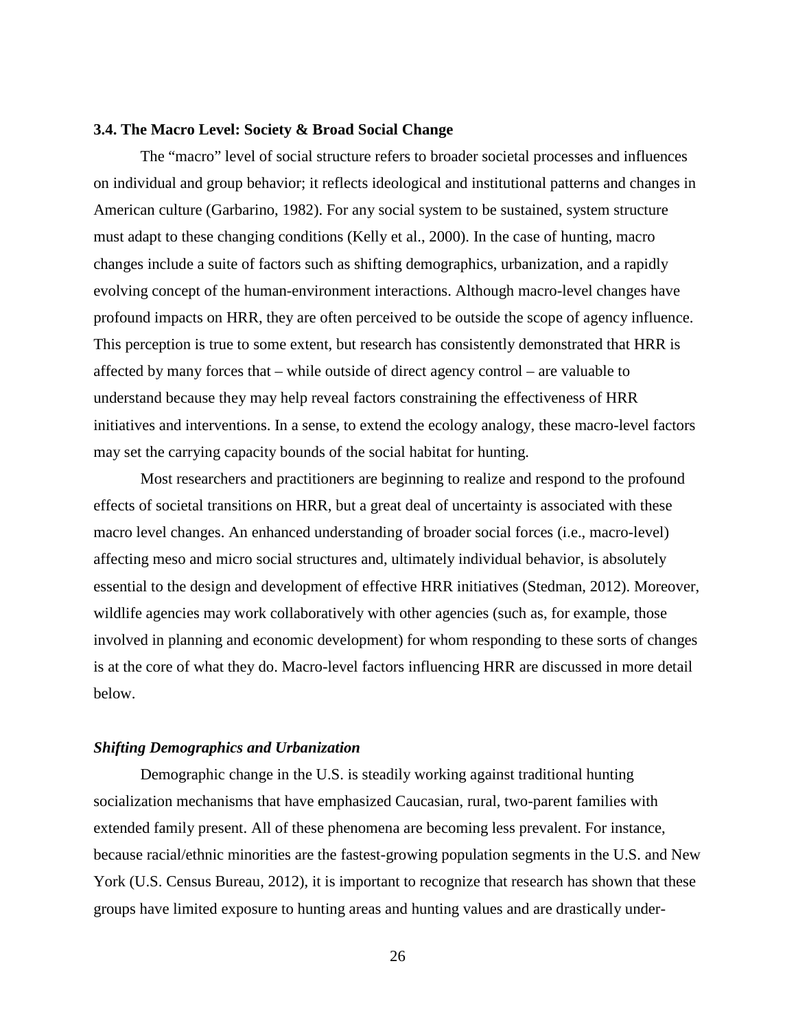### 3.4. The Macro Level: Society & Broad Social Change

The "macro" level of social structure refers to broader societal processes and influences on individual and group behavior; it reflects ideological and institutional patterns and changes in American culture (Garbarino, 1982). For any social system to be sustained, system structure must adapt to these changing conditions (Kelly et al., 2000). In the case of hunting, macro changes include a suite of factors such as shifting demographics, urbanization, and a rapidly evolving concept of the human-environment interactions. Although macro-level changes have profound impacts on HRR, they are often perceived to be outside the scope of agency influence. This perception is true to some extent, but research has consistently demonstrated that HRR is affected by many forces that – while outside of direct agency control – are valuable to understand because they may help reveal factors constraining the effectiveness of HRR initiatives and interventions. In a sense, to extend the ecology analogy, these macro-level factors may set the carrying capacity bounds of the social habitat for hunting.

Most researchers and practitioners are beginning to realize and respond to the profound effects of societal transitions on HRR, but a great deal of uncertainty is associated with these macro level changes. An enhanced understanding of broader social forces (i.e., macro-level) affecting meso and micro social structures and, ultimately individual behavior, is absolutely essential to the design and development of effective HRR initiatives (Stedman, 2012). Moreover, wildlife agencies may work collaboratively with other agencies (such as, for example, those involved in planning and economic development) for whom responding to these sorts of changes is at the core of what they do. Macro-level factors influencing HRR are discussed in more detail below.

#### *Shifting Demographics and Urbanization*

Demographic change in the U.S. is steadily working against traditional hunting socialization mechanisms that have emphasized Caucasian, rural, two-parent families with extended family present. All of these phenomena are becoming less prevalent. For instance, because racial/ethnic minorities are the fastest-growing population segments in the U.S. and New York (U.S. Census Bureau, 2012), it is important to recognize that research has shown that these groups have limited exposure to hunting areas and hunting values and are drastically under-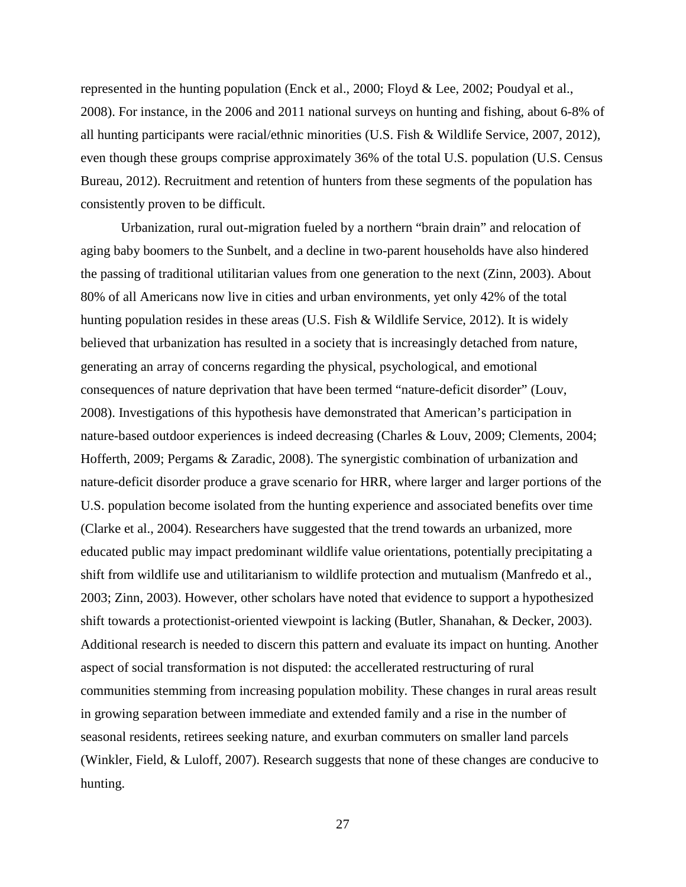represented in the hunting population (Enck et al., 2000; Floyd & Lee, 2002; Poudyal et al., 2008). For instance, in the 2006 and 2011 national surveys on hunting and fishing, about 6-8% of all hunting participants were racial/ethnic minorities (U.S. Fish & Wildlife Service, 2007, 2012), even though these groups comprise approximately 36% of the total U.S. population (U.S. Census Bureau, 2012). Recruitment and retention of hunters from these segments of the population has consistently proven to be difficult.

Urbanization, rural out-migration fueled by a northern "brain drain" and relocation of aging baby boomers to the Sunbelt, and a decline in two-parent households have also hindered the passing of traditional utilitarian values from one generation to the next (Zinn, 2003). About 80% of all Americans now live in cities and urban environments, yet only 42% of the total hunting population resides in these areas (U.S. Fish & Wildlife Service, 2012). It is widely believed that urbanization has resulted in a society that is increasingly detached from nature, generating an array of concerns regarding the physical, psychological, and emotional consequences of nature deprivation that have been termed "nature-deficit disorder" (Louv, 2008). Investigations of this hypothesis have demonstrated that American's participation in nature-based outdoor experiences is indeed decreasing (Charles & Louv, 2009; Clements, 2004; Hofferth, 2009; Pergams & Zaradic, 2008). The synergistic combination of urbanization and nature-deficit disorder produce a grave scenario for HRR, where larger and larger portions of the U.S. population become isolated from the hunting experience and associated benefits over time (Clarke et al., 2004). Researchers have suggested that the trend towards an urbanized, more educated public may impact predominant wildlife value orientations, potentially precipitating a shift from wildlife use and utilitarianism to wildlife protection and mutualism (Manfredo et al., 2003; Zinn, 2003). However, other scholars have noted that evidence to support a hypothesized shift towards a protectionist-oriented viewpoint is lacking (Butler, Shanahan, & Decker, 2003). Additional research is needed to discern this pattern and evaluate its impact on hunting. Another aspect of social transformation is not disputed: the accellerated restructuring of rural communities stemming from increasing population mobility. These changes in rural areas result in growing separation between immediate and extended family and a rise in the number of seasonal residents, retirees seeking nature, and exurban commuters on smaller land parcels (Winkler, Field, & Luloff, 2007). Research suggests that none of these changes are conducive to hunting.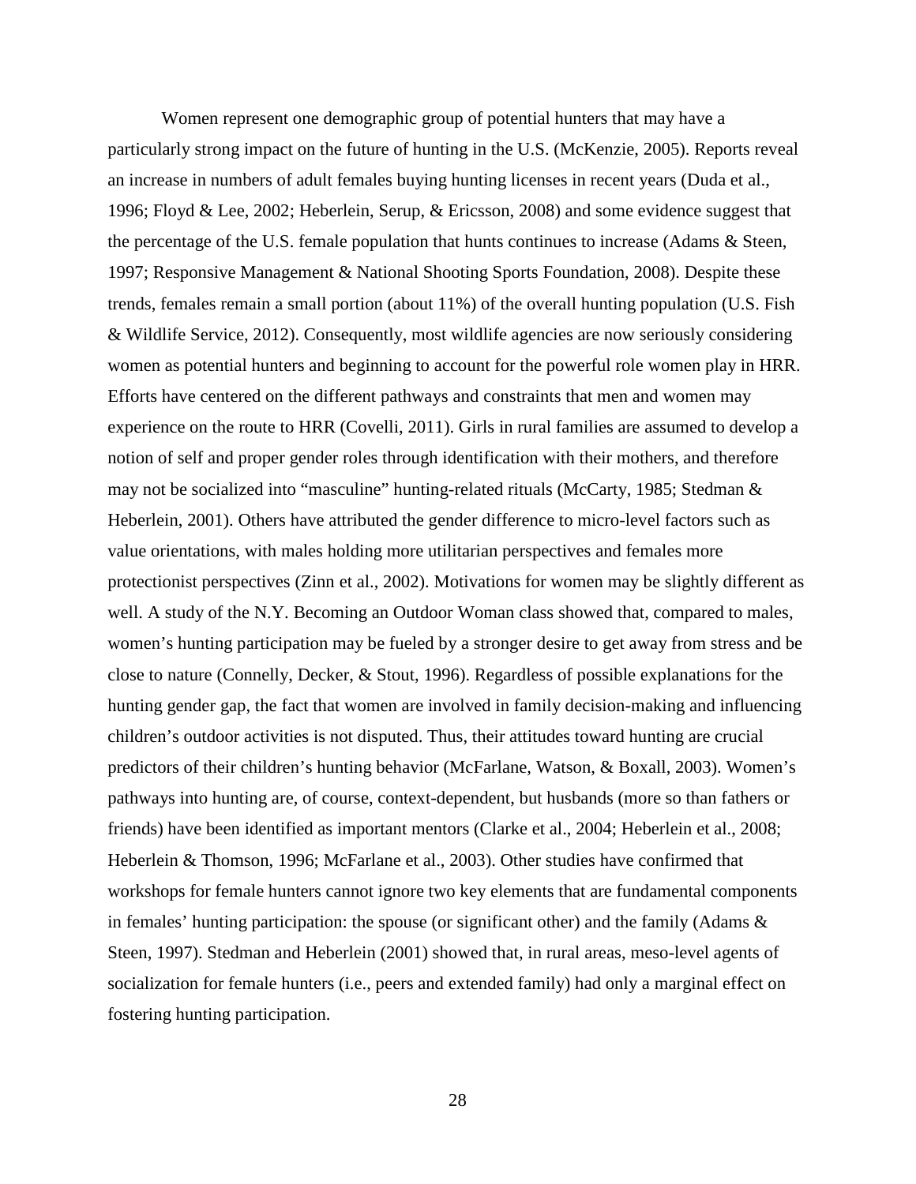Women represent one demographic group of potential hunters that may have a particularly strong impact on the future of hunting in the U.S. (McKenzie, 2005). Reports reveal an increase in numbers of adult females buying hunting licenses in recent years (Duda et al., 1996; Floyd & Lee, 2002; Heberlein, Serup, & Ericsson, 2008) and some evidence suggest that the percentage of the U.S. female population that hunts continues to increase (Adams & Steen, 1997; Responsive Management & National Shooting Sports Foundation, 2008). Despite these trends, females remain a small portion (about 11%) of the overall hunting population (U.S. Fish & Wildlife Service, 2012). Consequently, most wildlife agencies are now seriously considering women as potential hunters and beginning to account for the powerful role women play in HRR. Efforts have centered on the different pathways and constraints that men and women may experience on the route to HRR (Covelli, 2011). Girls in rural families are assumed to develop a notion of self and proper gender roles through identification with their mothers, and therefore may not be socialized into "masculine" hunting-related rituals (McCarty, 1985; Stedman & Heberlein, 2001). Others have attributed the gender difference to micro-level factors such as value orientations, with males holding more utilitarian perspectives and females more protectionist perspectives (Zinn et al., 2002). Motivations for women may be slightly different as well. A study of the N.Y. Becoming an Outdoor Woman class showed that, compared to males, women's hunting participation may be fueled by a stronger desire to get away from stress and be close to nature (Connelly, Decker, & Stout, 1996). Regardless of possible explanations for the hunting gender gap, the fact that women are involved in family decision-making and influencing children's outdoor activities is not disputed. Thus, their attitudes toward hunting are crucial predictors of their children's hunting behavior (McFarlane, Watson, & Boxall, 2003). Women's pathways into hunting are, of course, context-dependent, but husbands (more so than fathers or friends) have been identified as important mentors (Clarke et al., 2004; Heberlein et al., 2008; Heberlein & Thomson, 1996; McFarlane et al., 2003). Other studies have confirmed that workshops for female hunters cannot ignore two key elements that are fundamental components in females' hunting participation: the spouse (or significant other) and the family (Adams & Steen, 1997). Stedman and Heberlein (2001) showed that, in rural areas, meso-level agents of socialization for female hunters (i.e., peers and extended family) had only a marginal effect on fostering hunting participation.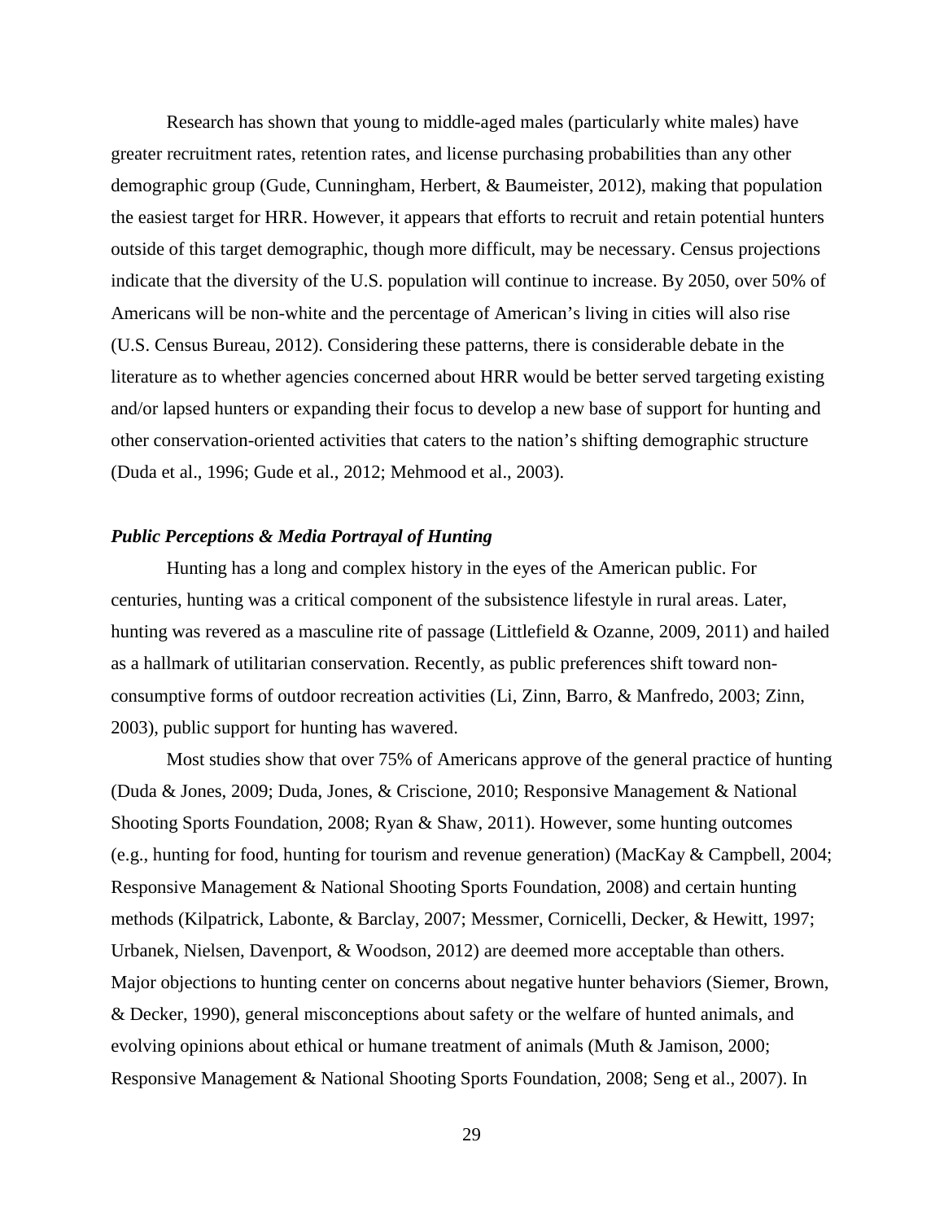Research has shown that young to middle-aged males (particularly white males) have greater recruitment rates, retention rates, and license purchasing probabilities than any other demographic group (Gude, Cunningham, Herbert, & Baumeister, 2012), making that population the easiest target for HRR. However, it appears that efforts to recruit and retain potential hunters outside of this target demographic, though more difficult, may be necessary. Census projections indicate that the diversity of the U.S. population will continue to increase. By 2050, over 50% of Americans will be non-white and the percentage of American's living in cities will also rise (U.S. Census Bureau, 2012). Considering these patterns, there is considerable debate in the literature as to whether agencies concerned about HRR would be better served targeting existing and/or lapsed hunters or expanding their focus to develop a new base of support for hunting and other conservation-oriented activities that caters to the nation's shifting demographic structure (Duda et al., 1996; Gude et al., 2012; Mehmood et al., 2003).

### *Public Perceptions & Media Portrayal of Hunting*

Hunting has a long and complex history in the eyes of the American public. For centuries, hunting was a critical component of the subsistence lifestyle in rural areas. Later, hunting was revered as a masculine rite of passage (Littlefield & Ozanne, 2009, 2011) and hailed as a hallmark of utilitarian conservation. Recently, as public preferences shift toward non-consumptive forms of outdoor recreation activities (Li, Zinn, Barro, & Manfredo, 2003; Zinn, 2003), public support for hunting has wavered.

Most studies show that over 75% of Americans approve of the general practice of hunting (Duda & Jones, 2009; Duda, Jones, & Criscione, 2010; Responsive Management & National Shooting Sports Foundation, 2008; Ryan & Shaw, 2011). However, some hunting outcomes (e.g., hunting for food, hunting for tourism and revenue generation) (MacKay & Campbell, 2004; Responsive Management & National Shooting Sports Foundation, 2008) and certain hunting methods (Kilpatrick, Labonte, & Barclay, 2007; Messmer, Cornicelli, Decker, & Hewitt, 1997; Urbanek, Nielsen, Davenport, & Woodson, 2012) are deemed more acceptable than others. Major objections to hunting center on concerns about negative hunter behaviors (Siemer, Brown, & Decker, 1990), general misconceptions about safety or the welfare of hunted animals, and evolving opinions about ethical or humane treatment of animals (Muth & Jamison, 2000; Responsive Management & National Shooting Sports Foundation, 2008; Seng et al., 2007). In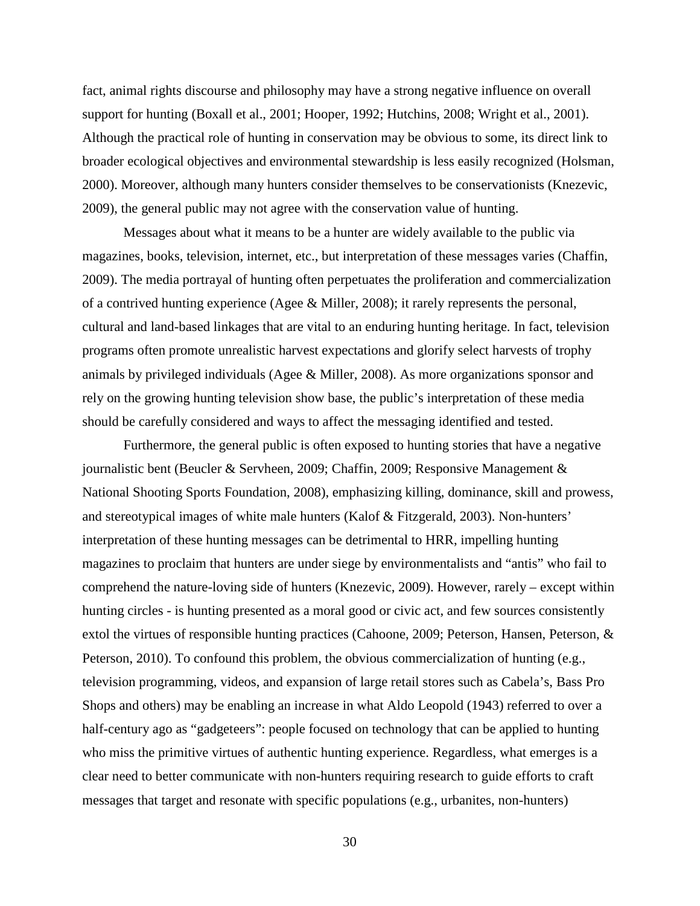fact, animal rights discourse and philosophy may have a strong negative influence on overall support for hunting (Boxall et al., 2001; Hooper, 1992; Hutchins, 2008; Wright et al., 2001). Although the practical role of hunting in conservation may be obvious to some, its direct link to broader ecological objectives and environmental stewardship is less easily recognized (Holsman, 2000). Moreover, although many hunters consider themselves to be conservationists (Knezevic, 2009), the general public may not agree with the conservation value of hunting.

Messages about what it means to be a hunter are widely available to the public via magazines, books, television, internet, etc., but interpretation of these messages varies (Chaffin, 2009). The media portrayal of hunting often perpetuates the proliferation and commercialization of a contrived hunting experience (Agee & Miller, 2008); it rarely represents the personal, cultural and land-based linkages that are vital to an enduring hunting heritage. In fact, television programs often promote unrealistic harvest expectations and glorify select harvests of trophy animals by privileged individuals (Agee & Miller, 2008). As more organizations sponsor and rely on the growing hunting television show base, the public's interpretation of these media should be carefully considered and ways to affect the messaging identified and tested.

Furthermore, the general public is often exposed to hunting stories that have a negative journalistic bent (Beucler & Servheen, 2009; Chaffin, 2009; Responsive Management & National Shooting Sports Foundation, 2008), emphasizing killing, dominance, skill and prowess, and stereotypical images of white male hunters (Kalof & Fitzgerald, 2003). Non-hunters' interpretation of these hunting messages can be detrimental to HRR, impelling hunting magazines to proclaim that hunters are under siege by environmentalists and "antis" who fail to comprehend the nature-loving side of hunters (Knezevic, 2009). However, rarely – except within hunting circles - is hunting presented as a moral good or civic act, and few sources consistently extol the virtues of responsible hunting practices (Cahoone, 2009; Peterson, Hansen, Peterson, & Peterson, 2010). To confound this problem, the obvious commercialization of hunting (e.g., television programming, videos, and expansion of large retail stores such as Cabela's, Bass Pro Shops and others) may be enabling an increase in what Aldo Leopold (1943) referred to over a half-century ago as "gadgeteers": people focused on technology that can be applied to hunting who miss the primitive virtues of authentic hunting experience. Regardless, what emerges is a clear need to better communicate with non-hunters requiring research to guide efforts to craft messages that target and resonate with specific populations (e.g., urbanites, non-hunters)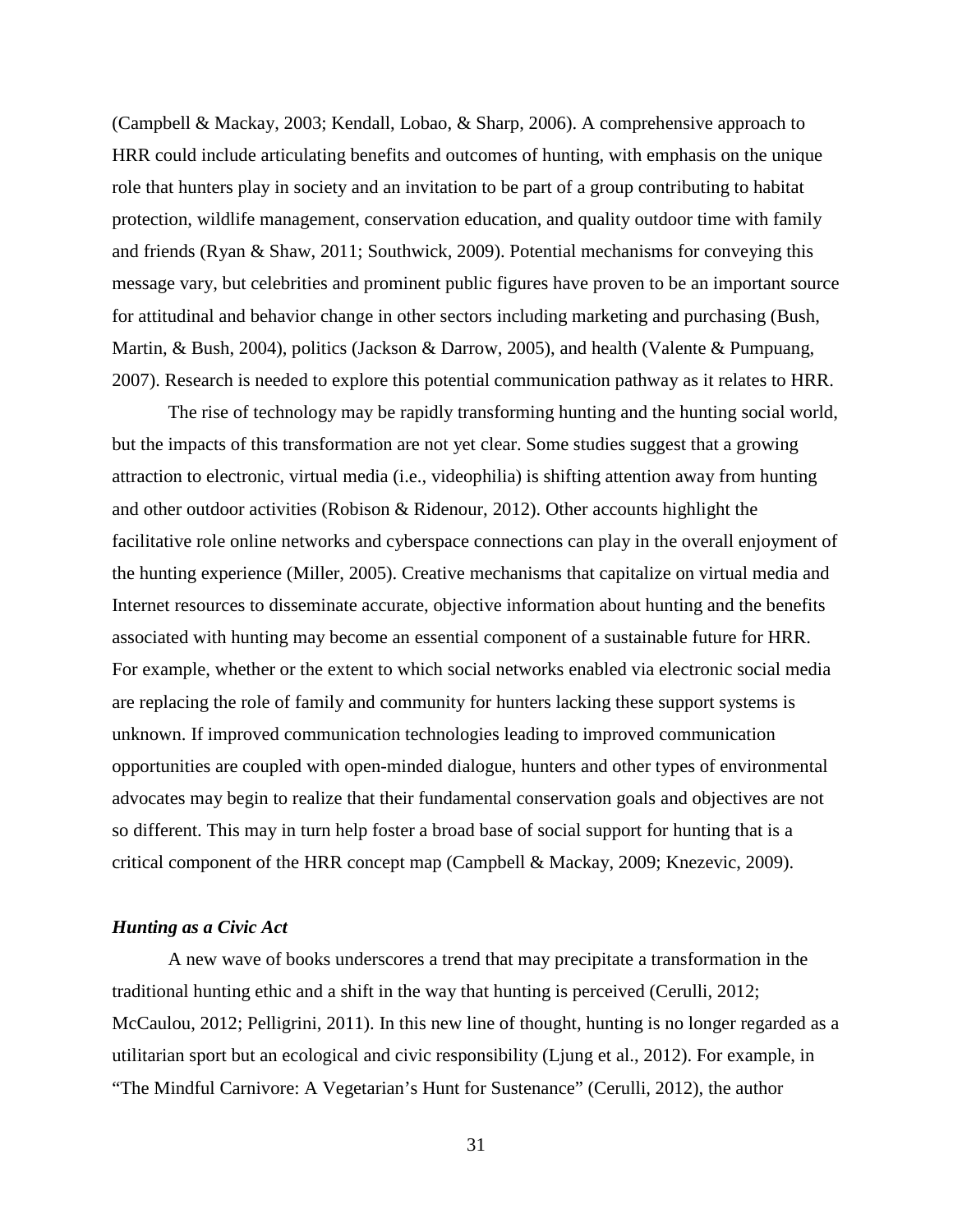(Campbell & Mackay, 2003; Kendall, Lobao, & Sharp, 2006). A comprehensive approach to HRR could include articulating benefits and outcomes of hunting, with emphasis on the unique role that hunters play in society and an invitation to be part of a group contributing to habitat protection, wildlife management, conservation education, and quality outdoor time with family and friends (Ryan & Shaw, 2011; Southwick, 2009). Potential mechanisms for conveying this message vary, but celebrities and prominent public figures have proven to be an important source for attitudinal and behavior change in other sectors including marketing and purchasing (Bush, Martin, & Bush, 2004), politics (Jackson & Darrow, 2005), and health (Valente & Pumpuang, 2007). Research is needed to explore this potential communication pathway as it relates to HRR.

The rise of technology may be rapidly transforming hunting and the hunting social world, but the impacts of this transformation are not yet clear. Some studies suggest that a growing attraction to electronic, virtual media (i.e., videophilia) is shifting attention away from hunting and other outdoor activities (Robison & Ridenour, 2012). Other accounts highlight the facilitative role online networks and cyberspace connections can play in the overall enjoyment of the hunting experience (Miller, 2005). Creative mechanisms that capitalize on virtual media and Internet resources to disseminate accurate, objective information about hunting and the benefits associated with hunting may become an essential component of a sustainable future for HRR. For example, whether or the extent to which social networks enabled via electronic social media are replacing the role of family and community for hunters lacking these support systems is unknown. If improved communication technologies leading to improved communication opportunities are coupled with open-minded dialogue, hunters and other types of environmental advocates may begin to realize that their fundamental conservation goals and objectives are not so different. This may in turn help foster a broad base of social support for hunting that is a critical component of the HRR concept map (Campbell & Mackay, 2009; Knezevic, 2009).

### *Hunting as a Civic Act*

A new wave of books underscores a trend that may precipitate a transformation in the traditional hunting ethic and a shift in the way that hunting is perceived (Cerulli, 2012; McCaulou, 2012; Pelligrini, 2011). In this new line of thought, hunting is no longer regarded as a utilitarian sport but an ecological and civic responsibility (Ljung et al., 2012). For example, in "The Mindful Carnivore: A Vegetarian's Hunt for Sustenance" (Cerulli, 2012), the author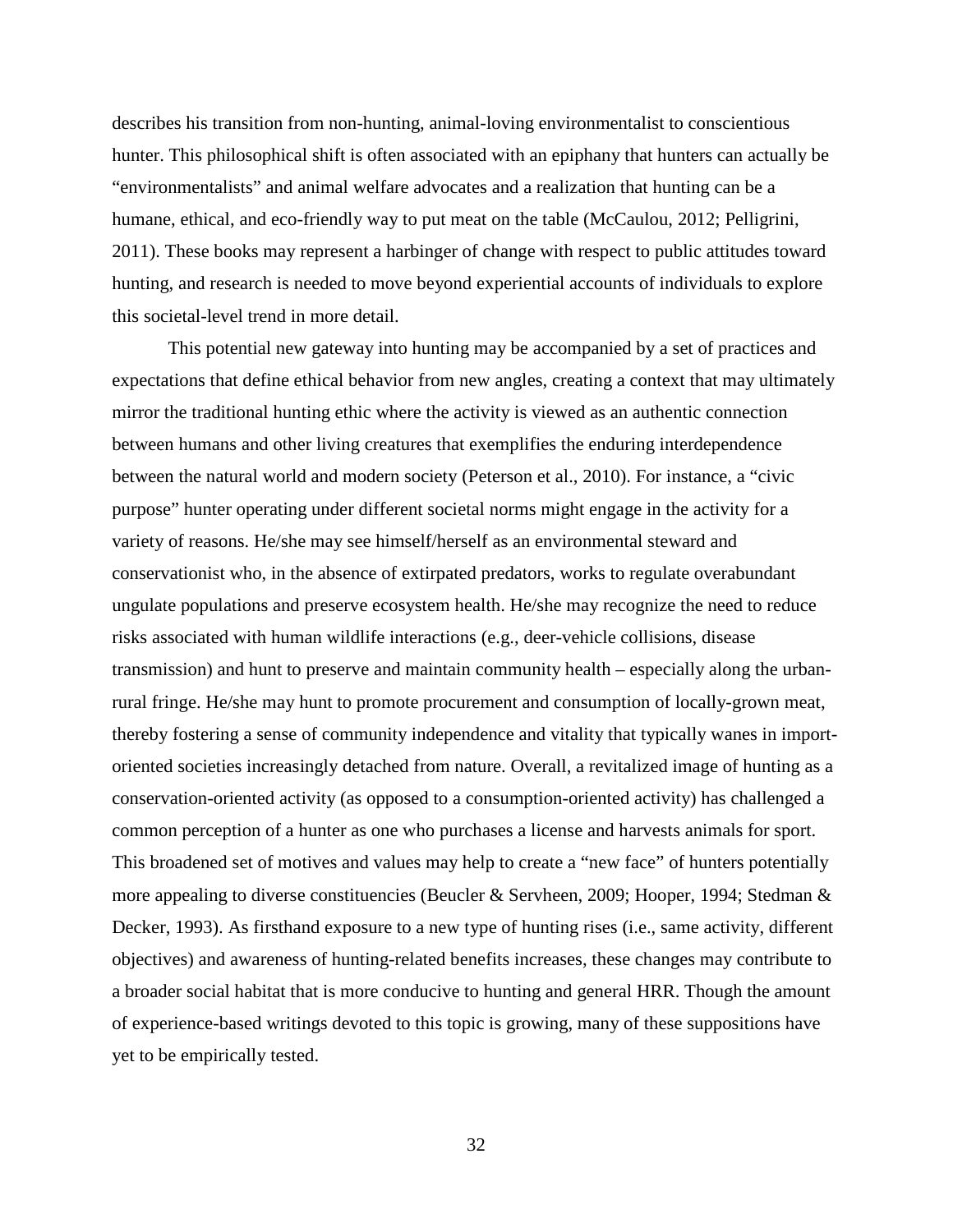describes his transition from non-hunting, animal-loving environmentalist to conscientious hunter. This philosophical shift is often associated with an epiphany that hunters can actually be "environmentalists" and animal welfare advocates and a realization that hunting can be a humane, ethical, and eco-friendly way to put meat on the table (McCaulou, 2012; Pelligrini, 2011). These books may represent a harbinger of change with respect to public attitudes toward hunting, and research is needed to move beyond experiential accounts of individuals to explore this societal-level trend in more detail.

This potential new gateway into hunting may be accompanied by a set of practices and expectations that define ethical behavior from new angles, creating a context that may ultimately mirror the traditional hunting ethic where the activity is viewed as an authentic connection between humans and other living creatures that exemplifies the enduring interdependence between the natural world and modern society (Peterson et al., 2010). For instance, a "civic purpose" hunter operating under different societal norms might engage in the activity for a variety of reasons. He/she may see himself/herself as an environmental steward and conservationist who, in the absence of extirpated predators, works to regulate overabundant ungulate populations and preserve ecosystem health. He/she may recognize the need to reduce risks associated with human wildlife interactions (e.g., deer-vehicle collisions, disease transmission) and hunt to preserve and maintain community health – especially along the urban-rural fringe. He/she may hunt to promote procurement and consumption of locally-grown meat, thereby fostering a sense of community independence and vitality that typically wanes in import-oriented societies increasingly detached from nature. Overall, a revitalized image of hunting as a conservation-oriented activity (as opposed to a consumption-oriented activity) has challenged a common perception of a hunter as one who purchases a license and harvests animals for sport. This broadened set of motives and values may help to create a "new face" of hunters potentially more appealing to diverse constituencies (Beucler & Servheen, 2009; Hooper, 1994; Stedman & Decker, 1993). As firsthand exposure to a new type of hunting rises (i.e., same activity, different objectives) and awareness of hunting-related benefits increases, these changes may contribute to a broader social habitat that is more conducive to hunting and general HRR. Though the amount of experience-based writings devoted to this topic is growing, many of these suppositions have yet to be empirically tested.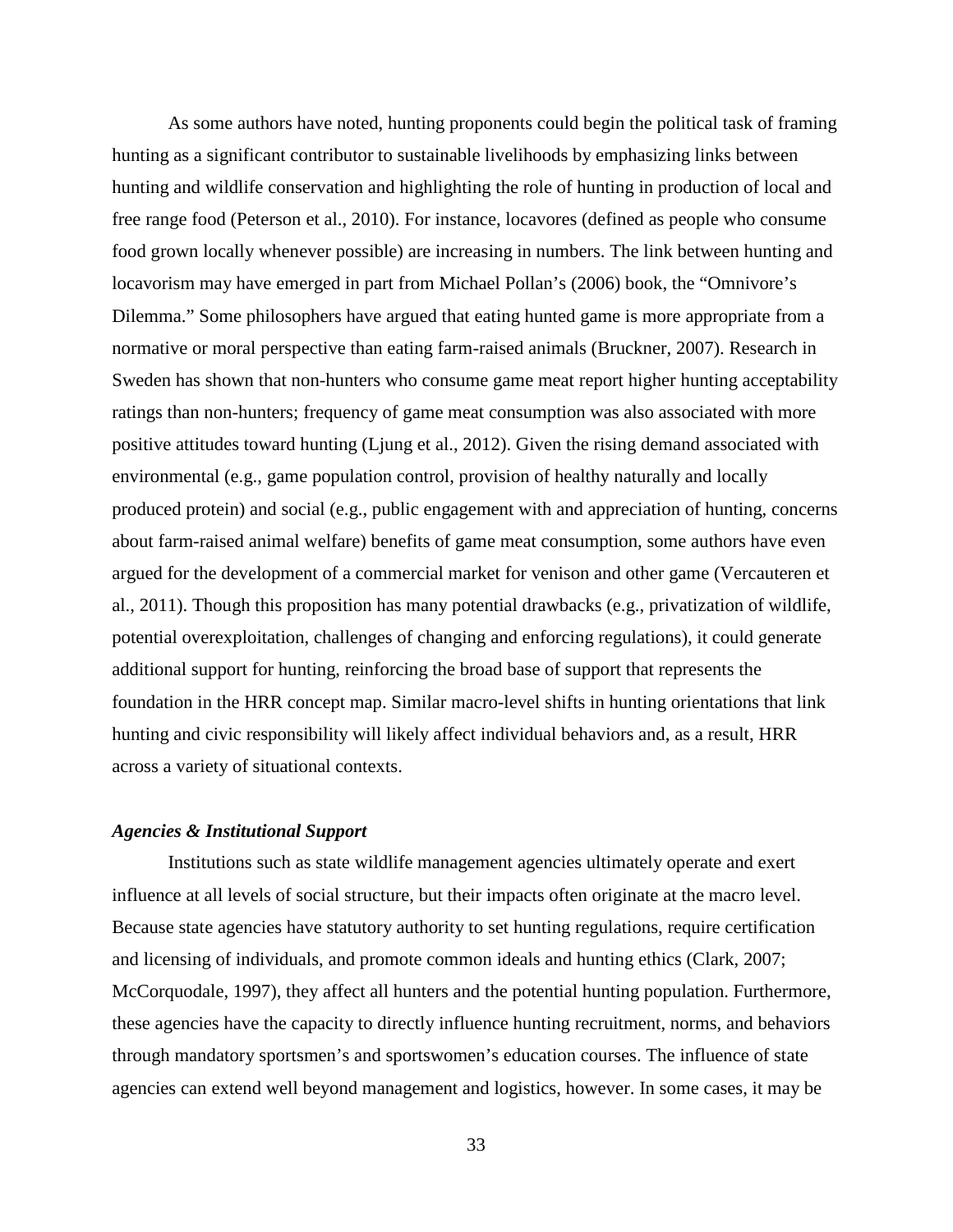As some authors have noted, hunting proponents could begin the political task of framing hunting as a significant contributor to sustainable livelihoods by emphasizing links between hunting and wildlife conservation and highlighting the role of hunting in production of local and free range food (Peterson et al., 2010). For instance, locavores (defined as people who consume food grown locally whenever possible) are increasing in numbers. The link between hunting and locavorism may have emerged in part from Michael Pollan's (2006) book, the "Omnivore's Dilemma." Some philosophers have argued that eating hunted game is more appropriate from a normative or moral perspective than eating farm-raised animals (Bruckner, 2007). Research in Sweden has shown that non-hunters who consume game meat report higher hunting acceptability ratings than non-hunters; frequency of game meat consumption was also associated with more positive attitudes toward hunting (Ljung et al., 2012). Given the rising demand associated with environmental (e.g., game population control, provision of healthy naturally and locally produced protein) and social (e.g., public engagement with and appreciation of hunting, concerns about farm-raised animal welfare) benefits of game meat consumption, some authors have even argued for the development of a commercial market for venison and other game (Vercauteren et al., 2011). Though this proposition has many potential drawbacks (e.g., privatization of wildlife, potential overexploitation, challenges of changing and enforcing regulations), it could generate additional support for hunting, reinforcing the broad base of support that represents the foundation in the HRR concept map. Similar macro-level shifts in hunting orientations that link hunting and civic responsibility will likely affect individual behaviors and, as a result, HRR across a variety of situational contexts.

### *Agencies & Institutional Support*

Institutions such as state wildlife management agencies ultimately operate and exert influence at all levels of social structure, but their impacts often originate at the macro level. Because state agencies have statutory authority to set hunting regulations, require certification and licensing of individuals, and promote common ideals and hunting ethics (Clark, 2007; McCorquodale, 1997), they affect all hunters and the potential hunting population. Furthermore, these agencies have the capacity to directly influence hunting recruitment, norms, and behaviors through mandatory sportsmen's and sportswomen's education courses. The influence of state agencies can extend well beyond management and logistics, however. In some cases, it may be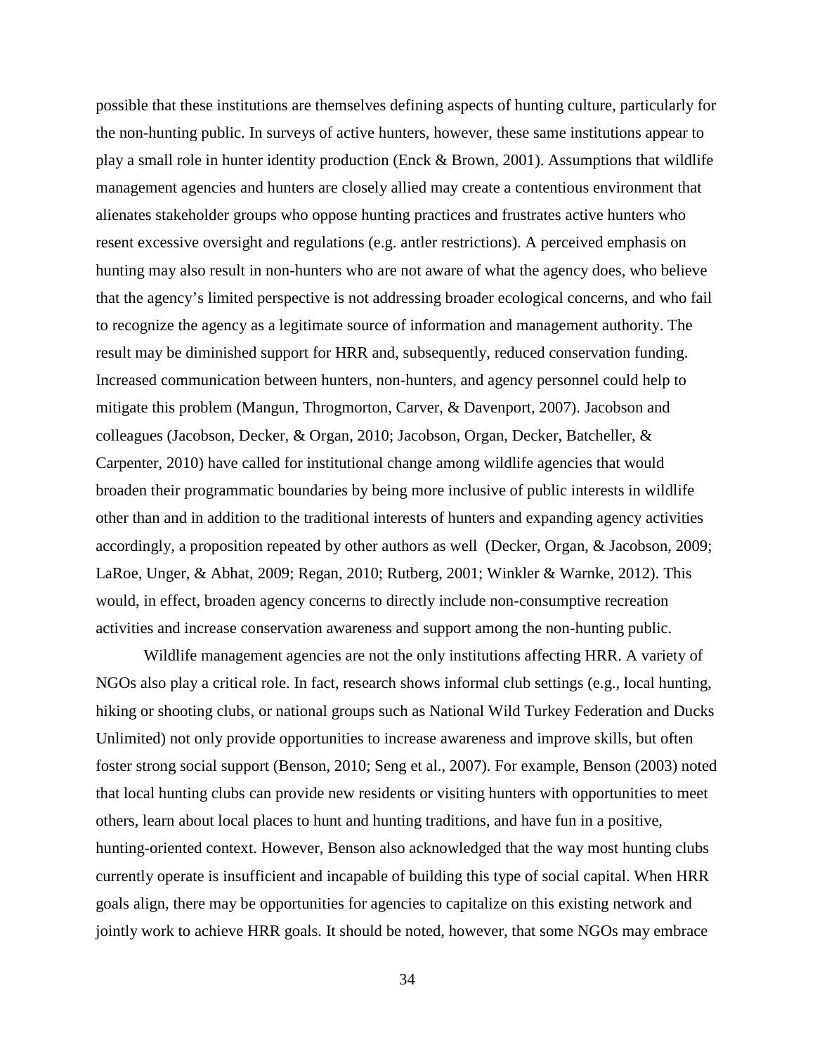possible that these institutions are themselves defining aspects of hunting culture, particularly for the non-hunting public. In surveys of active hunters, however, these same institutions appear to play a small role in hunter identity production (Enck & Brown, 2001). Assumptions that wildlife management agencies and hunters are closely allied may create a contentious environment that alienates stakeholder groups who oppose hunting practices and frustrates active hunters who resent excessive oversight and regulations (e.g. antler restrictions). A perceived emphasis on hunting may also result in non-hunters who are not aware of what the agency does, who believe that the agency's limited perspective is not addressing broader ecological concerns, and who fail to recognize the agency as a legitimate source of information and management authority. The result may be diminished support for HRR and, subsequently, reduced conservation funding. Increased communication between hunters, non-hunters, and agency personnel could help to mitigate this problem (Mangun, Throgmorton, Carver, & Davenport, 2007). Jacobson and colleagues (Jacobson, Decker, & Organ, 2010; Jacobson, Organ, Decker, Batcheller, & Carpenter, 2010) have called for institutional change among wildlife agencies that would broaden their programmatic boundaries by being more inclusive of public interests in wildlife other than and in addition to the traditional interests of hunters and expanding agency activities accordingly, a proposition repeated by other authors as well (Decker, Organ, & Jacobson, 2009; LaRoe, Unger, & Abhat, 2009; Regan, 2010; Rutberg, 2001; Winkler & Warnke, 2012). This would, in effect, broaden agency concerns to directly include non-consumptive recreation activities and increase conservation awareness and support among the non-hunting public.

Wildlife management agencies are not the only institutions affecting HRR. A variety of NGOs also play a critical role. In fact, research shows informal club settings (e.g., local hunting, hiking or shooting clubs, or national groups such as National Wild Turkey Federation and Ducks Unlimited) not only provide opportunities to increase awareness and improve skills, but often foster strong social support (Benson, 2010; Seng et al., 2007). For example, Benson (2003) noted that local hunting clubs can provide new residents or visiting hunters with opportunities to meet others, learn about local places to hunt and hunting traditions, and have fun in a positive, hunting-oriented context. However, Benson also acknowledged that the way most hunting clubs currently operate is insufficient and incapable of building this type of social capital. When HRR goals align, there may be opportunities for agencies to capitalize on this existing network and jointly work to achieve HRR goals. It should be noted, however, that some NGOs may embrace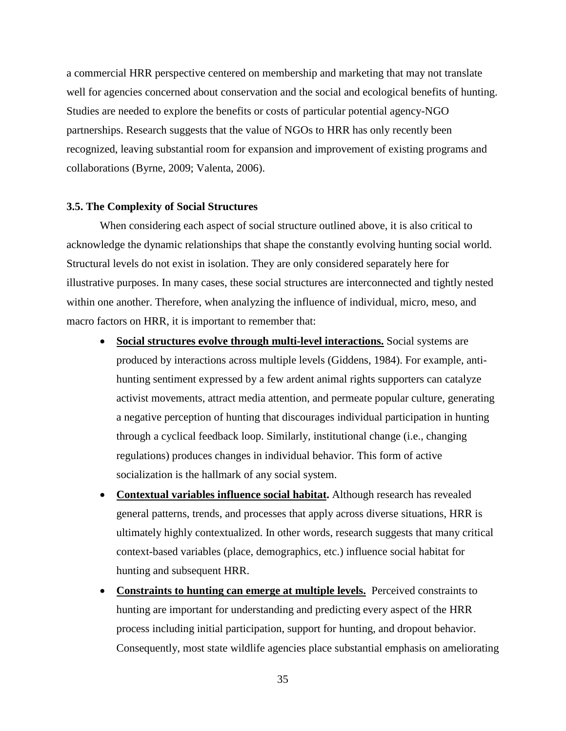a commercial HRR perspective centered on membership and marketing that may not translate well for agencies concerned about conservation and the social and ecological benefits of hunting. Studies are needed to explore the benefits or costs of particular potential agency-NGO partnerships. Research suggests that the value of NGOs to HRR has only recently been recognized, leaving substantial room for expansion and improvement of existing programs and collaborations (Byrne, 2009; Valenta, 2006).

### 3.5. The Complexity of Social Structures

When considering each aspect of social structure outlined above, it is also critical to acknowledge the dynamic relationships that shape the constantly evolving hunting social world. Structural levels do not exist in isolation. They are only considered separately here for illustrative purposes. In many cases, these social structures are interconnected and tightly nested within one another. Therefore, when analyzing the influence of individual, micro, meso, and macro factors on HRR, it is important to remember that:

- **Social structures evolve through multi-level interactions.** Social systems are produced by interactions across multiple levels (Giddens, 1984). For example, anti-hunting sentiment expressed by a few ardent animal rights supporters can catalyze activist movements, attract media attention, and permeate popular culture, generating a negative perception of hunting that discourages individual participation in hunting through a cyclical feedback loop. Similarly, institutional change (i.e., changing regulations) produces changes in individual behavior. This form of active socialization is the hallmark of any social system.
- **Contextual variables influence social habitat.** Although research has revealed general patterns, trends, and processes that apply across diverse situations, HRR is ultimately highly contextualized. In other words, research suggests that many critical context-based variables (place, demographics, etc.) influence social habitat for hunting and subsequent HRR.
- **Constraints to hunting can emerge at multiple levels.** Perceived constraints to hunting are important for understanding and predicting every aspect of the HRR process including initial participation, support for hunting, and dropout behavior. Consequently, most state wildlife agencies place substantial emphasis on ameliorating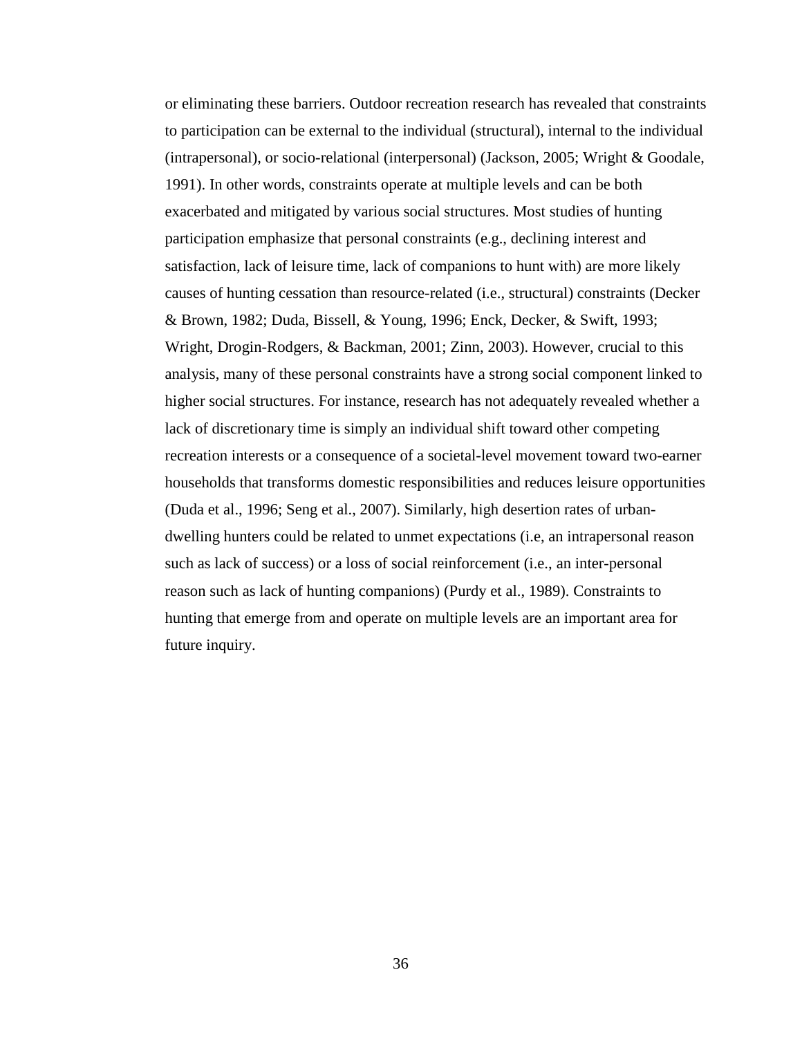or eliminating these barriers. Outdoor recreation research has revealed that constraints to participation can be external to the individual (structural), internal to the individual (intrapersonal), or socio-relational (interpersonal) (Jackson, 2005; Wright & Goodale, 1991). In other words, constraints operate at multiple levels and can be both exacerbated and mitigated by various social structures. Most studies of hunting participation emphasize that personal constraints (e.g., declining interest and satisfaction, lack of leisure time, lack of companions to hunt with) are more likely causes of hunting cessation than resource-related (i.e., structural) constraints (Decker & Brown, 1982; Duda, Bissell, & Young, 1996; Enck, Decker, & Swift, 1993; Wright, Drogin-Rodgers, & Backman, 2001; Zinn, 2003). However, crucial to this analysis, many of these personal constraints have a strong social component linked to higher social structures. For instance, research has not adequately revealed whether a lack of discretionary time is simply an individual shift toward other competing recreation interests or a consequence of a societal-level movement toward two-earner households that transforms domestic responsibilities and reduces leisure opportunities (Duda et al., 1996; Seng et al., 2007). Similarly, high desertion rates of urban-dwelling hunters could be related to unmet expectations (i.e, an intrapersonal reason such as lack of success) or a loss of social reinforcement (i.e., an inter-personal reason such as lack of hunting companions) (Purdy et al., 1989). Constraints to hunting that emerge from and operate on multiple levels are an important area for future inquiry.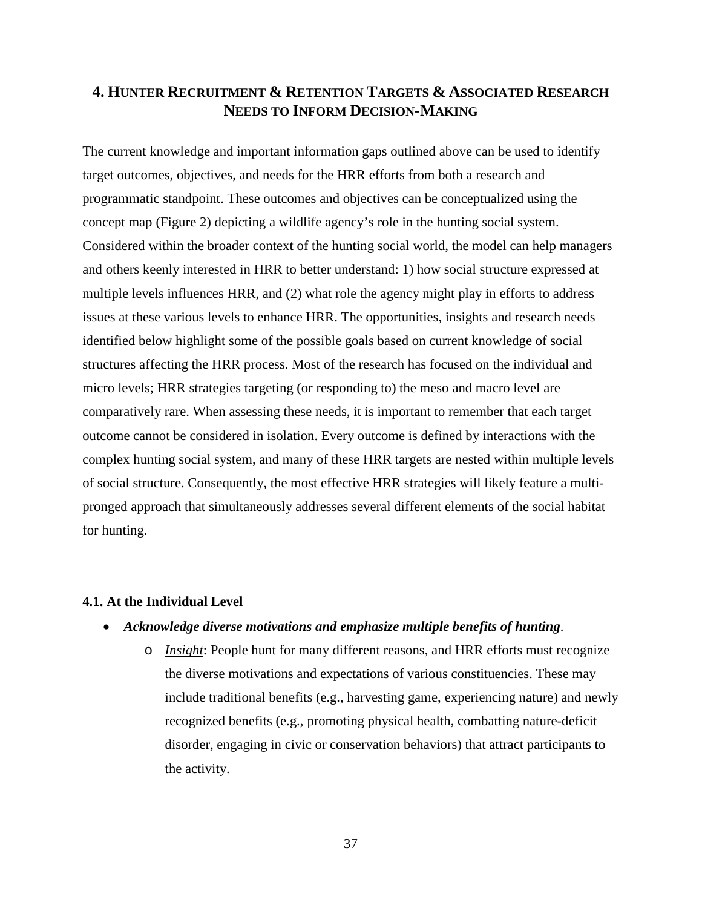## 4. Hunter Recruitment & Retention Targets & Associated Research Needs to Inform Decision-Making

The current knowledge and important information gaps outlined above can be used to identify target outcomes, objectives, and needs for the HRR efforts from both a research and programmatic standpoint. These outcomes and objectives can be conceptualized using the concept map (Figure 2) depicting a wildlife agency's role in the hunting social system. Considered within the broader context of the hunting social world, the model can help managers and others keenly interested in HRR to better understand: 1) how social structure expressed at multiple levels influences HRR, and (2) what role the agency might play in efforts to address issues at these various levels to enhance HRR. The opportunities, insights and research needs identified below highlight some of the possible goals based on current knowledge of social structures affecting the HRR process. Most of the research has focused on the individual and micro levels; HRR strategies targeting (or responding to) the meso and macro level are comparatively rare. When assessing these needs, it is important to remember that each target outcome cannot be considered in isolation. Every outcome is defined by interactions with the complex hunting social system, and many of these HRR targets are nested within multiple levels of social structure. Consequently, the most effective HRR strategies will likely feature a multi-pronged approach that simultaneously addresses several different elements of the social habitat for hunting.

### 4.1. At the Individual Level

- ***Acknowledge diverse motivations and emphasize multiple benefits of hunting*.**
  - *Insight*: People hunt for many different reasons, and HRR efforts must recognize the diverse motivations and expectations of various constituencies. These may include traditional benefits (e.g., harvesting game, experiencing nature) and newly recognized benefits (e.g., promoting physical health, combatting nature-deficit disorder, engaging in civic or conservation behaviors) that attract participants to the activity.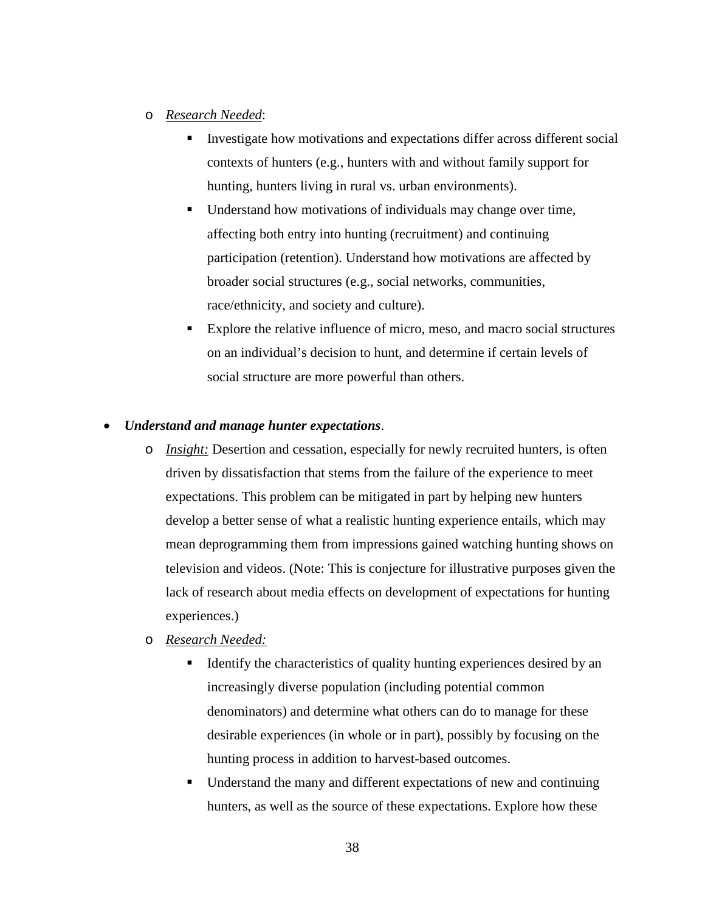- *Research Needed*:
    - Investigate how motivations and expectations differ across different social contexts of hunters (e.g., hunters with and without family support for hunting, hunters living in rural vs. urban environments).
    - Understand how motivations of individuals may change over time, affecting both entry into hunting (recruitment) and continuing participation (retention). Understand how motivations are affected by broader social structures (e.g., social networks, communities, race/ethnicity, and society and culture).
    - Explore the relative influence of micro, meso, and macro social structures on an individual's decision to hunt, and determine if certain levels of social structure are more powerful than others.

- ***Understand and manage hunter expectations***.
    - *Insight:* Desertion and cessation, especially for newly recruited hunters, is often driven by dissatisfaction that stems from the failure of the experience to meet expectations. This problem can be mitigated in part by helping new hunters develop a better sense of what a realistic hunting experience entails, which may mean deprogramming them from impressions gained watching hunting shows on television and videos. (Note: This is conjecture for illustrative purposes given the lack of research about media effects on development of expectations for hunting experiences.)
    - *Research Needed:*
        - Identify the characteristics of quality hunting experiences desired by an increasingly diverse population (including potential common denominators) and determine what others can do to manage for these desirable experiences (in whole or in part), possibly by focusing on the hunting process in addition to harvest-based outcomes.
        - Understand the many and different expectations of new and continuing hunters, as well as the source of these expectations. Explore how these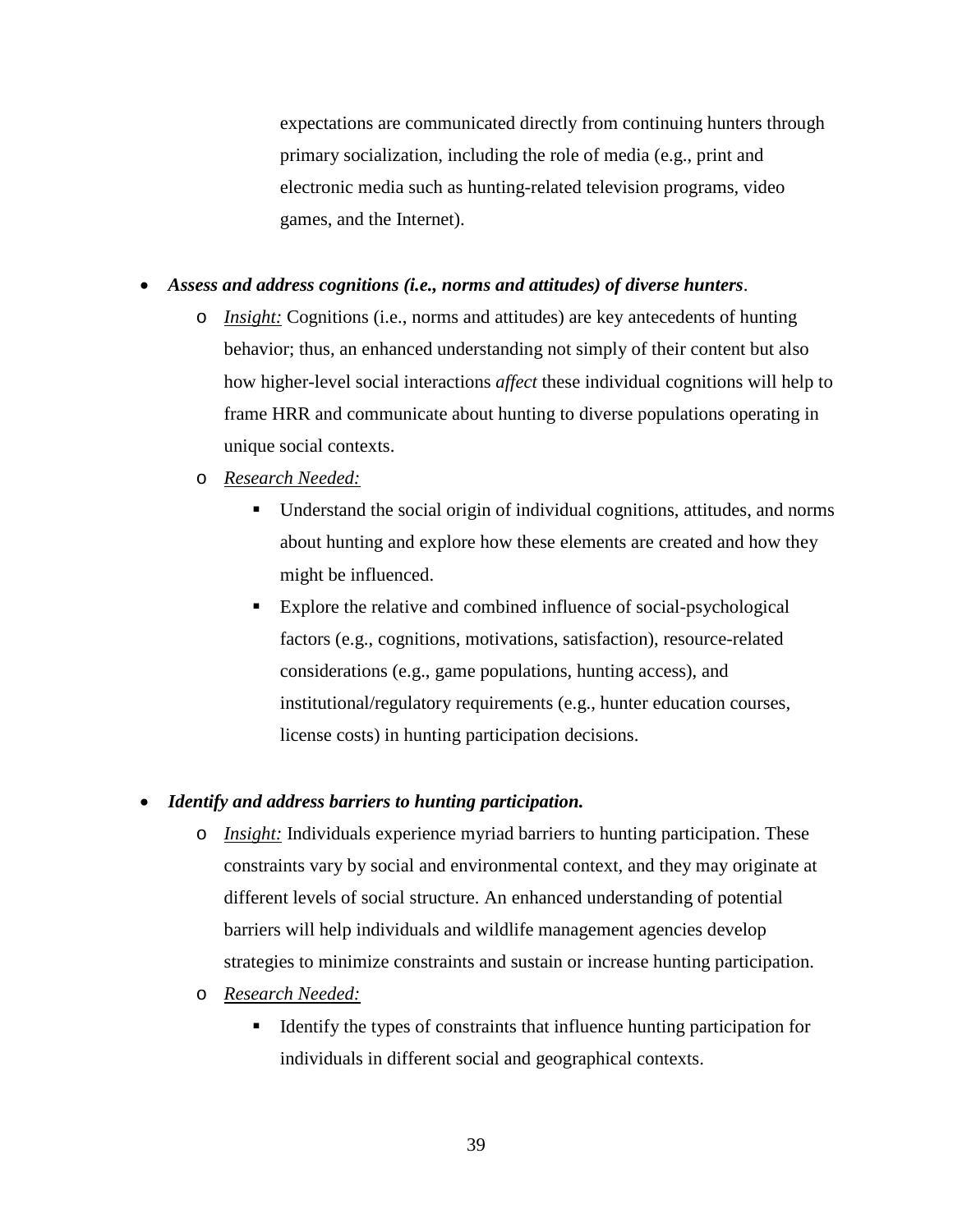expectations are communicated directly from continuing hunters through primary socialization, including the role of media (e.g., print and electronic media such as hunting-related television programs, video games, and the Internet).

- ***Assess and address cognitions (i.e., norms and attitudes) of diverse hunters***.
    - *Insight:* Cognitions (i.e., norms and attitudes) are key antecedents of hunting behavior; thus, an enhanced understanding not simply of their content but also how higher-level social interactions *affect* these individual cognitions will help to frame HRR and communicate about hunting to diverse populations operating in unique social contexts.
    - *Research Needed:*
        - Understand the social origin of individual cognitions, attitudes, and norms about hunting and explore how these elements are created and how they might be influenced.
        - Explore the relative and combined influence of social-psychological factors (e.g., cognitions, motivations, satisfaction), resource-related considerations (e.g., game populations, hunting access), and institutional/regulatory requirements (e.g., hunter education courses, license costs) in hunting participation decisions.

- ***Identify and address barriers to hunting participation.***
    - *Insight:* Individuals experience myriad barriers to hunting participation. These constraints vary by social and environmental context, and they may originate at different levels of social structure. An enhanced understanding of potential barriers will help individuals and wildlife management agencies develop strategies to minimize constraints and sustain or increase hunting participation.
    - *Research Needed:*
        - Identify the types of constraints that influence hunting participation for individuals in different social and geographical contexts.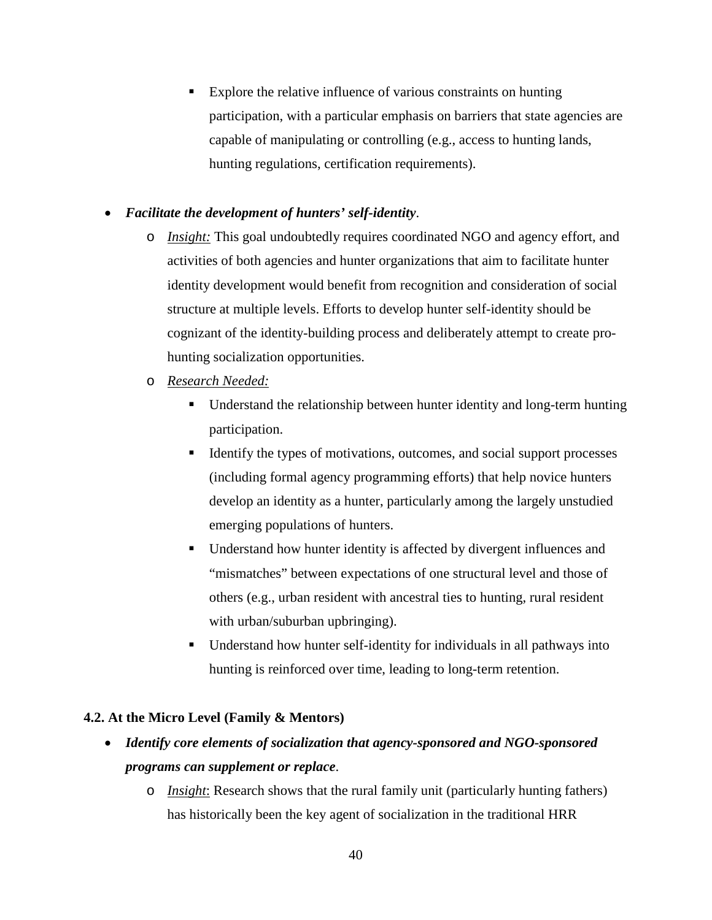- Explore the relative influence of various constraints on hunting participation, with a particular emphasis on barriers that state agencies are capable of manipulating or controlling (e.g., access to hunting lands, hunting regulations, certification requirements).

- ***Facilitate the development of hunters' self-identity***.
    - *Insight:* This goal undoubtedly requires coordinated NGO and agency effort, and activities of both agencies and hunter organizations that aim to facilitate hunter identity development would benefit from recognition and consideration of social structure at multiple levels. Efforts to develop hunter self-identity should be cognizant of the identity-building process and deliberately attempt to create pro-hunting socialization opportunities.
    - *Research Needed:*
        - Understand the relationship between hunter identity and long-term hunting participation.
        - Identify the types of motivations, outcomes, and social support processes (including formal agency programming efforts) that help novice hunters develop an identity as a hunter, particularly among the largely unstudied emerging populations of hunters.
        - Understand how hunter identity is affected by divergent influences and "mismatches" between expectations of one structural level and those of others (e.g., urban resident with ancestral ties to hunting, rural resident with urban/suburban upbringing).
        - Understand how hunter self-identity for individuals in all pathways into hunting is reinforced over time, leading to long-term retention.

### 4.2. At the Micro Level (Family & Mentors)

- ***Identify core elements of socialization that agency-sponsored and NGO-sponsored programs can supplement or replace***.
    - *Insight*: Research shows that the rural family unit (particularly hunting fathers) has historically been the key agent of socialization in the traditional HRR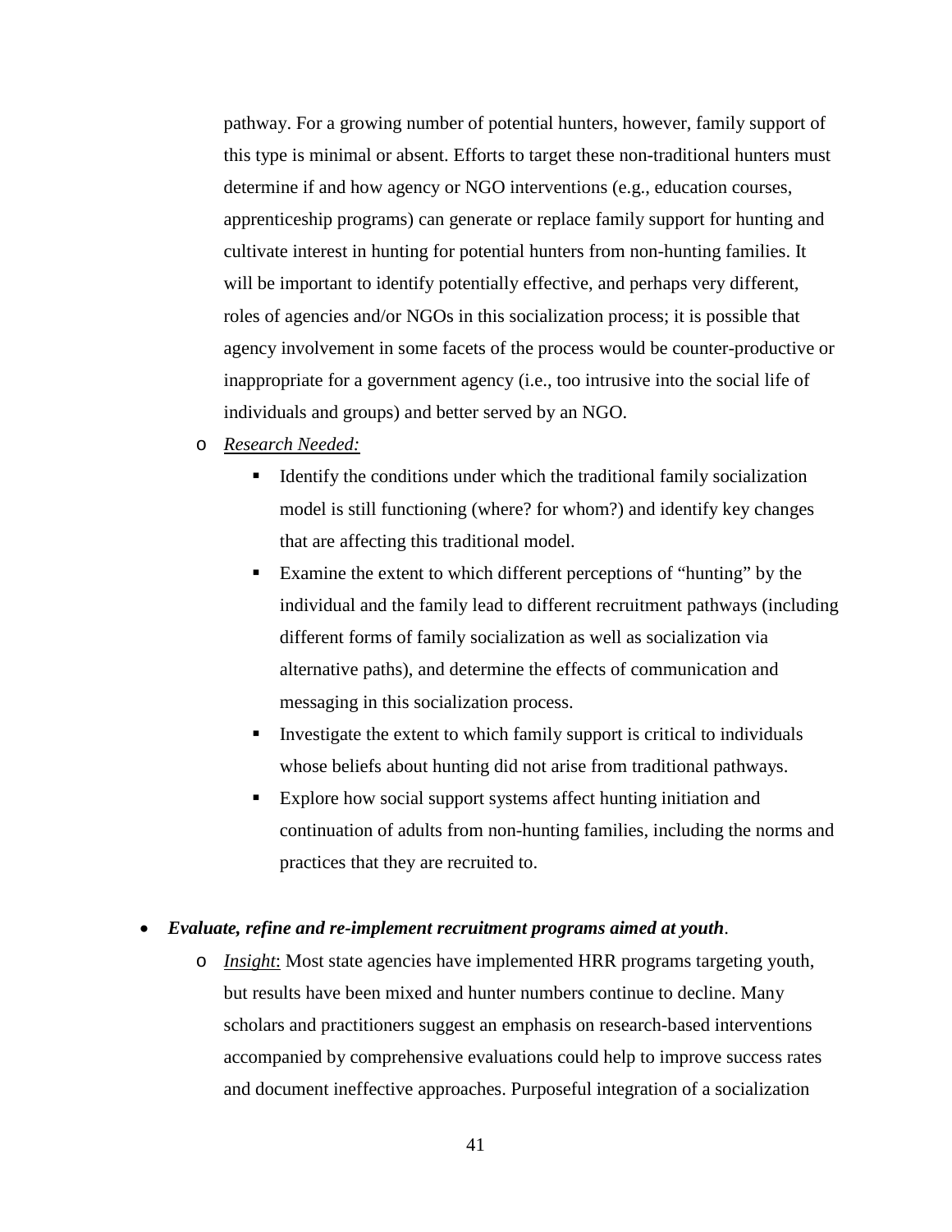pathway. For a growing number of potential hunters, however, family support of this type is minimal or absent. Efforts to target these non-traditional hunters must determine if and how agency or NGO interventions (e.g., education courses, apprenticeship programs) can generate or replace family support for hunting and cultivate interest in hunting for potential hunters from non-hunting families. It will be important to identify potentially effective, and perhaps very different, roles of agencies and/or NGOs in this socialization process; it is possible that agency involvement in some facets of the process would be counter-productive or inappropriate for a government agency (i.e., too intrusive into the social life of individuals and groups) and better served by an NGO.

- *Research Needed:*
  - Identify the conditions under which the traditional family socialization model is still functioning (where? for whom?) and identify key changes that are affecting this traditional model.
  - Examine the extent to which different perceptions of "hunting" by the individual and the family lead to different recruitment pathways (including different forms of family socialization as well as socialization via alternative paths), and determine the effects of communication and messaging in this socialization process.
  - Investigate the extent to which family support is critical to individuals whose beliefs about hunting did not arise from traditional pathways.
  - Explore how social support systems affect hunting initiation and continuation of adults from non-hunting families, including the norms and practices that they are recruited to.

- ***Evaluate, refine and re-implement recruitment programs aimed at youth***.
  - *Insight*: Most state agencies have implemented HRR programs targeting youth, but results have been mixed and hunter numbers continue to decline. Many scholars and practitioners suggest an emphasis on research-based interventions accompanied by comprehensive evaluations could help to improve success rates and document ineffective approaches. Purposeful integration of a socialization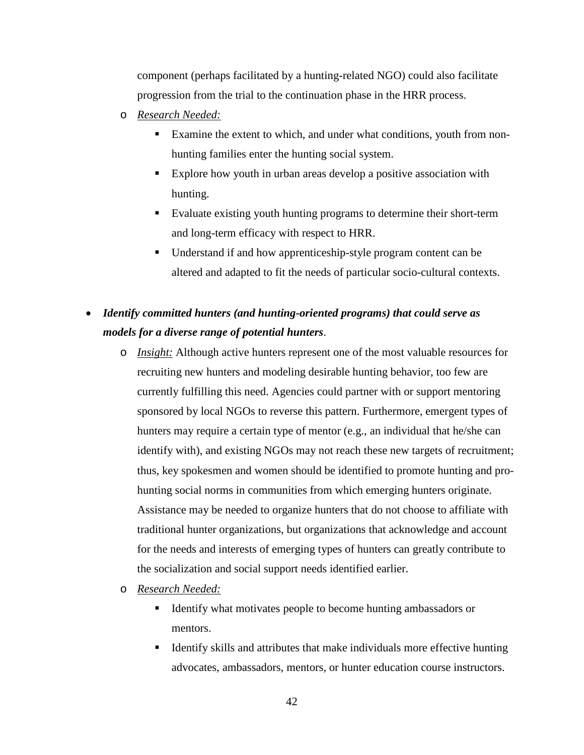component (perhaps facilitated by a hunting-related NGO) could also facilitate progression from the trial to the continuation phase in the HRR process.

- *Research Needed:*
  - Examine the extent to which, and under what conditions, youth from non-hunting families enter the hunting social system.
  - Explore how youth in urban areas develop a positive association with hunting.
  - Evaluate existing youth hunting programs to determine their short-term and long-term efficacy with respect to HRR.
  - Understand if and how apprenticeship-style program content can be altered and adapted to fit the needs of particular socio-cultural contexts.

- ***Identify committed hunters (and hunting-oriented programs) that could serve as models for a diverse range of potential hunters*.**
  - *Insight:* Although active hunters represent one of the most valuable resources for recruiting new hunters and modeling desirable hunting behavior, too few are currently fulfilling this need. Agencies could partner with or support mentoring sponsored by local NGOs to reverse this pattern. Furthermore, emergent types of hunters may require a certain type of mentor (e.g., an individual that he/she can identify with), and existing NGOs may not reach these new targets of recruitment; thus, key spokesmen and women should be identified to promote hunting and pro-hunting social norms in communities from which emerging hunters originate. Assistance may be needed to organize hunters that do not choose to affiliate with traditional hunter organizations, but organizations that acknowledge and account for the needs and interests of emerging types of hunters can greatly contribute to the socialization and social support needs identified earlier.
  - *Research Needed:*
    - Identify what motivates people to become hunting ambassadors or mentors.
    - Identify skills and attributes that make individuals more effective hunting advocates, ambassadors, mentors, or hunter education course instructors.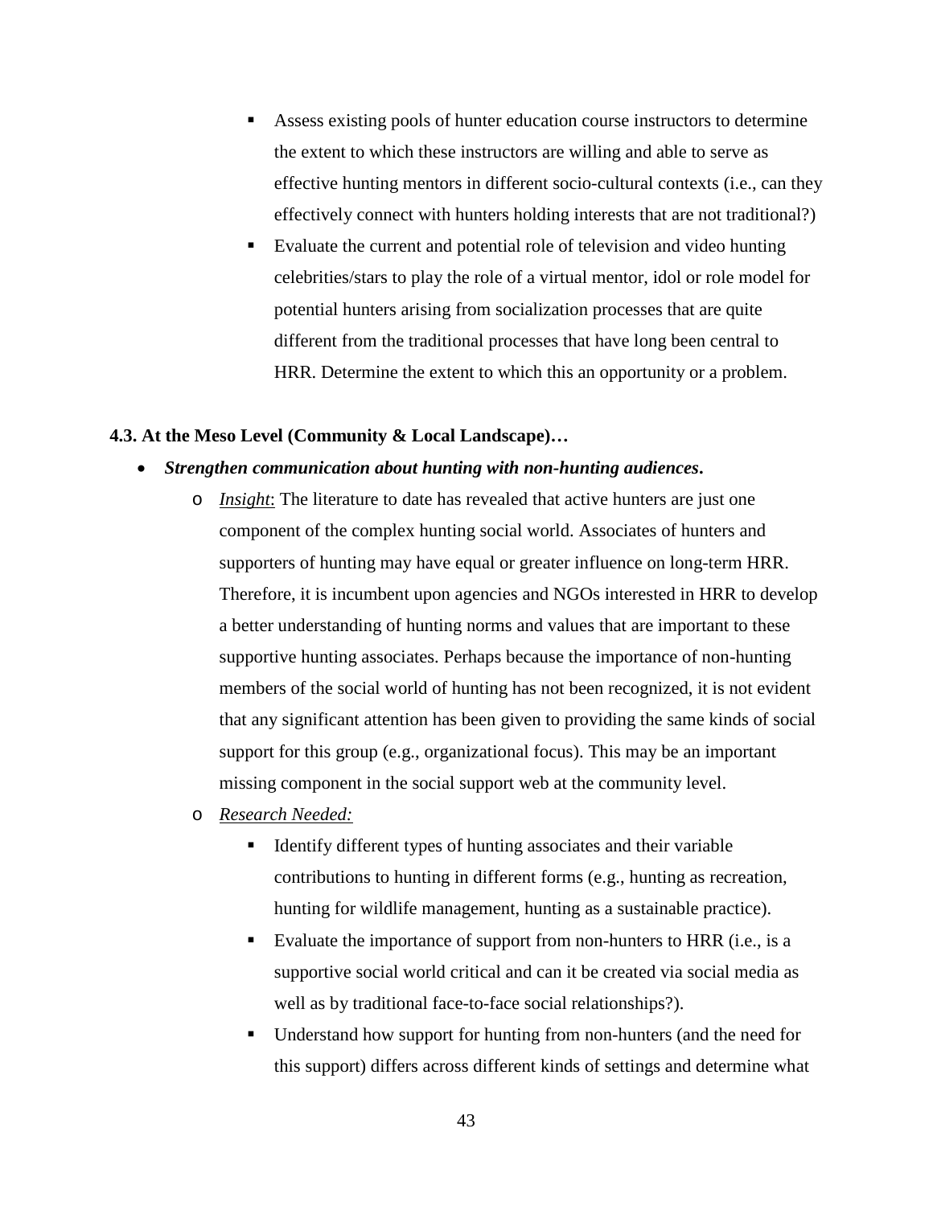- Assess existing pools of hunter education course instructors to determine the extent to which these instructors are willing and able to serve as effective hunting mentors in different socio-cultural contexts (i.e., can they effectively connect with hunters holding interests that are not traditional?)
- Evaluate the current and potential role of television and video hunting celebrities/stars to play the role of a virtual mentor, idol or role model for potential hunters arising from socialization processes that are quite different from the traditional processes that have long been central to HRR. Determine the extent to which this an opportunity or a problem.

**4.3. At the Meso Level (Community & Local Landscape)…**

- ***Strengthen communication about hunting with non-hunting audiences.***
  - *Insight*: The literature to date has revealed that active hunters are just one component of the complex hunting social world. Associates of hunters and supporters of hunting may have equal or greater influence on long-term HRR. Therefore, it is incumbent upon agencies and NGOs interested in HRR to develop a better understanding of hunting norms and values that are important to these supportive hunting associates. Perhaps because the importance of non-hunting members of the social world of hunting has not been recognized, it is not evident that any significant attention has been given to providing the same kinds of social support for this group (e.g., organizational focus). This may be an important missing component in the social support web at the community level.
  - *Research Needed:*
    - Identify different types of hunting associates and their variable contributions to hunting in different forms (e.g., hunting as recreation, hunting for wildlife management, hunting as a sustainable practice).
    - Evaluate the importance of support from non-hunters to HRR (i.e., is a supportive social world critical and can it be created via social media as well as by traditional face-to-face social relationships?).
    - Understand how support for hunting from non-hunters (and the need for this support) differs across different kinds of settings and determine what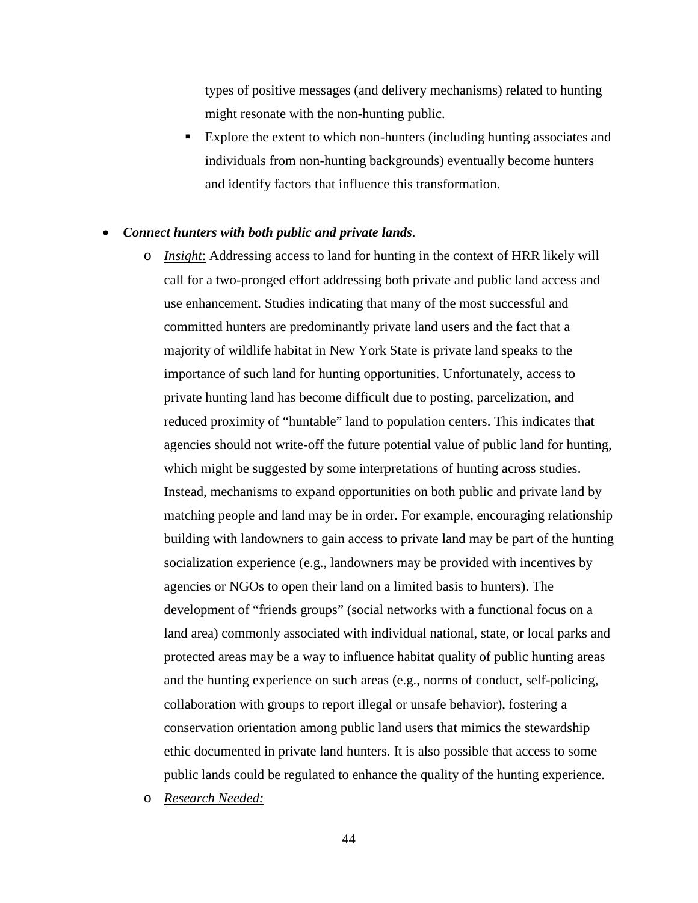types of positive messages (and delivery mechanisms) related to hunting might resonate with the non-hunting public.

        - Explore the extent to which non-hunters (including hunting associates and individuals from non-hunting backgrounds) eventually become hunters and identify factors that influence this transformation.

- ***Connect hunters with both public and private lands***.
    - *Insight*: Addressing access to land for hunting in the context of HRR likely will call for a two-pronged effort addressing both private and public land access and use enhancement. Studies indicating that many of the most successful and committed hunters are predominantly private land users and the fact that a majority of wildlife habitat in New York State is private land speaks to the importance of such land for hunting opportunities. Unfortunately, access to private hunting land has become difficult due to posting, parcelization, and reduced proximity of "huntable" land to population centers. This indicates that agencies should not write-off the future potential value of public land for hunting, which might be suggested by some interpretations of hunting across studies. Instead, mechanisms to expand opportunities on both public and private land by matching people and land may be in order. For example, encouraging relationship building with landowners to gain access to private land may be part of the hunting socialization experience (e.g., landowners may be provided with incentives by agencies or NGOs to open their land on a limited basis to hunters). The development of "friends groups" (social networks with a functional focus on a land area) commonly associated with individual national, state, or local parks and protected areas may be a way to influence habitat quality of public hunting areas and the hunting experience on such areas (e.g., norms of conduct, self-policing, collaboration with groups to report illegal or unsafe behavior), fostering a conservation orientation among public land users that mimics the stewardship ethic documented in private land hunters. It is also possible that access to some public lands could be regulated to enhance the quality of the hunting experience.
    - *Research Needed:*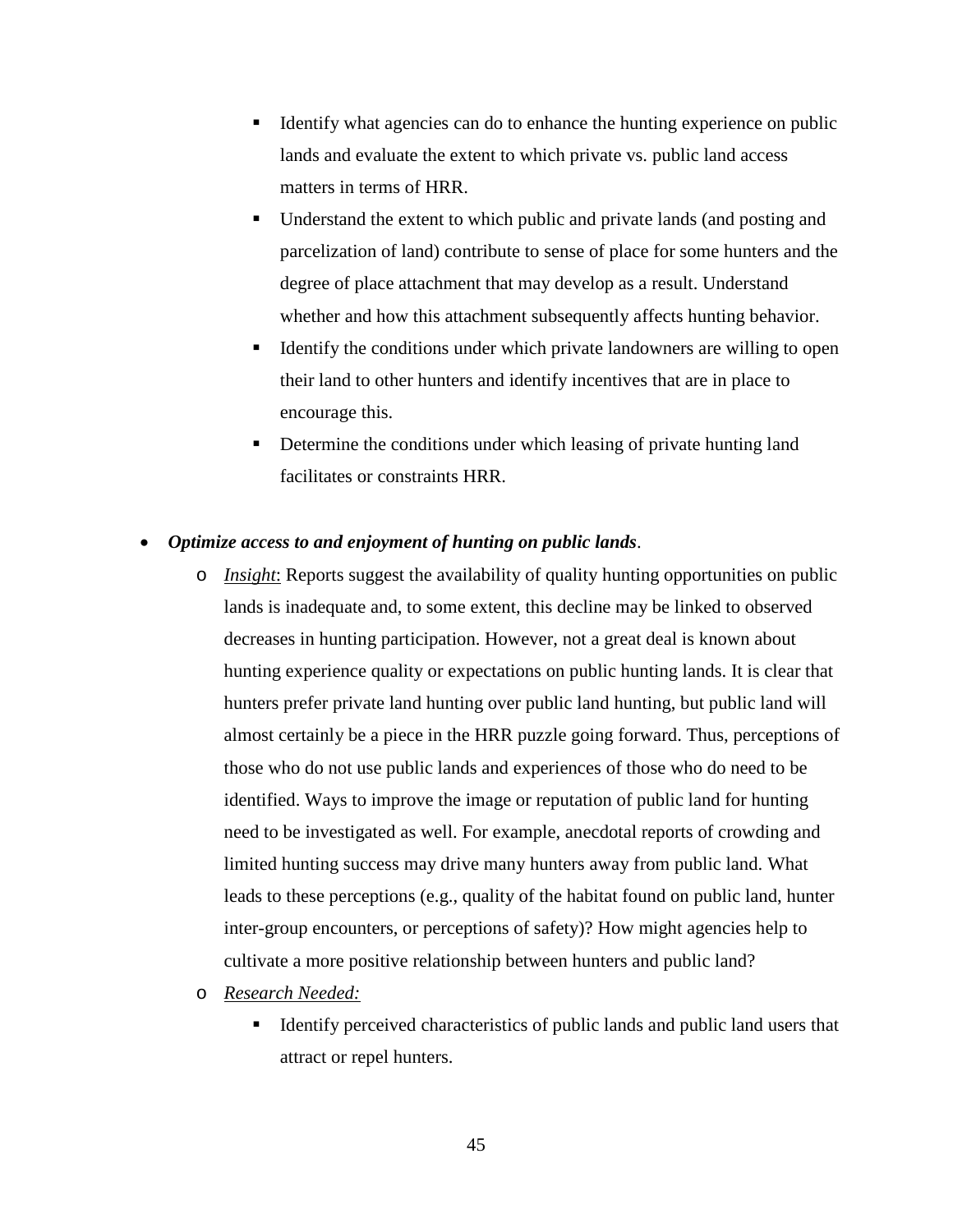- Identify what agencies can do to enhance the hunting experience on public lands and evaluate the extent to which private vs. public land access matters in terms of HRR.
    - Understand the extent to which public and private lands (and posting and parcelization of land) contribute to sense of place for some hunters and the degree of place attachment that may develop as a result. Understand whether and how this attachment subsequently affects hunting behavior.
    - Identify the conditions under which private landowners are willing to open their land to other hunters and identify incentives that are in place to encourage this.
    - Determine the conditions under which leasing of private hunting land facilitates or constraints HRR.

- ***Optimize access to and enjoyment of hunting on public lands***.
  - *Insight*: Reports suggest the availability of quality hunting opportunities on public lands is inadequate and, to some extent, this decline may be linked to observed decreases in hunting participation. However, not a great deal is known about hunting experience quality or expectations on public hunting lands. It is clear that hunters prefer private land hunting over public land hunting, but public land will almost certainly be a piece in the HRR puzzle going forward. Thus, perceptions of those who do not use public lands and experiences of those who do need to be identified. Ways to improve the image or reputation of public land for hunting need to be investigated as well. For example, anecdotal reports of crowding and limited hunting success may drive many hunters away from public land. What leads to these perceptions (e.g., quality of the habitat found on public land, hunter inter-group encounters, or perceptions of safety)? How might agencies help to cultivate a more positive relationship between hunters and public land?
  - *Research Needed:*
    - Identify perceived characteristics of public lands and public land users that attract or repel hunters.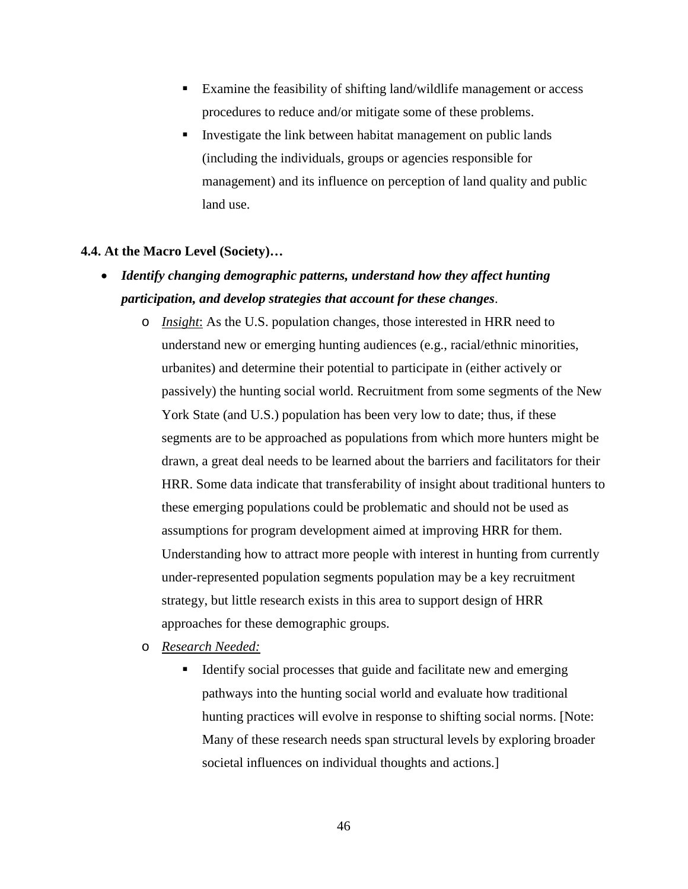- Examine the feasibility of shifting land/wildlife management or access procedures to reduce and/or mitigate some of these problems.
    - Investigate the link between habitat management on public lands (including the individuals, groups or agencies responsible for management) and its influence on perception of land quality and public land use.

**4.4. At the Macro Level (Society)…**

- ***Identify changing demographic patterns, understand how they affect hunting participation, and develop strategies that account for these changes***.
  - *Insight*: As the U.S. population changes, those interested in HRR need to understand new or emerging hunting audiences (e.g., racial/ethnic minorities, urbanites) and determine their potential to participate in (either actively or passively) the hunting social world. Recruitment from some segments of the New York State (and U.S.) population has been very low to date; thus, if these segments are to be approached as populations from which more hunters might be drawn, a great deal needs to be learned about the barriers and facilitators for their HRR. Some data indicate that transferability of insight about traditional hunters to these emerging populations could be problematic and should not be used as assumptions for program development aimed at improving HRR for them. Understanding how to attract more people with interest in hunting from currently under-represented population segments population may be a key recruitment strategy, but little research exists in this area to support design of HRR approaches for these demographic groups.
  - *Research Needed:*
    - Identify social processes that guide and facilitate new and emerging pathways into the hunting social world and evaluate how traditional hunting practices will evolve in response to shifting social norms. [Note: Many of these research needs span structural levels by exploring broader societal influences on individual thoughts and actions.]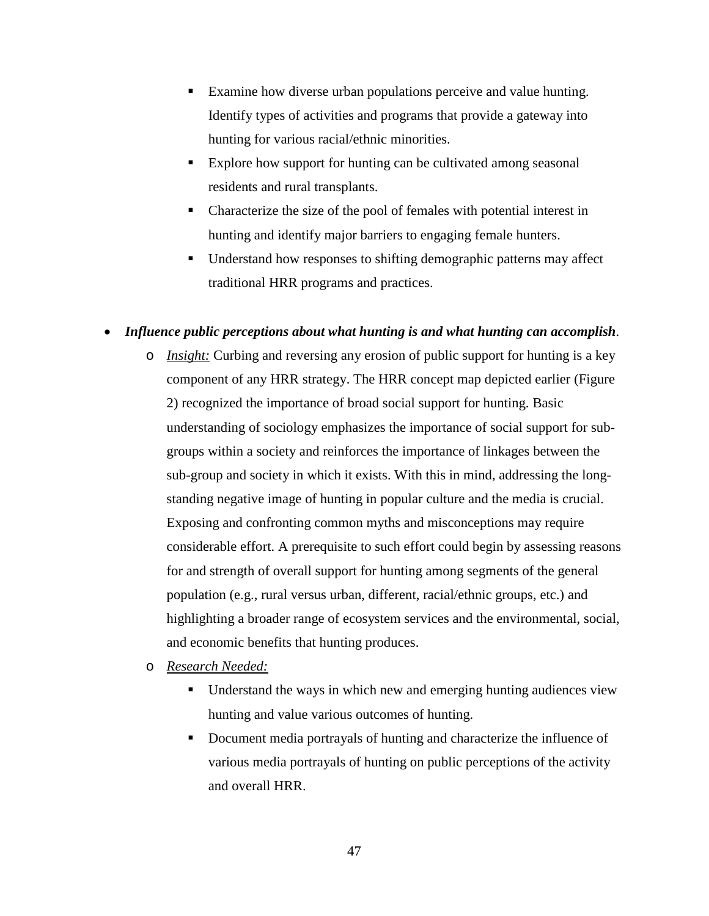- Examine how diverse urban populations perceive and value hunting. Identify types of activities and programs that provide a gateway into hunting for various racial/ethnic minorities.
    - Explore how support for hunting can be cultivated among seasonal residents and rural transplants.
    - Characterize the size of the pool of females with potential interest in hunting and identify major barriers to engaging female hunters.
    - Understand how responses to shifting demographic patterns may affect traditional HRR programs and practices.

- ***Influence public perceptions about what hunting is and what hunting can accomplish***.
  - *Insight:* Curbing and reversing any erosion of public support for hunting is a key component of any HRR strategy. The HRR concept map depicted earlier (Figure 2) recognized the importance of broad social support for hunting. Basic understanding of sociology emphasizes the importance of social support for sub-groups within a society and reinforces the importance of linkages between the sub-group and society in which it exists. With this in mind, addressing the long-standing negative image of hunting in popular culture and the media is crucial. Exposing and confronting common myths and misconceptions may require considerable effort. A prerequisite to such effort could begin by assessing reasons for and strength of overall support for hunting among segments of the general population (e.g., rural versus urban, different, racial/ethnic groups, etc.) and highlighting a broader range of ecosystem services and the environmental, social, and economic benefits that hunting produces.
  - *Research Needed:*
    - Understand the ways in which new and emerging hunting audiences view hunting and value various outcomes of hunting.
    - Document media portrayals of hunting and characterize the influence of various media portrayals of hunting on public perceptions of the activity and overall HRR.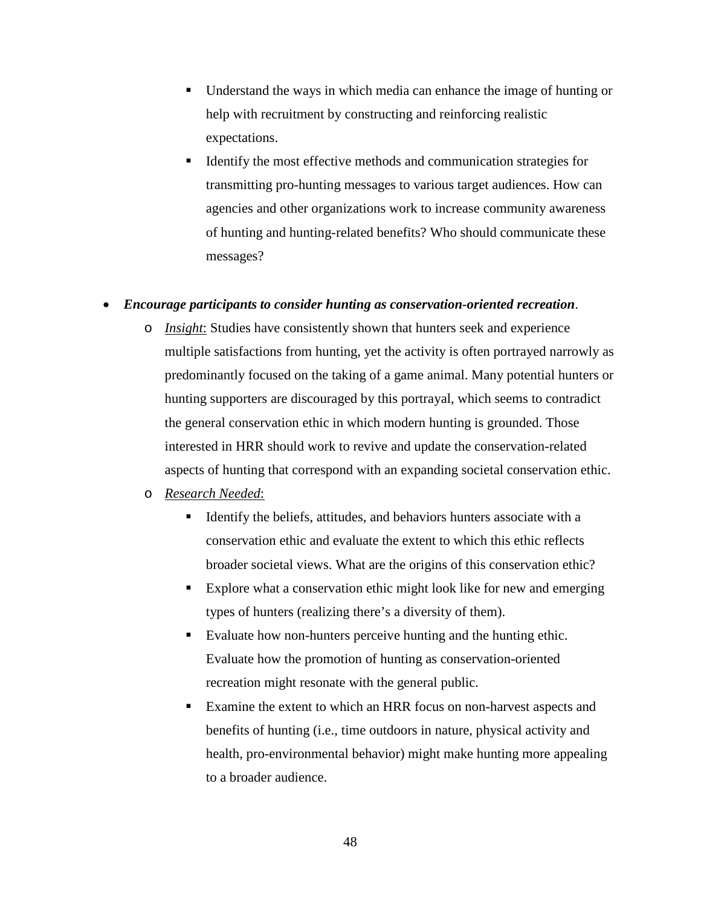- Understand the ways in which media can enhance the image of hunting or help with recruitment by constructing and reinforcing realistic expectations.
    - Identify the most effective methods and communication strategies for transmitting pro-hunting messages to various target audiences. How can agencies and other organizations work to increase community awareness of hunting and hunting-related benefits? Who should communicate these messages?

- ***Encourage participants to consider hunting as conservation-oriented recreation***.
  - *Insight*: Studies have consistently shown that hunters seek and experience multiple satisfactions from hunting, yet the activity is often portrayed narrowly as predominantly focused on the taking of a game animal. Many potential hunters or hunting supporters are discouraged by this portrayal, which seems to contradict the general conservation ethic in which modern hunting is grounded. Those interested in HRR should work to revive and update the conservation-related aspects of hunting that correspond with an expanding societal conservation ethic.
  - *Research Needed*:
    - Identify the beliefs, attitudes, and behaviors hunters associate with a conservation ethic and evaluate the extent to which this ethic reflects broader societal views. What are the origins of this conservation ethic?
    - Explore what a conservation ethic might look like for new and emerging types of hunters (realizing there's a diversity of them).
    - Evaluate how non-hunters perceive hunting and the hunting ethic. Evaluate how the promotion of hunting as conservation-oriented recreation might resonate with the general public.
    - Examine the extent to which an HRR focus on non-harvest aspects and benefits of hunting (i.e., time outdoors in nature, physical activity and health, pro-environmental behavior) might make hunting more appealing to a broader audience.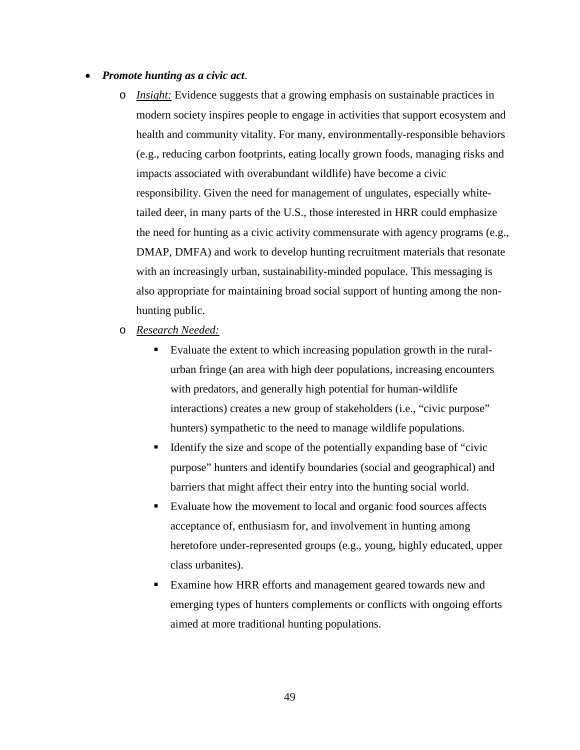- ***Promote hunting as a civic act*.**
    - *Insight:* Evidence suggests that a growing emphasis on sustainable practices in modern society inspires people to engage in activities that support ecosystem and health and community vitality. For many, environmentally-responsible behaviors (e.g., reducing carbon footprints, eating locally grown foods, managing risks and impacts associated with overabundant wildlife) have become a civic responsibility. Given the need for management of ungulates, especially white-tailed deer, in many parts of the U.S., those interested in HRR could emphasize the need for hunting as a civic activity commensurate with agency programs (e.g., DMAP, DMFA) and work to develop hunting recruitment materials that resonate with an increasingly urban, sustainability-minded populace. This messaging is also appropriate for maintaining broad social support of hunting among the non-hunting public.
    - *Research Needed:*
        - Evaluate the extent to which increasing population growth in the rural-urban fringe (an area with high deer populations, increasing encounters with predators, and generally high potential for human-wildlife interactions) creates a new group of stakeholders (i.e., "civic purpose" hunters) sympathetic to the need to manage wildlife populations.
        - Identify the size and scope of the potentially expanding base of "civic purpose" hunters and identify boundaries (social and geographical) and barriers that might affect their entry into the hunting social world.
        - Evaluate how the movement to local and organic food sources affects acceptance of, enthusiasm for, and involvement in hunting among heretofore under-represented groups (e.g., young, highly educated, upper class urbanites).
        - Examine how HRR efforts and management geared towards new and emerging types of hunters complements or conflicts with ongoing efforts aimed at more traditional hunting populations.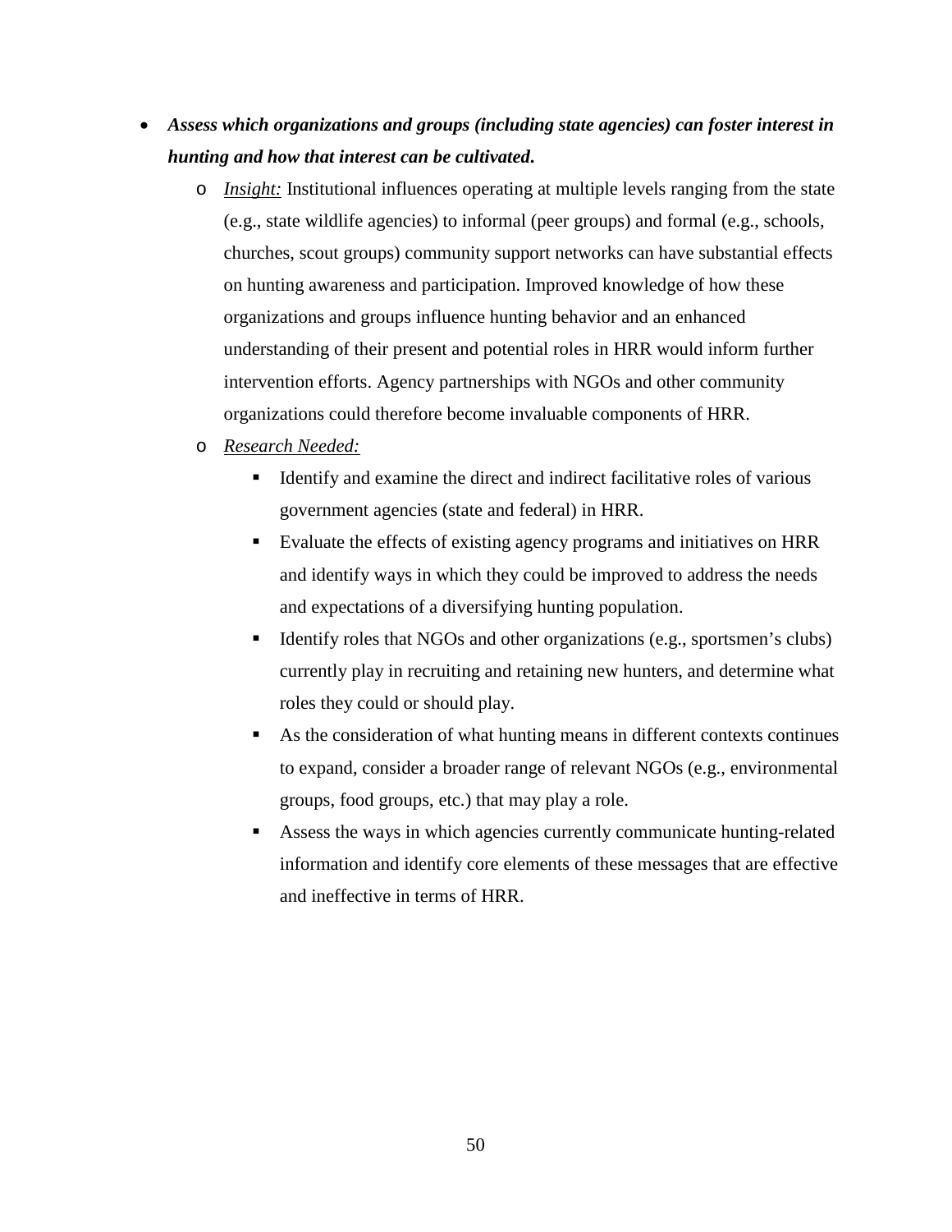- ***Assess which organizations and groups (including state agencies) can foster interest in hunting and how that interest can be cultivated.***
    - *Insight:* Institutional influences operating at multiple levels ranging from the state (e.g., state wildlife agencies) to informal (peer groups) and formal (e.g., schools, churches, scout groups) community support networks can have substantial effects on hunting awareness and participation. Improved knowledge of how these organizations and groups influence hunting behavior and an enhanced understanding of their present and potential roles in HRR would inform further intervention efforts. Agency partnerships with NGOs and other community organizations could therefore become invaluable components of HRR.
    - *Research Needed:*
        - Identify and examine the direct and indirect facilitative roles of various government agencies (state and federal) in HRR.
        - Evaluate the effects of existing agency programs and initiatives on HRR and identify ways in which they could be improved to address the needs and expectations of a diversifying hunting population.
        - Identify roles that NGOs and other organizations (e.g., sportsmen's clubs) currently play in recruiting and retaining new hunters, and determine what roles they could or should play.
        - As the consideration of what hunting means in different contexts continues to expand, consider a broader range of relevant NGOs (e.g., environmental groups, food groups, etc.) that may play a role.
        - Assess the ways in which agencies currently communicate hunting-related information and identify core elements of these messages that are effective and ineffective in terms of HRR.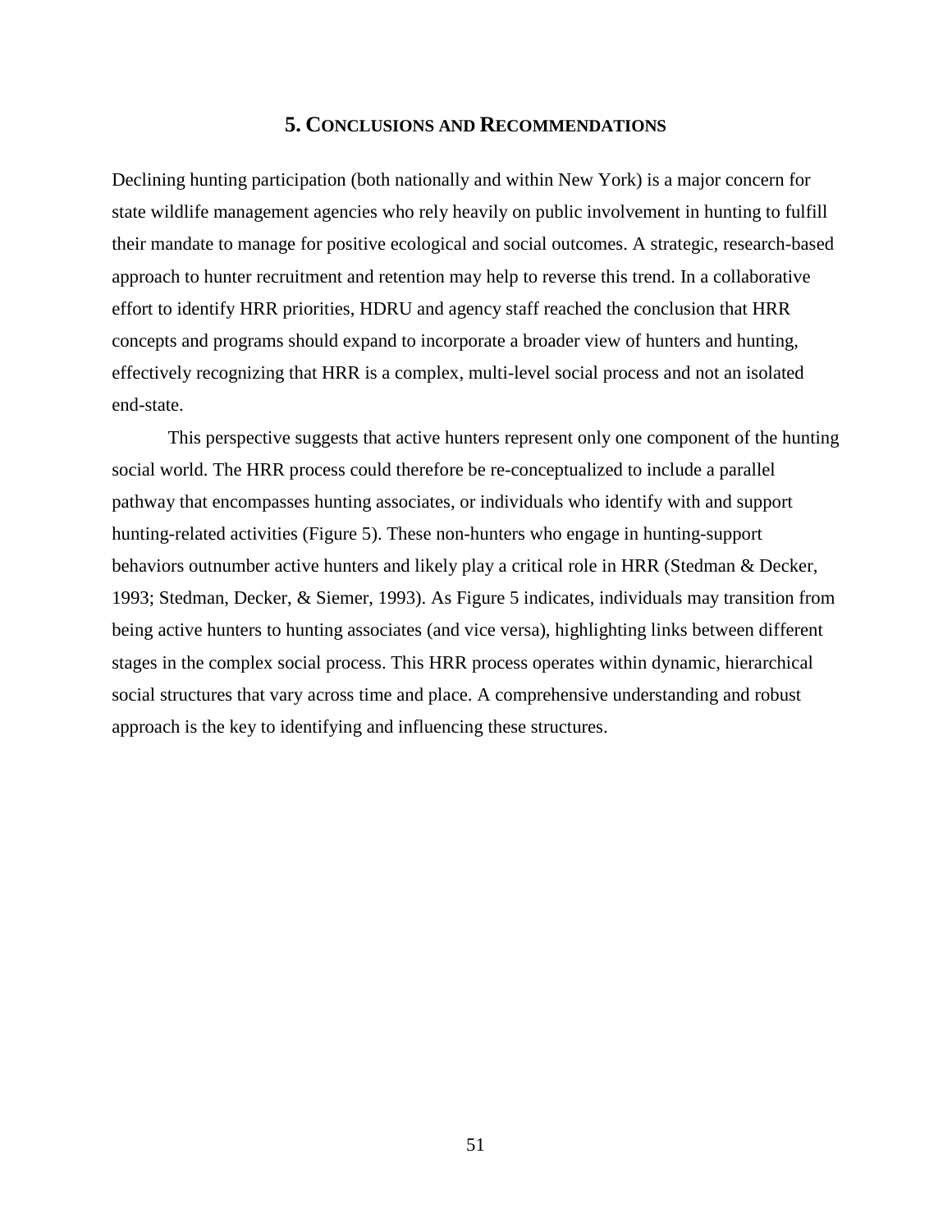# 5. Conclusions and Recommendations

Declining hunting participation (both nationally and within New York) is a major concern for state wildlife management agencies who rely heavily on public involvement in hunting to fulfill their mandate to manage for positive ecological and social outcomes. A strategic, research-based approach to hunter recruitment and retention may help to reverse this trend. In a collaborative effort to identify HRR priorities, HDRU and agency staff reached the conclusion that HRR concepts and programs should expand to incorporate a broader view of hunters and hunting, effectively recognizing that HRR is a complex, multi-level social process and not an isolated end-state.

This perspective suggests that active hunters represent only one component of the hunting social world. The HRR process could therefore be re-conceptualized to include a parallel pathway that encompasses hunting associates, or individuals who identify with and support hunting-related activities (Figure 5). These non-hunters who engage in hunting-support behaviors outnumber active hunters and likely play a critical role in HRR (Stedman & Decker, 1993; Stedman, Decker, & Siemer, 1993). As Figure 5 indicates, individuals may transition from being active hunters to hunting associates (and vice versa), highlighting links between different stages in the complex social process. This HRR process operates within dynamic, hierarchical social structures that vary across time and place. A comprehensive understanding and robust approach is the key to identifying and influencing these structures.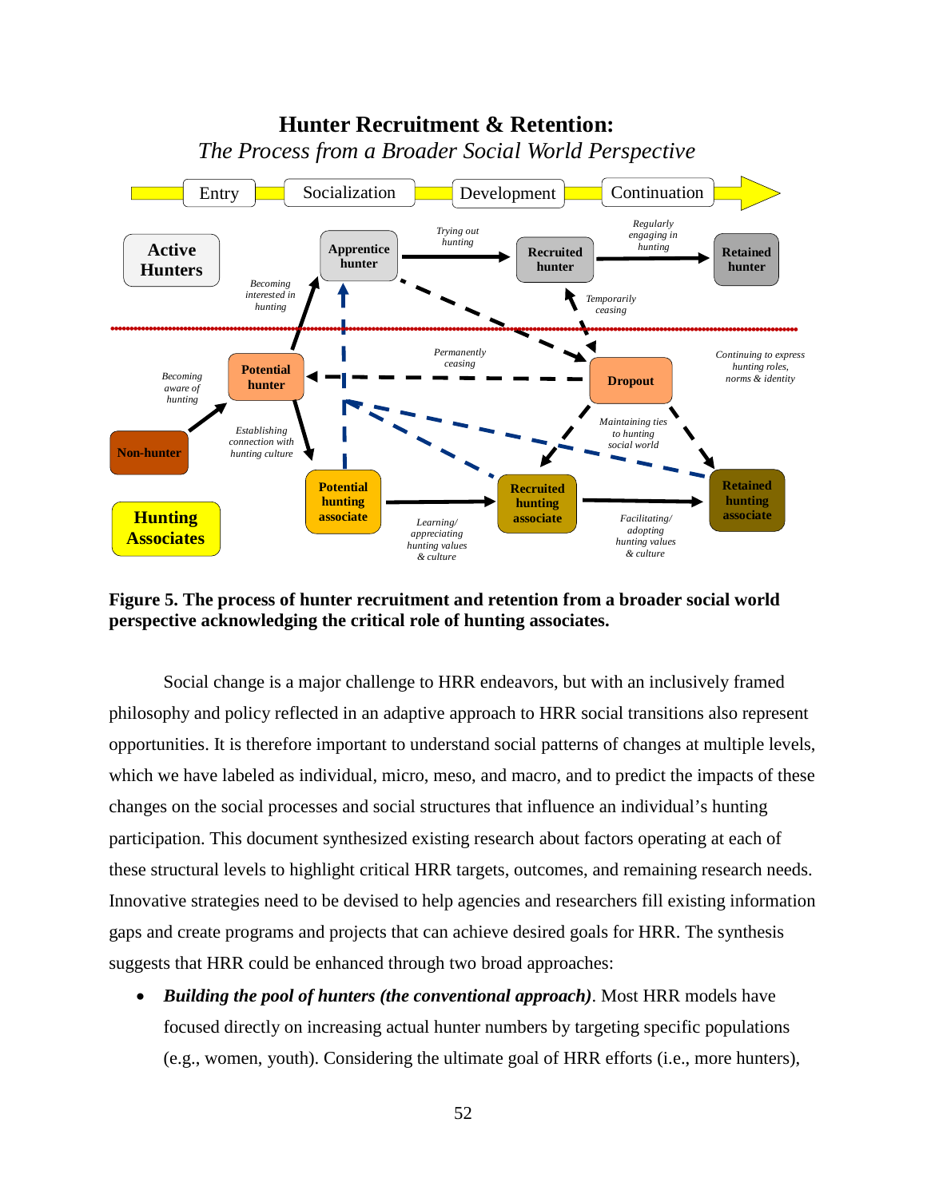**Hunter Recruitment & Retention:**
*The Process from a Broader Social World Perspective*

**Figure 5. The process of hunter recruitment and retention from a broader social world perspective acknowledging the critical role of hunting associates.**

Social change is a major challenge to HRR endeavors, but with an inclusively framed philosophy and policy reflected in an adaptive approach to HRR social transitions also represent opportunities. It is therefore important to understand social patterns of changes at multiple levels, which we have labeled as individual, micro, meso, and macro, and to predict the impacts of these changes on the social processes and social structures that influence an individual's hunting participation. This document synthesized existing research about factors operating at each of these structural levels to highlight critical HRR targets, outcomes, and remaining research needs. Innovative strategies need to be devised to help agencies and researchers fill existing information gaps and create programs and projects that can achieve desired goals for HRR. The synthesis suggests that HRR could be enhanced through two broad approaches:

- ***Building the pool of hunters (the conventional approach)***. Most HRR models have focused directly on increasing actual hunter numbers by targeting specific populations (e.g., women, youth). Considering the ultimate goal of HRR efforts (i.e., more hunters),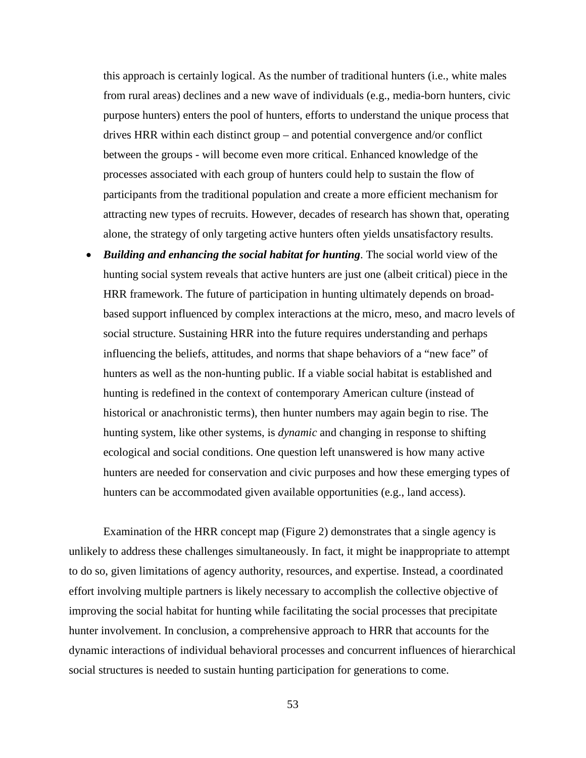this approach is certainly logical. As the number of traditional hunters (i.e., white males from rural areas) declines and a new wave of individuals (e.g., media-born hunters, civic purpose hunters) enters the pool of hunters, efforts to understand the unique process that drives HRR within each distinct group – and potential convergence and/or conflict between the groups - will become even more critical. Enhanced knowledge of the processes associated with each group of hunters could help to sustain the flow of participants from the traditional population and create a more efficient mechanism for attracting new types of recruits. However, decades of research has shown that, operating alone, the strategy of only targeting active hunters often yields unsatisfactory results.

- ***Building and enhancing the social habitat for hunting***. The social world view of the hunting social system reveals that active hunters are just one (albeit critical) piece in the HRR framework. The future of participation in hunting ultimately depends on broad-based support influenced by complex interactions at the micro, meso, and macro levels of social structure. Sustaining HRR into the future requires understanding and perhaps influencing the beliefs, attitudes, and norms that shape behaviors of a "new face" of hunters as well as the non-hunting public. If a viable social habitat is established and hunting is redefined in the context of contemporary American culture (instead of historical or anachronistic terms), then hunter numbers may again begin to rise. The hunting system, like other systems, is *dynamic* and changing in response to shifting ecological and social conditions. One question left unanswered is how many active hunters are needed for conservation and civic purposes and how these emerging types of hunters can be accommodated given available opportunities (e.g., land access).

Examination of the HRR concept map (Figure 2) demonstrates that a single agency is unlikely to address these challenges simultaneously. In fact, it might be inappropriate to attempt to do so, given limitations of agency authority, resources, and expertise. Instead, a coordinated effort involving multiple partners is likely necessary to accomplish the collective objective of improving the social habitat for hunting while facilitating the social processes that precipitate hunter involvement. In conclusion, a comprehensive approach to HRR that accounts for the dynamic interactions of individual behavioral processes and concurrent influences of hierarchical social structures is needed to sustain hunting participation for generations to come.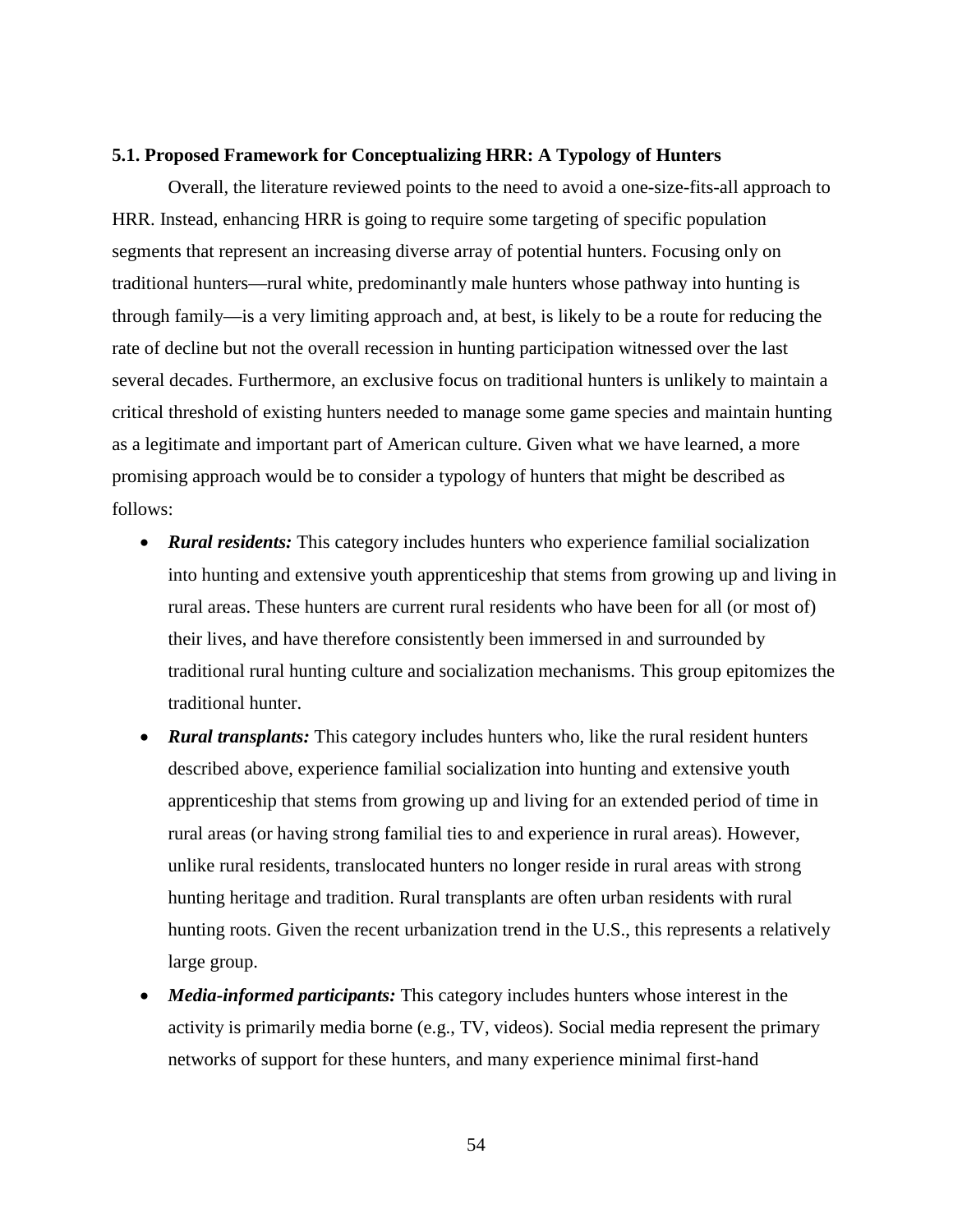### 5.1. Proposed Framework for Conceptualizing HRR: A Typology of Hunters

Overall, the literature reviewed points to the need to avoid a one-size-fits-all approach to HRR. Instead, enhancing HRR is going to require some targeting of specific population segments that represent an increasing diverse array of potential hunters. Focusing only on traditional hunters—rural white, predominantly male hunters whose pathway into hunting is through family—is a very limiting approach and, at best, is likely to be a route for reducing the rate of decline but not the overall recession in hunting participation witnessed over the last several decades. Furthermore, an exclusive focus on traditional hunters is unlikely to maintain a critical threshold of existing hunters needed to manage some game species and maintain hunting as a legitimate and important part of American culture. Given what we have learned, a more promising approach would be to consider a typology of hunters that might be described as follows:

- ***Rural residents:*** This category includes hunters who experience familial socialization into hunting and extensive youth apprenticeship that stems from growing up and living in rural areas. These hunters are current rural residents who have been for all (or most of) their lives, and have therefore consistently been immersed in and surrounded by traditional rural hunting culture and socialization mechanisms. This group epitomizes the traditional hunter.
- ***Rural transplants:*** This category includes hunters who, like the rural resident hunters described above, experience familial socialization into hunting and extensive youth apprenticeship that stems from growing up and living for an extended period of time in rural areas (or having strong familial ties to and experience in rural areas). However, unlike rural residents, translocated hunters no longer reside in rural areas with strong hunting heritage and tradition. Rural transplants are often urban residents with rural hunting roots. Given the recent urbanization trend in the U.S., this represents a relatively large group.
- ***Media-informed participants:*** This category includes hunters whose interest in the activity is primarily media borne (e.g., TV, videos). Social media represent the primary networks of support for these hunters, and many experience minimal first-hand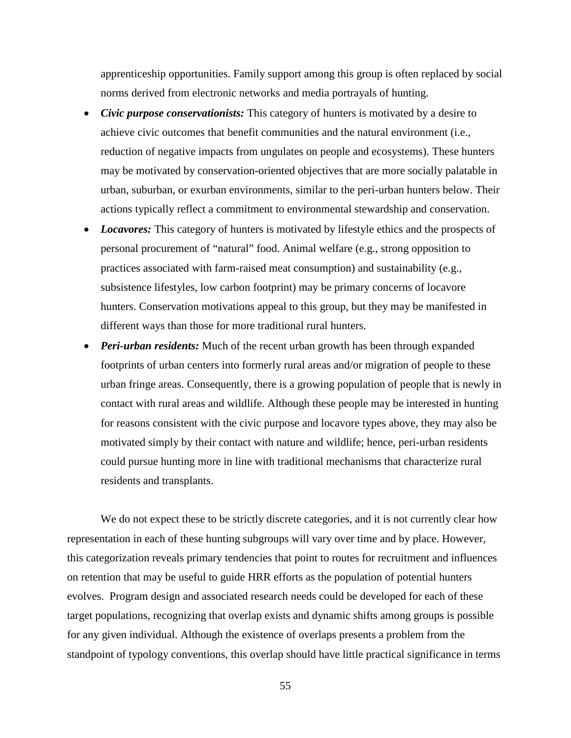apprenticeship opportunities. Family support among this group is often replaced by social norms derived from electronic networks and media portrayals of hunting.

- ***Civic purpose conservationists:*** This category of hunters is motivated by a desire to achieve civic outcomes that benefit communities and the natural environment (i.e., reduction of negative impacts from ungulates on people and ecosystems). These hunters may be motivated by conservation-oriented objectives that are more socially palatable in urban, suburban, or exurban environments, similar to the peri-urban hunters below. Their actions typically reflect a commitment to environmental stewardship and conservation.
- ***Locavores:*** This category of hunters is motivated by lifestyle ethics and the prospects of personal procurement of "natural" food. Animal welfare (e.g., strong opposition to practices associated with farm-raised meat consumption) and sustainability (e.g., subsistence lifestyles, low carbon footprint) may be primary concerns of locavore hunters. Conservation motivations appeal to this group, but they may be manifested in different ways than those for more traditional rural hunters.
- ***Peri-urban residents:*** Much of the recent urban growth has been through expanded footprints of urban centers into formerly rural areas and/or migration of people to these urban fringe areas. Consequently, there is a growing population of people that is newly in contact with rural areas and wildlife. Although these people may be interested in hunting for reasons consistent with the civic purpose and locavore types above, they may also be motivated simply by their contact with nature and wildlife; hence, peri-urban residents could pursue hunting more in line with traditional mechanisms that characterize rural residents and transplants.

We do not expect these to be strictly discrete categories, and it is not currently clear how representation in each of these hunting subgroups will vary over time and by place. However, this categorization reveals primary tendencies that point to routes for recruitment and influences on retention that may be useful to guide HRR efforts as the population of potential hunters evolves. Program design and associated research needs could be developed for each of these target populations, recognizing that overlap exists and dynamic shifts among groups is possible for any given individual. Although the existence of overlaps presents a problem from the standpoint of typology conventions, this overlap should have little practical significance in terms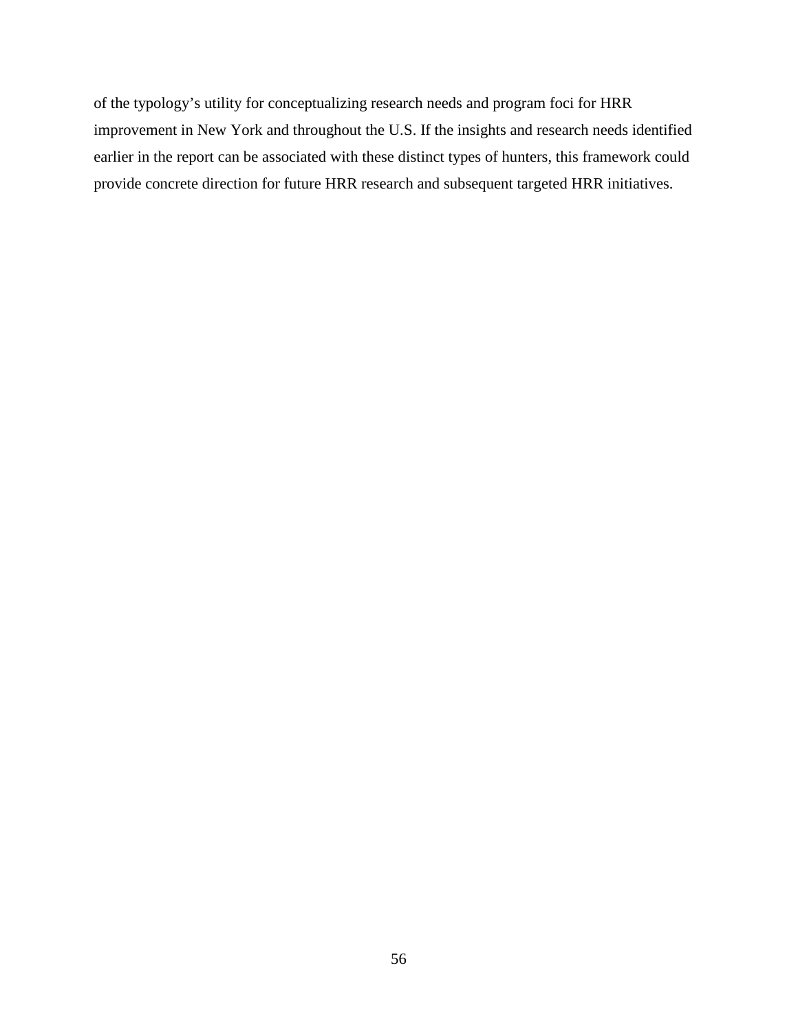of the typology's utility for conceptualizing research needs and program foci for HRR improvement in New York and throughout the U.S. If the insights and research needs identified earlier in the report can be associated with these distinct types of hunters, this framework could provide concrete direction for future HRR research and subsequent targeted HRR initiatives.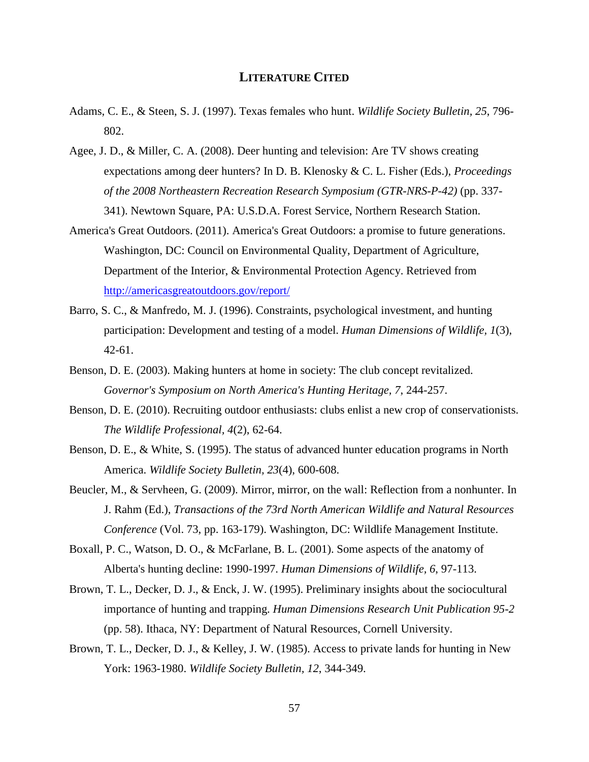## LITERATURE CITED

Adams, C. E., & Steen, S. J. (1997). Texas females who hunt. *Wildlife Society Bulletin, 25*, 796-802.

Agee, J. D., & Miller, C. A. (2008). Deer hunting and television: Are TV shows creating expectations among deer hunters? In D. B. Klenosky & C. L. Fisher (Eds.), *Proceedings of the 2008 Northeastern Recreation Research Symposium (GTR-NRS-P-42)* (pp. 337-341). Newtown Square, PA: U.S.D.A. Forest Service, Northern Research Station.

America's Great Outdoors. (2011). America's Great Outdoors: a promise to future generations. Washington, DC: Council on Environmental Quality, Department of Agriculture, Department of the Interior, & Environmental Protection Agency. Retrieved from http://americasgreatoutdoors.gov/report/

Barro, S. C., & Manfredo, M. J. (1996). Constraints, psychological investment, and hunting participation: Development and testing of a model. *Human Dimensions of Wildlife, 1*(3), 42-61.

Benson, D. E. (2003). Making hunters at home in society: The club concept revitalized. *Governor's Symposium on North America's Hunting Heritage, 7*, 244-257.

Benson, D. E. (2010). Recruiting outdoor enthusiasts: clubs enlist a new crop of conservationists. *The Wildlife Professional, 4*(2), 62-64.

Benson, D. E., & White, S. (1995). The status of advanced hunter education programs in North America. *Wildlife Society Bulletin, 23*(4), 600-608.

Beucler, M., & Servheen, G. (2009). Mirror, mirror, on the wall: Reflection from a nonhunter. In J. Rahm (Ed.), *Transactions of the 73rd North American Wildlife and Natural Resources Conference* (Vol. 73, pp. 163-179). Washington, DC: Wildlife Management Institute.

Boxall, P. C., Watson, D. O., & McFarlane, B. L. (2001). Some aspects of the anatomy of Alberta's hunting decline: 1990-1997. *Human Dimensions of Wildlife, 6*, 97-113.

Brown, T. L., Decker, D. J., & Enck, J. W. (1995). Preliminary insights about the sociocultural importance of hunting and trapping. *Human Dimensions Research Unit Publication 95-2* (pp. 58). Ithaca, NY: Department of Natural Resources, Cornell University.

Brown, T. L., Decker, D. J., & Kelley, J. W. (1985). Access to private lands for hunting in New York: 1963-1980. *Wildlife Society Bulletin, 12*, 344-349.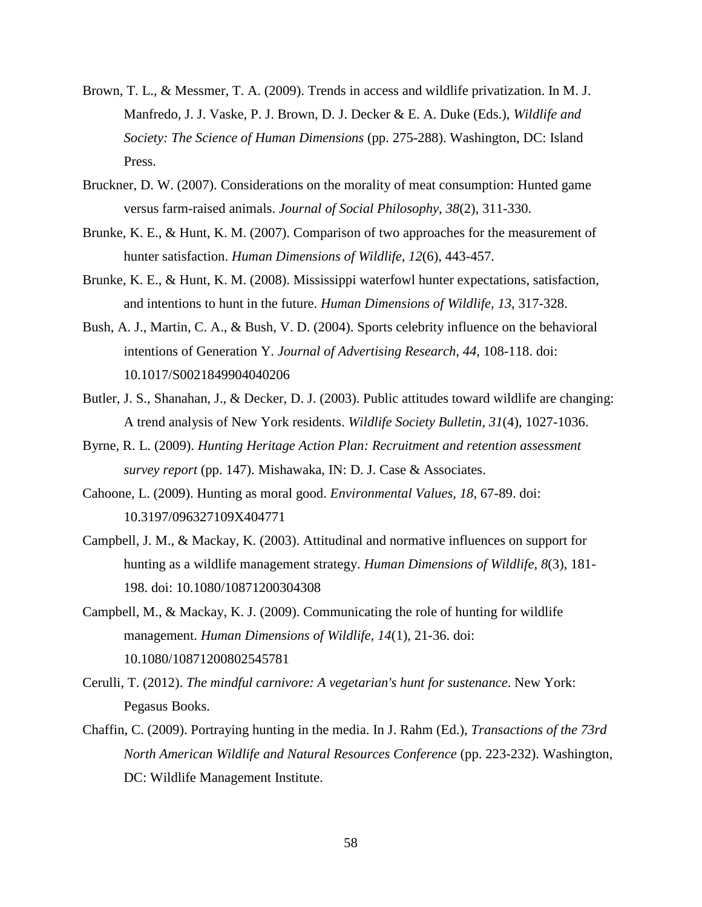Brown, T. L., & Messmer, T. A. (2009). Trends in access and wildlife privatization. In M. J. Manfredo, J. J. Vaske, P. J. Brown, D. J. Decker & E. A. Duke (Eds.), *Wildlife and Society: The Science of Human Dimensions* (pp. 275-288). Washington, DC: Island Press.

Bruckner, D. W. (2007). Considerations on the morality of meat consumption: Hunted game versus farm-raised animals. *Journal of Social Philosophy, 38*(2), 311-330.

Brunke, K. E., & Hunt, K. M. (2007). Comparison of two approaches for the measurement of hunter satisfaction. *Human Dimensions of Wildlife, 12*(6), 443-457.

Brunke, K. E., & Hunt, K. M. (2008). Mississippi waterfowl hunter expectations, satisfaction, and intentions to hunt in the future. *Human Dimensions of Wildlife, 13*, 317-328.

Bush, A. J., Martin, C. A., & Bush, V. D. (2004). Sports celebrity influence on the behavioral intentions of Generation Y. *Journal of Advertising Research, 44*, 108-118. doi: 10.1017/S0021849904040206

Butler, J. S., Shanahan, J., & Decker, D. J. (2003). Public attitudes toward wildlife are changing: A trend analysis of New York residents. *Wildlife Society Bulletin, 31*(4), 1027-1036.

Byrne, R. L. (2009). *Hunting Heritage Action Plan: Recruitment and retention assessment survey report* (pp. 147). Mishawaka, IN: D. J. Case & Associates.

Cahoone, L. (2009). Hunting as moral good. *Environmental Values, 18*, 67-89. doi: 10.3197/096327109X404771

Campbell, J. M., & Mackay, K. (2003). Attitudinal and normative influences on support for hunting as a wildlife management strategy. *Human Dimensions of Wildlife, 8*(3), 181-198. doi: 10.1080/10871200304308

Campbell, M., & Mackay, K. J. (2009). Communicating the role of hunting for wildlife management. *Human Dimensions of Wildlife, 14*(1), 21-36. doi: 10.1080/10871200802545781

Cerulli, T. (2012). *The mindful carnivore: A vegetarian's hunt for sustenance*. New York: Pegasus Books.

Chaffin, C. (2009). Portraying hunting in the media. In J. Rahm (Ed.), *Transactions of the 73rd North American Wildlife and Natural Resources Conference* (pp. 223-232). Washington, DC: Wildlife Management Institute.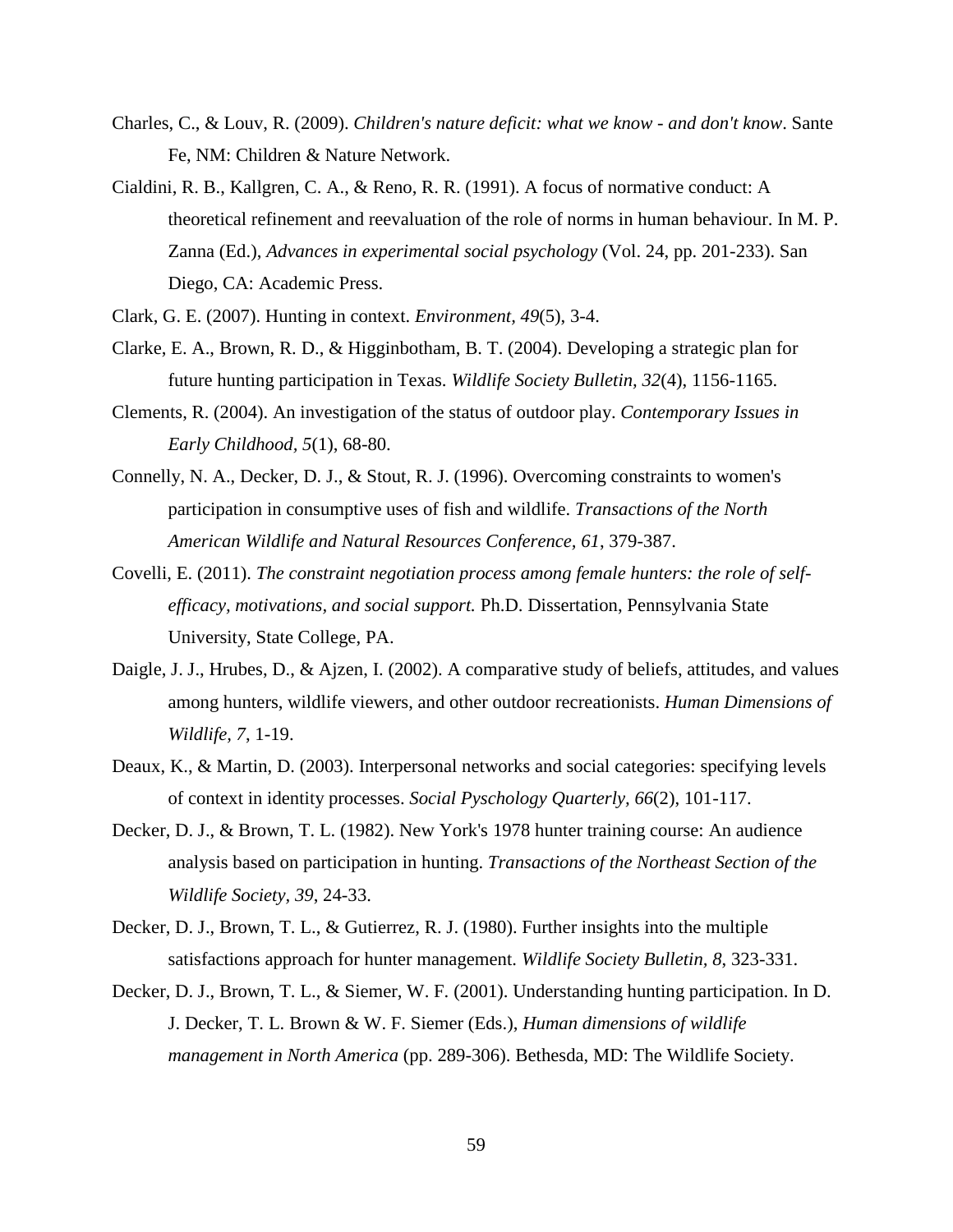Charles, C., & Louv, R. (2009). *Children's nature deficit: what we know - and don't know*. Sante Fe, NM: Children & Nature Network.

Cialdini, R. B., Kallgren, C. A., & Reno, R. R. (1991). A focus of normative conduct: A theoretical refinement and reevaluation of the role of norms in human behaviour. In M. P. Zanna (Ed.), *Advances in experimental social psychology* (Vol. 24, pp. 201-233). San Diego, CA: Academic Press.

Clark, G. E. (2007). Hunting in context. *Environment, 49*(5), 3-4.

Clarke, E. A., Brown, R. D., & Higginbotham, B. T. (2004). Developing a strategic plan for future hunting participation in Texas. *Wildlife Society Bulletin, 32*(4), 1156-1165.

Clements, R. (2004). An investigation of the status of outdoor play. *Contemporary Issues in Early Childhood, 5*(1), 68-80.

Connelly, N. A., Decker, D. J., & Stout, R. J. (1996). Overcoming constraints to women's participation in consumptive uses of fish and wildlife. *Transactions of the North American Wildlife and Natural Resources Conference, 61*, 379-387.

Covelli, E. (2011). *The constraint negotiation process among female hunters: the role of self-efficacy, motivations, and social support.* Ph.D. Dissertation, Pennsylvania State University, State College, PA.

Daigle, J. J., Hrubes, D., & Ajzen, I. (2002). A comparative study of beliefs, attitudes, and values among hunters, wildlife viewers, and other outdoor recreationists. *Human Dimensions of Wildlife, 7*, 1-19.

Deaux, K., & Martin, D. (2003). Interpersonal networks and social categories: specifying levels of context in identity processes. *Social Pyschology Quarterly, 66*(2), 101-117.

Decker, D. J., & Brown, T. L. (1982). New York's 1978 hunter training course: An audience analysis based on participation in hunting. *Transactions of the Northeast Section of the Wildlife Society, 39*, 24-33.

Decker, D. J., Brown, T. L., & Gutierrez, R. J. (1980). Further insights into the multiple satisfactions approach for hunter management. *Wildlife Society Bulletin, 8*, 323-331.

Decker, D. J., Brown, T. L., & Siemer, W. F. (2001). Understanding hunting participation. In D. J. Decker, T. L. Brown & W. F. Siemer (Eds.), *Human dimensions of wildlife management in North America* (pp. 289-306). Bethesda, MD: The Wildlife Society.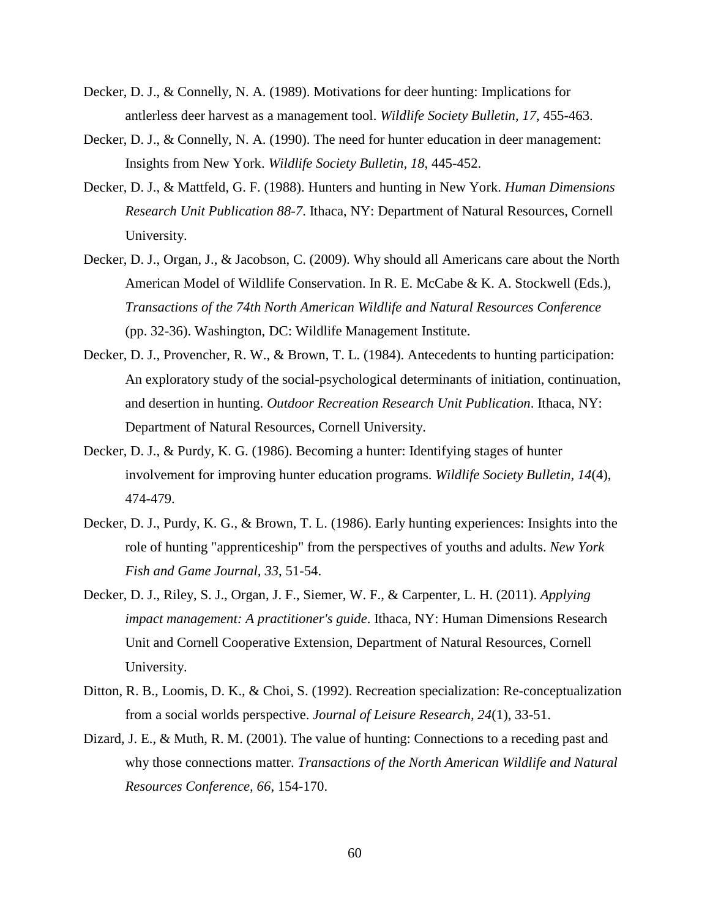Decker, D. J., & Connelly, N. A. (1989). Motivations for deer hunting: Implications for antlerless deer harvest as a management tool. *Wildlife Society Bulletin, 17*, 455-463.

Decker, D. J., & Connelly, N. A. (1990). The need for hunter education in deer management: Insights from New York. *Wildlife Society Bulletin*, *18*, 445-452.

Decker, D. J., & Mattfeld, G. F. (1988). Hunters and hunting in New York. *Human Dimensions Research Unit Publication 88-7*. Ithaca, NY: Department of Natural Resources, Cornell University.

Decker, D. J., Organ, J., & Jacobson, C. (2009). Why should all Americans care about the North American Model of Wildlife Conservation. In R. E. McCabe & K. A. Stockwell (Eds.), *Transactions of the 74th North American Wildlife and Natural Resources Conference* (pp. 32-36). Washington, DC: Wildlife Management Institute.

Decker, D. J., Provencher, R. W., & Brown, T. L. (1984). Antecedents to hunting participation: An exploratory study of the social-psychological determinants of initiation, continuation, and desertion in hunting. *Outdoor Recreation Research Unit Publication*. Ithaca, NY: Department of Natural Resources, Cornell University.

Decker, D. J., & Purdy, K. G. (1986). Becoming a hunter: Identifying stages of hunter involvement for improving hunter education programs. *Wildlife Society Bulletin, 14*(4), 474-479.

Decker, D. J., Purdy, K. G., & Brown, T. L. (1986). Early hunting experiences: Insights into the role of hunting "apprenticeship" from the perspectives of youths and adults. *New York Fish and Game Journal, 33*, 51-54.

Decker, D. J., Riley, S. J., Organ, J. F., Siemer, W. F., & Carpenter, L. H. (2011). *Applying impact management: A practitioner's guide*. Ithaca, NY: Human Dimensions Research Unit and Cornell Cooperative Extension, Department of Natural Resources, Cornell University.

Ditton, R. B., Loomis, D. K., & Choi, S. (1992). Recreation specialization: Re-conceptualization from a social worlds perspective. *Journal of Leisure Research, 24*(1), 33-51.

Dizard, J. E., & Muth, R. M. (2001). The value of hunting: Connections to a receding past and why those connections matter. *Transactions of the North American Wildlife and Natural Resources Conference, 66*, 154-170.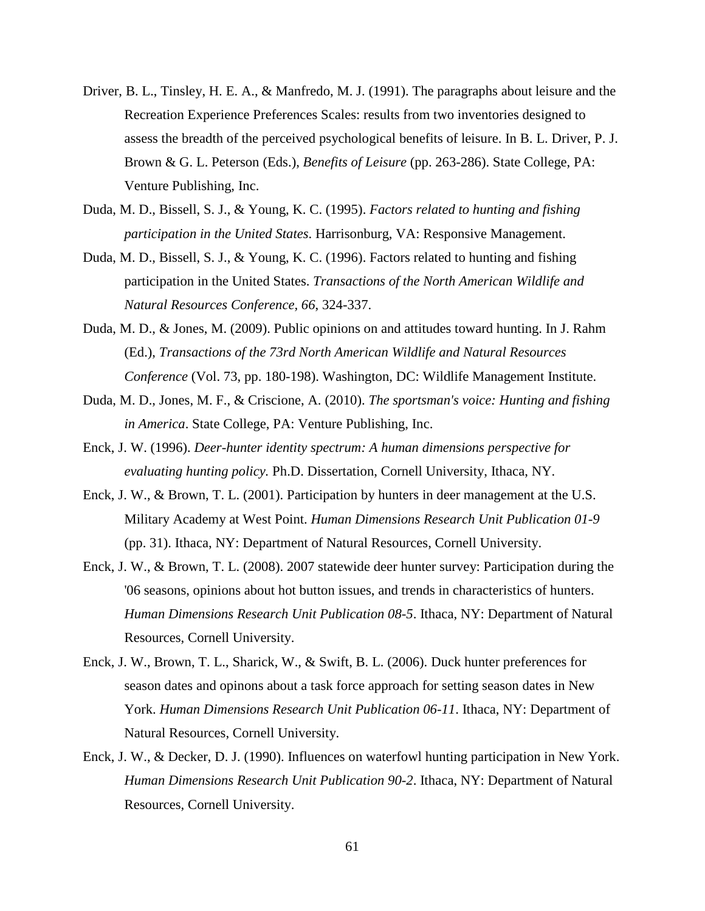Driver, B. L., Tinsley, H. E. A., & Manfredo, M. J. (1991). The paragraphs about leisure and the Recreation Experience Preferences Scales: results from two inventories designed to assess the breadth of the perceived psychological benefits of leisure. In B. L. Driver, P. J. Brown & G. L. Peterson (Eds.), *Benefits of Leisure* (pp. 263-286). State College, PA: Venture Publishing, Inc.

Duda, M. D., Bissell, S. J., & Young, K. C. (1995). *Factors related to hunting and fishing participation in the United States*. Harrisonburg, VA: Responsive Management.

Duda, M. D., Bissell, S. J., & Young, K. C. (1996). Factors related to hunting and fishing participation in the United States. *Transactions of the North American Wildlife and Natural Resources Conference, 66*, 324-337.

Duda, M. D., & Jones, M. (2009). Public opinions on and attitudes toward hunting. In J. Rahm (Ed.), *Transactions of the 73rd North American Wildlife and Natural Resources Conference* (Vol. 73, pp. 180-198). Washington, DC: Wildlife Management Institute.

Duda, M. D., Jones, M. F., & Criscione, A. (2010). *The sportsman's voice: Hunting and fishing in America*. State College, PA: Venture Publishing, Inc.

Enck, J. W. (1996). *Deer-hunter identity spectrum: A human dimensions perspective for evaluating hunting policy.* Ph.D. Dissertation, Cornell University, Ithaca, NY.

Enck, J. W., & Brown, T. L. (2001). Participation by hunters in deer management at the U.S. Military Academy at West Point. *Human Dimensions Research Unit Publication 01-9* (pp. 31). Ithaca, NY: Department of Natural Resources, Cornell University.

Enck, J. W., & Brown, T. L. (2008). 2007 statewide deer hunter survey: Participation during the '06 seasons, opinions about hot button issues, and trends in characteristics of hunters. *Human Dimensions Research Unit Publication 08-5*. Ithaca, NY: Department of Natural Resources, Cornell University.

Enck, J. W., Brown, T. L., Sharick, W., & Swift, B. L. (2006). Duck hunter preferences for season dates and opinons about a task force approach for setting season dates in New York. *Human Dimensions Research Unit Publication 06-11*. Ithaca, NY: Department of Natural Resources, Cornell University.

Enck, J. W., & Decker, D. J. (1990). Influences on waterfowl hunting participation in New York. *Human Dimensions Research Unit Publication 90-2*. Ithaca, NY: Department of Natural Resources, Cornell University.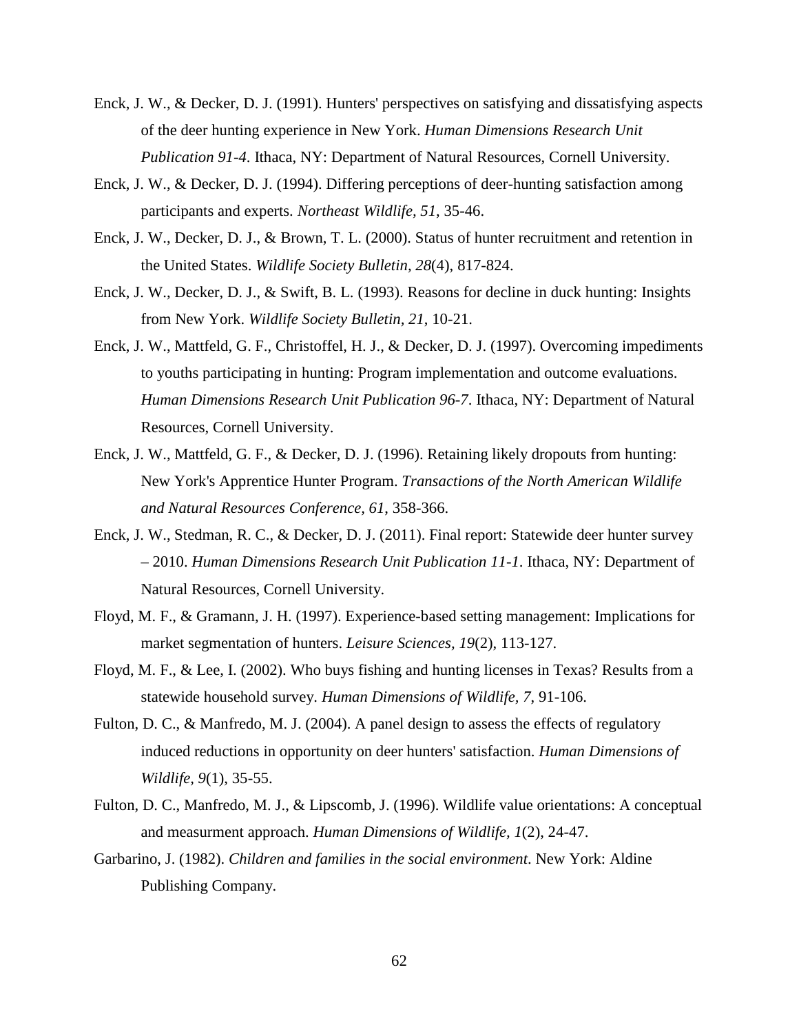Enck, J. W., & Decker, D. J. (1991). Hunters' perspectives on satisfying and dissatisfying aspects of the deer hunting experience in New York. *Human Dimensions Research Unit Publication 91-4*. Ithaca, NY: Department of Natural Resources, Cornell University.

Enck, J. W., & Decker, D. J. (1994). Differing perceptions of deer-hunting satisfaction among participants and experts. *Northeast Wildlife, 51*, 35-46.

Enck, J. W., Decker, D. J., & Brown, T. L. (2000). Status of hunter recruitment and retention in the United States. *Wildlife Society Bulletin, 28*(4), 817-824.

Enck, J. W., Decker, D. J., & Swift, B. L. (1993). Reasons for decline in duck hunting: Insights from New York. *Wildlife Society Bulletin, 21*, 10-21.

Enck, J. W., Mattfeld, G. F., Christoffel, H. J., & Decker, D. J. (1997). Overcoming impediments to youths participating in hunting: Program implementation and outcome evaluations. *Human Dimensions Research Unit Publication 96-7*. Ithaca, NY: Department of Natural Resources, Cornell University.

Enck, J. W., Mattfeld, G. F., & Decker, D. J. (1996). Retaining likely dropouts from hunting: New York's Apprentice Hunter Program. *Transactions of the North American Wildlife and Natural Resources Conference, 61*, 358-366.

Enck, J. W., Stedman, R. C., & Decker, D. J. (2011). Final report: Statewide deer hunter survey – 2010. *Human Dimensions Research Unit Publication 11-1*. Ithaca, NY: Department of Natural Resources, Cornell University.

Floyd, M. F., & Gramann, J. H. (1997). Experience-based setting management: Implications for market segmentation of hunters. *Leisure Sciences, 19*(2), 113-127.

Floyd, M. F., & Lee, I. (2002). Who buys fishing and hunting licenses in Texas? Results from a statewide household survey. *Human Dimensions of Wildlife, 7*, 91-106.

Fulton, D. C., & Manfredo, M. J. (2004). A panel design to assess the effects of regulatory induced reductions in opportunity on deer hunters' satisfaction. *Human Dimensions of Wildlife, 9*(1), 35-55.

Fulton, D. C., Manfredo, M. J., & Lipscomb, J. (1996). Wildlife value orientations: A conceptual and measurment approach. *Human Dimensions of Wildlife, 1*(2), 24-47.

Garbarino, J. (1982). *Children and families in the social environment*. New York: Aldine Publishing Company.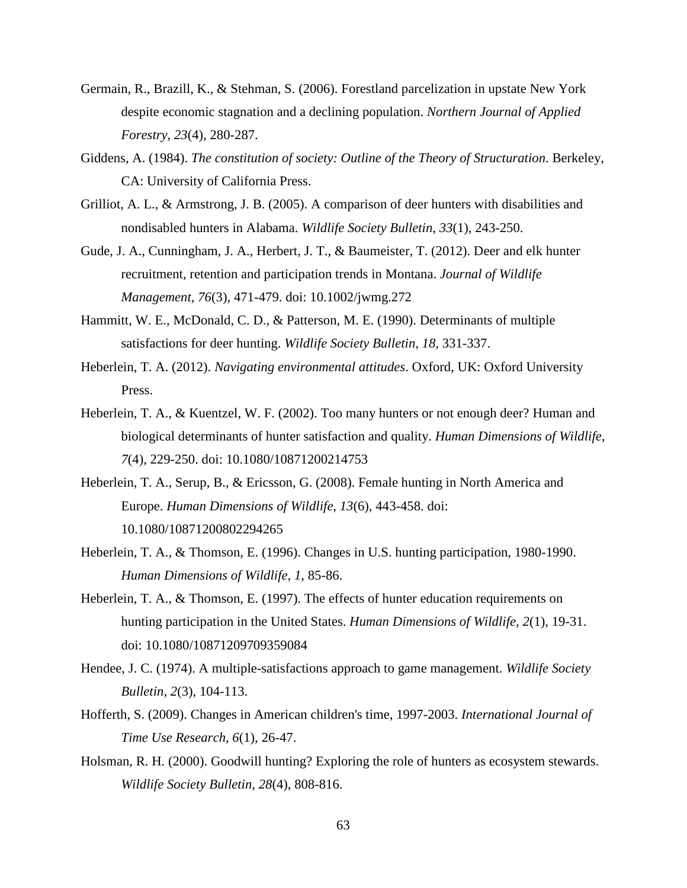Germain, R., Brazill, K., & Stehman, S. (2006). Forestland parcelization in upstate New York despite economic stagnation and a declining population. *Northern Journal of Applied Forestry, 23*(4), 280-287.

Giddens, A. (1984). *The constitution of society: Outline of the Theory of Structuration*. Berkeley, CA: University of California Press.

Grilliot, A. L., & Armstrong, J. B. (2005). A comparison of deer hunters with disabilities and nondisabled hunters in Alabama. *Wildlife Society Bulletin, 33*(1), 243-250.

Gude, J. A., Cunningham, J. A., Herbert, J. T., & Baumeister, T. (2012). Deer and elk hunter recruitment, retention and participation trends in Montana. *Journal of Wildlife Management, 76*(3), 471-479. doi: 10.1002/jwmg.272

Hammitt, W. E., McDonald, C. D., & Patterson, M. E. (1990). Determinants of multiple satisfactions for deer hunting. *Wildlife Society Bulletin, 18*, 331-337.

Heberlein, T. A. (2012). *Navigating environmental attitudes*. Oxford, UK: Oxford University Press.

Heberlein, T. A., & Kuentzel, W. F. (2002). Too many hunters or not enough deer? Human and biological determinants of hunter satisfaction and quality. *Human Dimensions of Wildlife, 7*(4), 229-250. doi: 10.1080/10871200214753

Heberlein, T. A., Serup, B., & Ericsson, G. (2008). Female hunting in North America and Europe. *Human Dimensions of Wildlife, 13*(6), 443-458. doi: 10.1080/10871200802294265

Heberlein, T. A., & Thomson, E. (1996). Changes in U.S. hunting participation, 1980-1990. *Human Dimensions of Wildlife, 1*, 85-86.

Heberlein, T. A., & Thomson, E. (1997). The effects of hunter education requirements on hunting participation in the United States. *Human Dimensions of Wildlife, 2*(1), 19-31. doi: 10.1080/10871209709359084

Hendee, J. C. (1974). A multiple-satisfactions approach to game management. *Wildlife Society Bulletin, 2*(3), 104-113.

Hofferth, S. (2009). Changes in American children's time, 1997-2003. *International Journal of Time Use Research, 6*(1), 26-47.

Holsman, R. H. (2000). Goodwill hunting? Exploring the role of hunters as ecosystem stewards. *Wildlife Society Bulletin, 28*(4), 808-816.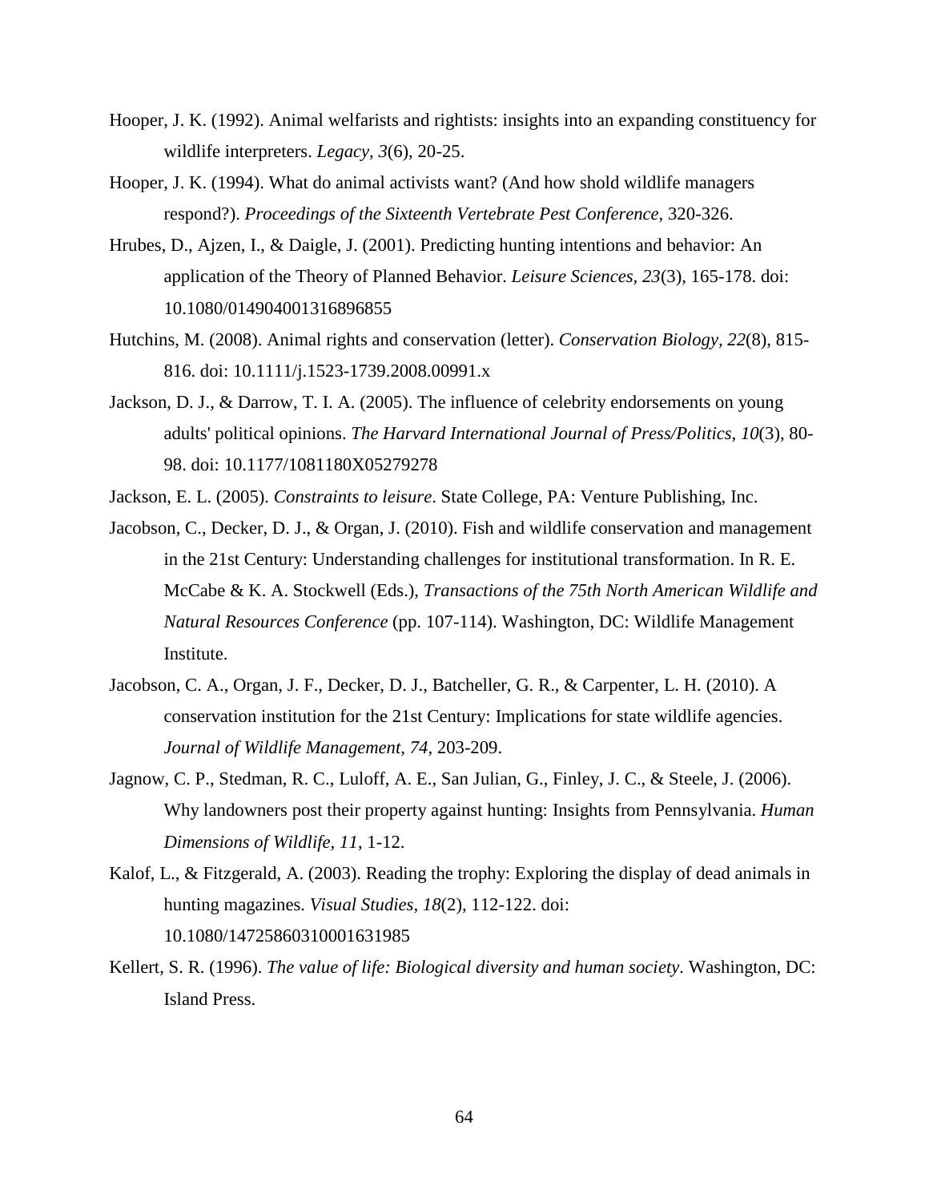Hooper, J. K. (1992). Animal welfarists and rightists: insights into an expanding constituency for wildlife interpreters. *Legacy, 3*(6), 20-25.

Hooper, J. K. (1994). What do animal activists want? (And how shold wildlife managers respond?). *Proceedings of the Sixteenth Vertebrate Pest Conference*, 320-326.

Hrubes, D., Ajzen, I., & Daigle, J. (2001). Predicting hunting intentions and behavior: An application of the Theory of Planned Behavior. *Leisure Sciences, 23*(3), 165-178. doi: 10.1080/014904001316896855

Hutchins, M. (2008). Animal rights and conservation (letter). *Conservation Biology, 22*(8), 815-816. doi: 10.1111/j.1523-1739.2008.00991.x

Jackson, D. J., & Darrow, T. I. A. (2005). The influence of celebrity endorsements on young adults' political opinions. *The Harvard International Journal of Press/Politics, 10*(3), 80-98. doi: 10.1177/1081180X05279278

Jackson, E. L. (2005). *Constraints to leisure*. State College, PA: Venture Publishing, Inc.

Jacobson, C., Decker, D. J., & Organ, J. (2010). Fish and wildlife conservation and management in the 21st Century: Understanding challenges for institutional transformation. In R. E. McCabe & K. A. Stockwell (Eds.), *Transactions of the 75th North American Wildlife and Natural Resources Conference* (pp. 107-114). Washington, DC: Wildlife Management Institute.

Jacobson, C. A., Organ, J. F., Decker, D. J., Batcheller, G. R., & Carpenter, L. H. (2010). A conservation institution for the 21st Century: Implications for state wildlife agencies. *Journal of Wildlife Management, 74*, 203-209.

Jagnow, C. P., Stedman, R. C., Luloff, A. E., San Julian, G., Finley, J. C., & Steele, J. (2006). Why landowners post their property against hunting: Insights from Pennsylvania. *Human Dimensions of Wildlife, 11*, 1-12.

Kalof, L., & Fitzgerald, A. (2003). Reading the trophy: Exploring the display of dead animals in hunting magazines. *Visual Studies, 18*(2), 112-122. doi: 10.1080/14725860310001631985

Kellert, S. R. (1996). *The value of life: Biological diversity and human society*. Washington, DC: Island Press.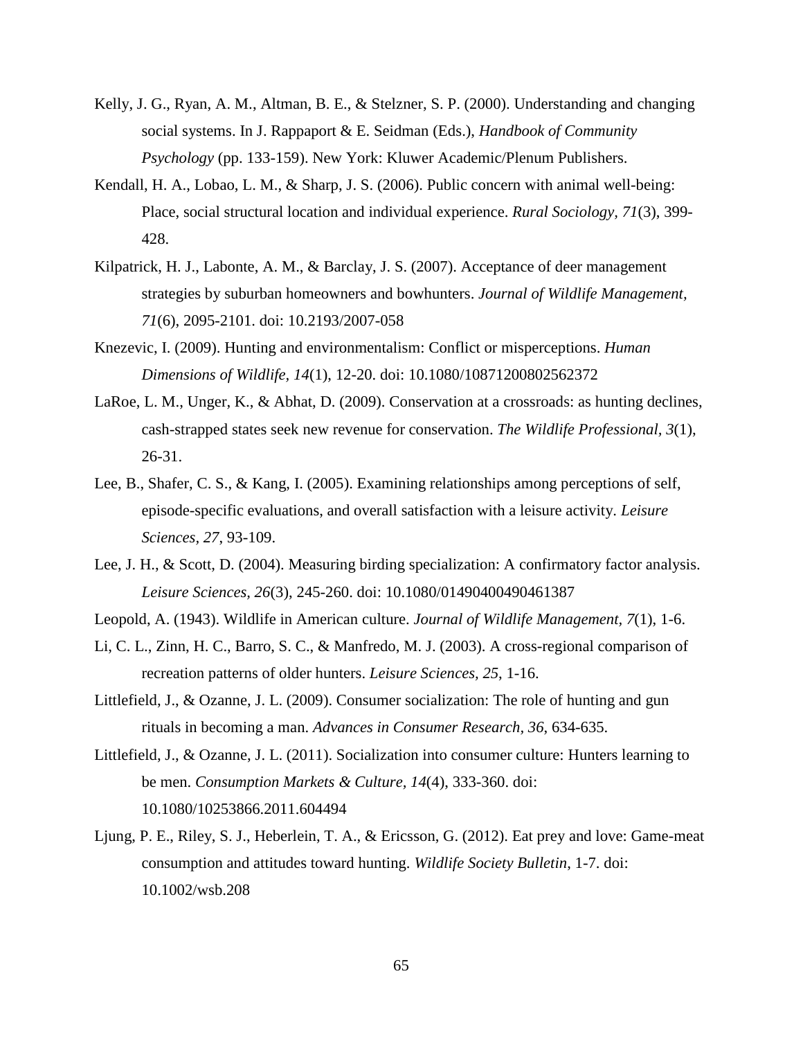Kelly, J. G., Ryan, A. M., Altman, B. E., & Stelzner, S. P. (2000). Understanding and changing social systems. In J. Rappaport & E. Seidman (Eds.), *Handbook of Community Psychology* (pp. 133-159). New York: Kluwer Academic/Plenum Publishers.

Kendall, H. A., Lobao, L. M., & Sharp, J. S. (2006). Public concern with animal well-being: Place, social structural location and individual experience. *Rural Sociology, 71*(3), 399-428.

Kilpatrick, H. J., Labonte, A. M., & Barclay, J. S. (2007). Acceptance of deer management strategies by suburban homeowners and bowhunters. *Journal of Wildlife Management, 71*(6), 2095-2101. doi: 10.2193/2007-058

Knezevic, I. (2009). Hunting and environmentalism: Conflict or misperceptions. *Human Dimensions of Wildlife, 14*(1), 12-20. doi: 10.1080/10871200802562372

LaRoe, L. M., Unger, K., & Abhat, D. (2009). Conservation at a crossroads: as hunting declines, cash-strapped states seek new revenue for conservation. *The Wildlife Professional, 3*(1), 26-31.

Lee, B., Shafer, C. S., & Kang, I. (2005). Examining relationships among perceptions of self, episode-specific evaluations, and overall satisfaction with a leisure activity. *Leisure Sciences, 27*, 93-109.

Lee, J. H., & Scott, D. (2004). Measuring birding specialization: A confirmatory factor analysis. *Leisure Sciences, 26*(3), 245-260. doi: 10.1080/01490400490461387

Leopold, A. (1943). Wildlife in American culture. *Journal of Wildlife Management, 7*(1), 1-6.

Li, C. L., Zinn, H. C., Barro, S. C., & Manfredo, M. J. (2003). A cross-regional comparison of recreation patterns of older hunters. *Leisure Sciences, 25*, 1-16.

Littlefield, J., & Ozanne, J. L. (2009). Consumer socialization: The role of hunting and gun rituals in becoming a man. *Advances in Consumer Research, 36*, 634-635.

Littlefield, J., & Ozanne, J. L. (2011). Socialization into consumer culture: Hunters learning to be men. *Consumption Markets & Culture, 14*(4), 333-360. doi: 10.1080/10253866.2011.604494

Ljung, P. E., Riley, S. J., Heberlein, T. A., & Ericsson, G. (2012). Eat prey and love: Game-meat consumption and attitudes toward hunting. *Wildlife Society Bulletin*, 1-7. doi: 10.1002/wsb.208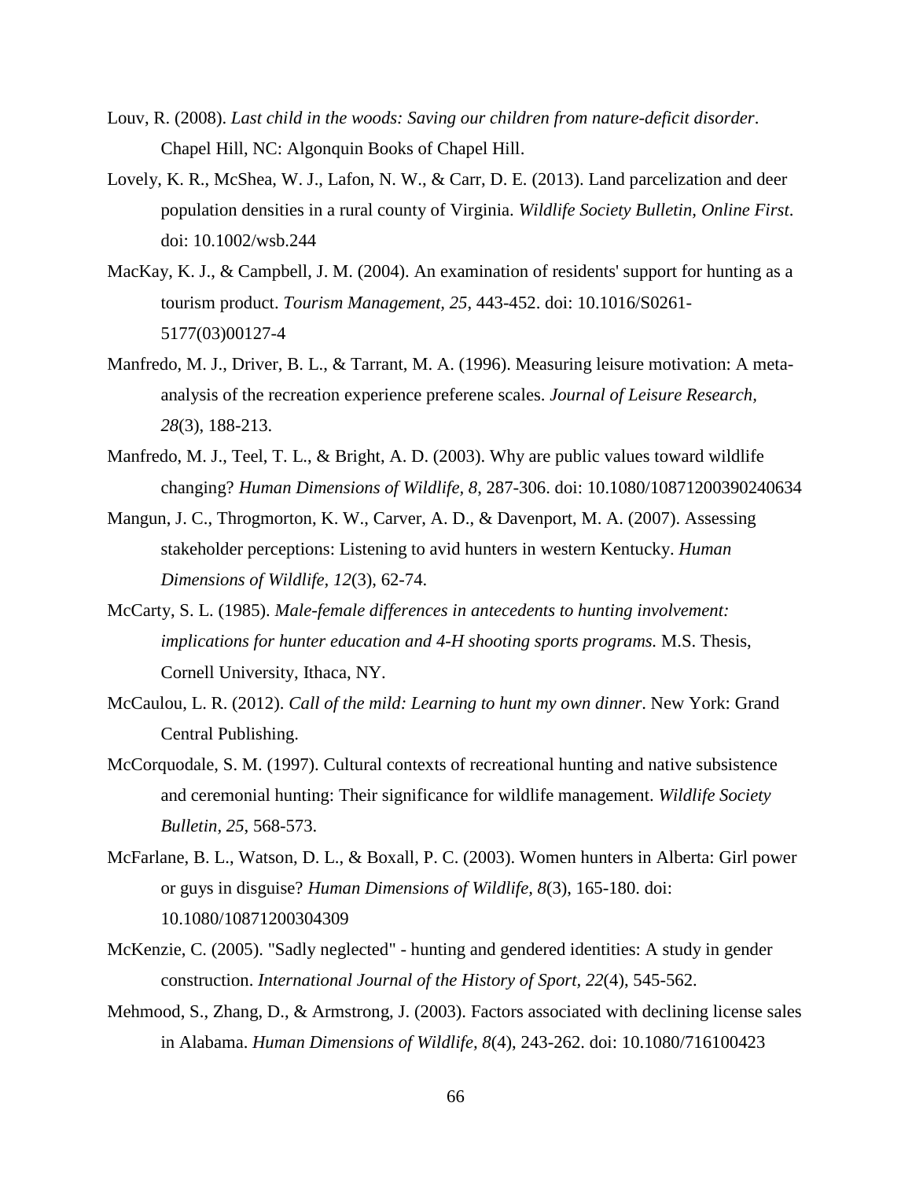Louv, R. (2008). *Last child in the woods: Saving our children from nature-deficit disorder*. Chapel Hill, NC: Algonquin Books of Chapel Hill.

Lovely, K. R., McShea, W. J., Lafon, N. W., & Carr, D. E. (2013). Land parcelization and deer population densities in a rural county of Virginia. *Wildlife Society Bulletin, Online First*. doi: 10.1002/wsb.244

MacKay, K. J., & Campbell, J. M. (2004). An examination of residents' support for hunting as a tourism product. *Tourism Management, 25*, 443-452. doi: 10.1016/S0261-5177(03)00127-4

Manfredo, M. J., Driver, B. L., & Tarrant, M. A. (1996). Measuring leisure motivation: A meta-analysis of the recreation experience preferene scales. *Journal of Leisure Research, 28*(3), 188-213.

Manfredo, M. J., Teel, T. L., & Bright, A. D. (2003). Why are public values toward wildlife changing? *Human Dimensions of Wildlife, 8*, 287-306. doi: 10.1080/10871200390240634

Mangun, J. C., Throgmorton, K. W., Carver, A. D., & Davenport, M. A. (2007). Assessing stakeholder perceptions: Listening to avid hunters in western Kentucky. *Human Dimensions of Wildlife, 12*(3), 62-74.

McCarty, S. L. (1985). *Male-female differences in antecedents to hunting involvement: implications for hunter education and 4-H shooting sports programs.* M.S. Thesis, Cornell University, Ithaca, NY.

McCaulou, L. R. (2012). *Call of the mild: Learning to hunt my own dinner*. New York: Grand Central Publishing.

McCorquodale, S. M. (1997). Cultural contexts of recreational hunting and native subsistence and ceremonial hunting: Their significance for wildlife management. *Wildlife Society Bulletin, 25*, 568-573.

McFarlane, B. L., Watson, D. L., & Boxall, P. C. (2003). Women hunters in Alberta: Girl power or guys in disguise? *Human Dimensions of Wildlife, 8*(3), 165-180. doi: 10.1080/10871200304309

McKenzie, C. (2005). "Sadly neglected" - hunting and gendered identities: A study in gender construction. *International Journal of the History of Sport, 22*(4), 545-562.

Mehmood, S., Zhang, D., & Armstrong, J. (2003). Factors associated with declining license sales in Alabama. *Human Dimensions of Wildlife, 8*(4), 243-262. doi: 10.1080/716100423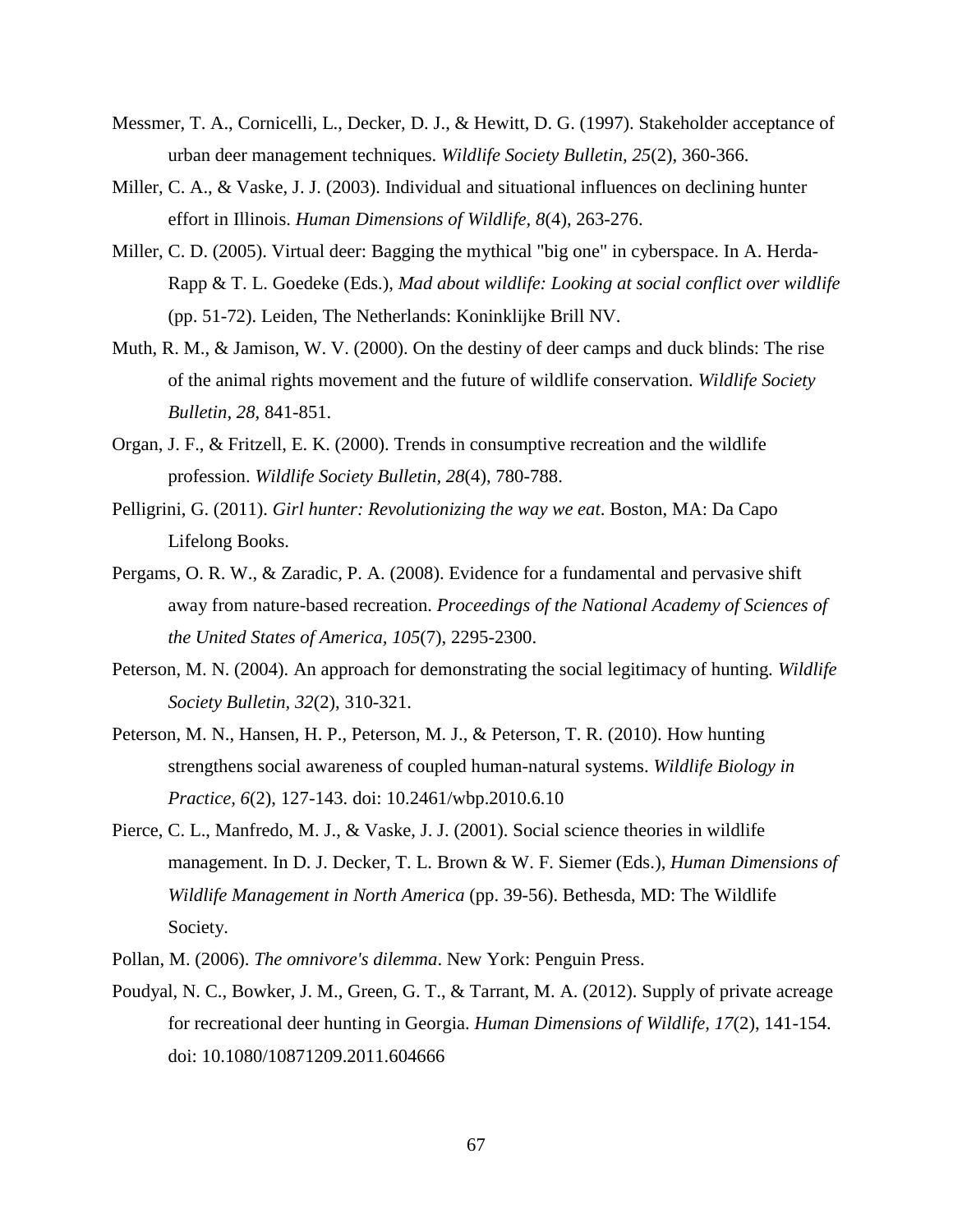Messmer, T. A., Cornicelli, L., Decker, D. J., & Hewitt, D. G. (1997). Stakeholder acceptance of urban deer management techniques. *Wildlife Society Bulletin, 25*(2), 360-366.

Miller, C. A., & Vaske, J. J. (2003). Individual and situational influences on declining hunter effort in Illinois. *Human Dimensions of Wildlife, 8*(4), 263-276.

Miller, C. D. (2005). Virtual deer: Bagging the mythical "big one" in cyberspace. In A. Herda-Rapp & T. L. Goedeke (Eds.), *Mad about wildlife: Looking at social conflict over wildlife* (pp. 51-72). Leiden, The Netherlands: Koninklijke Brill NV.

Muth, R. M., & Jamison, W. V. (2000). On the destiny of deer camps and duck blinds: The rise of the animal rights movement and the future of wildlife conservation. *Wildlife Society Bulletin, 28*, 841-851.

Organ, J. F., & Fritzell, E. K. (2000). Trends in consumptive recreation and the wildlife profession. *Wildlife Society Bulletin, 28*(4), 780-788.

Pelligrini, G. (2011). *Girl hunter: Revolutionizing the way we eat*. Boston, MA: Da Capo Lifelong Books.

Pergams, O. R. W., & Zaradic, P. A. (2008). Evidence for a fundamental and pervasive shift away from nature-based recreation. *Proceedings of the National Academy of Sciences of the United States of America, 105*(7), 2295-2300.

Peterson, M. N. (2004). An approach for demonstrating the social legitimacy of hunting. *Wildlife Society Bulletin, 32*(2), 310-321.

Peterson, M. N., Hansen, H. P., Peterson, M. J., & Peterson, T. R. (2010). How hunting strengthens social awareness of coupled human-natural systems. *Wildlife Biology in Practice, 6*(2), 127-143. doi: 10.2461/wbp.2010.6.10

Pierce, C. L., Manfredo, M. J., & Vaske, J. J. (2001). Social science theories in wildlife management. In D. J. Decker, T. L. Brown & W. F. Siemer (Eds.), *Human Dimensions of Wildlife Management in North America* (pp. 39-56). Bethesda, MD: The Wildlife Society.

Pollan, M. (2006). *The omnivore's dilemma*. New York: Penguin Press.

Poudyal, N. C., Bowker, J. M., Green, G. T., & Tarrant, M. A. (2012). Supply of private acreage for recreational deer hunting in Georgia. *Human Dimensions of Wildlife, 17*(2), 141-154. doi: 10.1080/10871209.2011.604666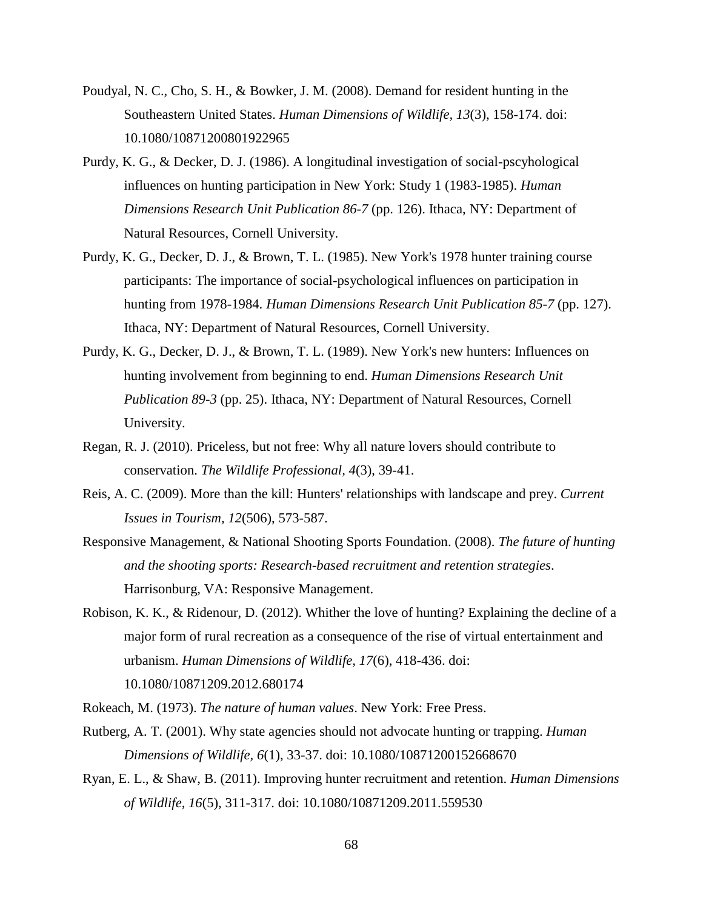Poudyal, N. C., Cho, S. H., & Bowker, J. M. (2008). Demand for resident hunting in the Southeastern United States. *Human Dimensions of Wildlife, 13*(3), 158-174. doi: 10.1080/10871200801922965

Purdy, K. G., & Decker, D. J. (1986). A longitudinal investigation of social-pscyhological influences on hunting participation in New York: Study 1 (1983-1985). *Human Dimensions Research Unit Publication 86-7* (pp. 126). Ithaca, NY: Department of Natural Resources, Cornell University.

Purdy, K. G., Decker, D. J., & Brown, T. L. (1985). New York's 1978 hunter training course participants: The importance of social-psychological influences on participation in hunting from 1978-1984. *Human Dimensions Research Unit Publication 85-7* (pp. 127). Ithaca, NY: Department of Natural Resources, Cornell University.

Purdy, K. G., Decker, D. J., & Brown, T. L. (1989). New York's new hunters: Influences on hunting involvement from beginning to end. *Human Dimensions Research Unit Publication 89-3* (pp. 25). Ithaca, NY: Department of Natural Resources, Cornell University.

Regan, R. J. (2010). Priceless, but not free: Why all nature lovers should contribute to conservation. *The Wildlife Professional, 4*(3), 39-41.

Reis, A. C. (2009). More than the kill: Hunters' relationships with landscape and prey. *Current Issues in Tourism, 12*(506), 573-587.

Responsive Management, & National Shooting Sports Foundation. (2008). *The future of hunting and the shooting sports: Research-based recruitment and retention strategies*. Harrisonburg, VA: Responsive Management.

Robison, K. K., & Ridenour, D. (2012). Whither the love of hunting? Explaining the decline of a major form of rural recreation as a consequence of the rise of virtual entertainment and urbanism. *Human Dimensions of Wildlife, 17*(6), 418-436. doi: 10.1080/10871209.2012.680174

Rokeach, M. (1973). *The nature of human values*. New York: Free Press.

Rutberg, A. T. (2001). Why state agencies should not advocate hunting or trapping. *Human Dimensions of Wildlife, 6*(1), 33-37. doi: 10.1080/10871200152668670

Ryan, E. L., & Shaw, B. (2011). Improving hunter recruitment and retention. *Human Dimensions of Wildlife, 16*(5), 311-317. doi: 10.1080/10871209.2011.559530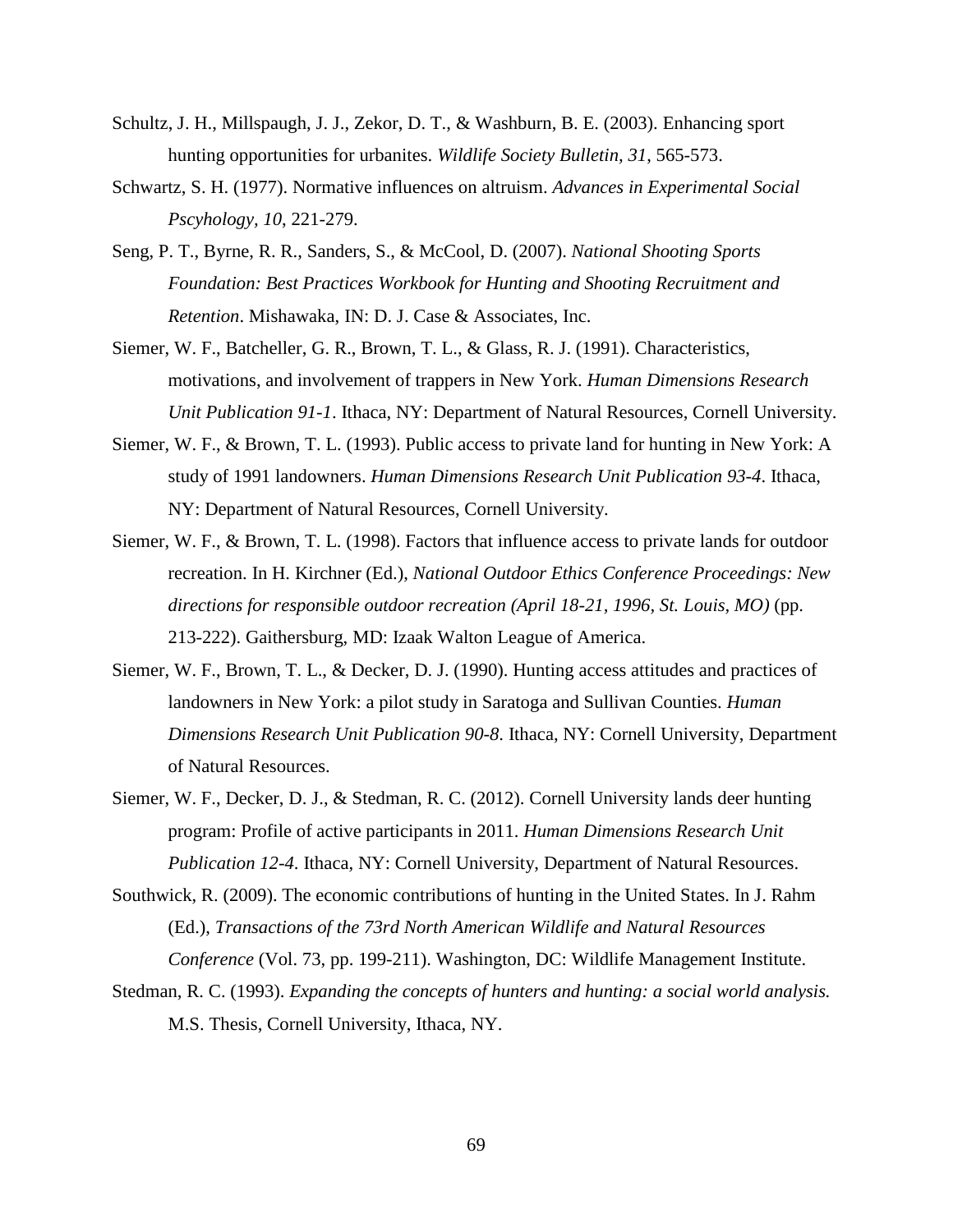Schultz, J. H., Millspaugh, J. J., Zekor, D. T., & Washburn, B. E. (2003). Enhancing sport hunting opportunities for urbanites. *Wildlife Society Bulletin, 31*, 565-573.

Schwartz, S. H. (1977). Normative influences on altruism. *Advances in Experimental Social Pscyhology, 10*, 221-279.

Seng, P. T., Byrne, R. R., Sanders, S., & McCool, D. (2007). *National Shooting Sports Foundation: Best Practices Workbook for Hunting and Shooting Recruitment and Retention*. Mishawaka, IN: D. J. Case & Associates, Inc.

Siemer, W. F., Batcheller, G. R., Brown, T. L., & Glass, R. J. (1991). Characteristics, motivations, and involvement of trappers in New York. *Human Dimensions Research Unit Publication 91-1*. Ithaca, NY: Department of Natural Resources, Cornell University.

Siemer, W. F., & Brown, T. L. (1993). Public access to private land for hunting in New York: A study of 1991 landowners. *Human Dimensions Research Unit Publication 93-4*. Ithaca, NY: Department of Natural Resources, Cornell University.

Siemer, W. F., & Brown, T. L. (1998). Factors that influence access to private lands for outdoor recreation. In H. Kirchner (Ed.), *National Outdoor Ethics Conference Proceedings: New directions for responsible outdoor recreation (April 18-21, 1996, St. Louis, MO)* (pp. 213-222). Gaithersburg, MD: Izaak Walton League of America.

Siemer, W. F., Brown, T. L., & Decker, D. J. (1990). Hunting access attitudes and practices of landowners in New York: a pilot study in Saratoga and Sullivan Counties. *Human Dimensions Research Unit Publication 90-8*. Ithaca, NY: Cornell University, Department of Natural Resources.

Siemer, W. F., Decker, D. J., & Stedman, R. C. (2012). Cornell University lands deer hunting program: Profile of active participants in 2011. *Human Dimensions Research Unit Publication 12-4*. Ithaca, NY: Cornell University, Department of Natural Resources.

Southwick, R. (2009). The economic contributions of hunting in the United States. In J. Rahm (Ed.), *Transactions of the 73rd North American Wildlife and Natural Resources Conference* (Vol. 73, pp. 199-211). Washington, DC: Wildlife Management Institute.

Stedman, R. C. (1993). *Expanding the concepts of hunters and hunting: a social world analysis.* M.S. Thesis, Cornell University, Ithaca, NY.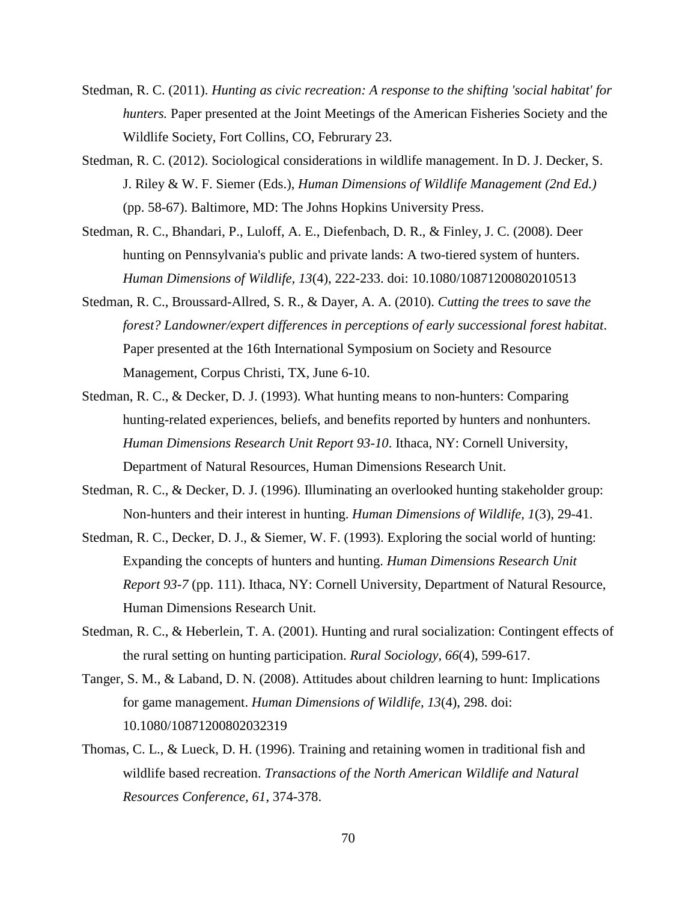Stedman, R. C. (2011). *Hunting as civic recreation: A response to the shifting 'social habitat' for hunters.* Paper presented at the Joint Meetings of the American Fisheries Society and the Wildlife Society, Fort Collins, CO, Februrary 23.

Stedman, R. C. (2012). Sociological considerations in wildlife management. In D. J. Decker, S. J. Riley & W. F. Siemer (Eds.), *Human Dimensions of Wildlife Management (2nd Ed.)* (pp. 58-67). Baltimore, MD: The Johns Hopkins University Press.

Stedman, R. C., Bhandari, P., Luloff, A. E., Diefenbach, D. R., & Finley, J. C. (2008). Deer hunting on Pennsylvania's public and private lands: A two-tiered system of hunters. *Human Dimensions of Wildlife, 13*(4), 222-233. doi: 10.1080/10871200802010513

Stedman, R. C., Broussard-Allred, S. R., & Dayer, A. A. (2010). *Cutting the trees to save the forest? Landowner/expert differences in perceptions of early successional forest habitat*. Paper presented at the 16th International Symposium on Society and Resource Management, Corpus Christi, TX, June 6-10.

Stedman, R. C., & Decker, D. J. (1993). What hunting means to non-hunters: Comparing hunting-related experiences, beliefs, and benefits reported by hunters and nonhunters. *Human Dimensions Research Unit Report 93-10*. Ithaca, NY: Cornell University, Department of Natural Resources, Human Dimensions Research Unit.

Stedman, R. C., & Decker, D. J. (1996). Illuminating an overlooked hunting stakeholder group: Non-hunters and their interest in hunting. *Human Dimensions of Wildlife, 1*(3), 29-41.

Stedman, R. C., Decker, D. J., & Siemer, W. F. (1993). Exploring the social world of hunting: Expanding the concepts of hunters and hunting. *Human Dimensions Research Unit Report 93-7* (pp. 111). Ithaca, NY: Cornell University, Department of Natural Resource, Human Dimensions Research Unit.

Stedman, R. C., & Heberlein, T. A. (2001). Hunting and rural socialization: Contingent effects of the rural setting on hunting participation. *Rural Sociology, 66*(4), 599-617.

Tanger, S. M., & Laband, D. N. (2008). Attitudes about children learning to hunt: Implications for game management. *Human Dimensions of Wildlife, 13*(4), 298. doi: 10.1080/10871200802032319

Thomas, C. L., & Lueck, D. H. (1996). Training and retaining women in traditional fish and wildlife based recreation. *Transactions of the North American Wildlife and Natural Resources Conference, 61*, 374-378.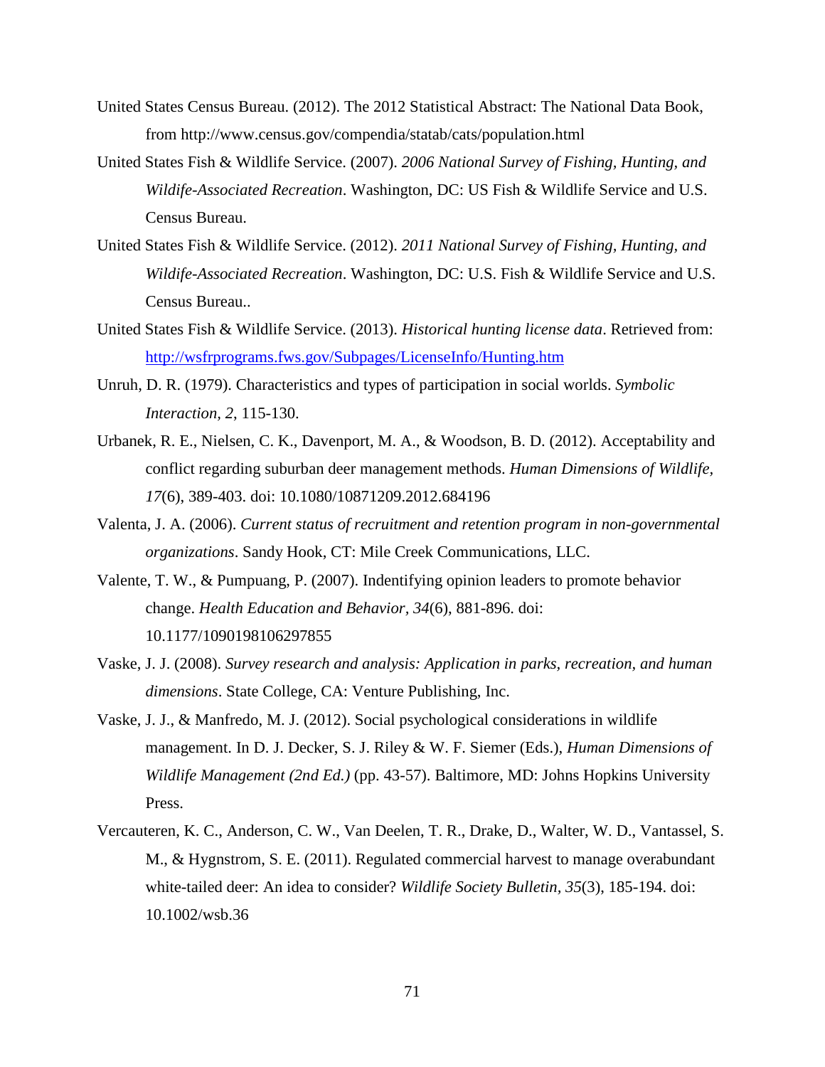United States Census Bureau. (2012). The 2012 Statistical Abstract: The National Data Book, from http://www.census.gov/compendia/statab/cats/population.html

United States Fish & Wildlife Service. (2007). *2006 National Survey of Fishing, Hunting, and Wildife-Associated Recreation*. Washington, DC: US Fish & Wildlife Service and U.S. Census Bureau.

United States Fish & Wildlife Service. (2012). *2011 National Survey of Fishing, Hunting, and Wildife-Associated Recreation*. Washington, DC: U.S. Fish & Wildlife Service and U.S. Census Bureau..

United States Fish & Wildlife Service. (2013). *Historical hunting license data*. Retrieved from: http://wsfrprograms.fws.gov/Subpages/LicenseInfo/Hunting.htm

Unruh, D. R. (1979). Characteristics and types of participation in social worlds. *Symbolic Interaction, 2*, 115-130.

Urbanek, R. E., Nielsen, C. K., Davenport, M. A., & Woodson, B. D. (2012). Acceptability and conflict regarding suburban deer management methods. *Human Dimensions of Wildlife, 17*(6), 389-403. doi: 10.1080/10871209.2012.684196

Valenta, J. A. (2006). *Current status of recruitment and retention program in non-governmental organizations*. Sandy Hook, CT: Mile Creek Communications, LLC.

Valente, T. W., & Pumpuang, P. (2007). Indentifying opinion leaders to promote behavior change. *Health Education and Behavior, 34*(6), 881-896. doi: 10.1177/1090198106297855

Vaske, J. J. (2008). *Survey research and analysis: Application in parks, recreation, and human dimensions*. State College, CA: Venture Publishing, Inc.

Vaske, J. J., & Manfredo, M. J. (2012). Social psychological considerations in wildlife management. In D. J. Decker, S. J. Riley & W. F. Siemer (Eds.), *Human Dimensions of Wildlife Management (2nd Ed.)* (pp. 43-57). Baltimore, MD: Johns Hopkins University Press.

Vercauteren, K. C., Anderson, C. W., Van Deelen, T. R., Drake, D., Walter, W. D., Vantassel, S. M., & Hygnstrom, S. E. (2011). Regulated commercial harvest to manage overabundant white-tailed deer: An idea to consider? *Wildlife Society Bulletin, 35*(3), 185-194. doi: 10.1002/wsb.36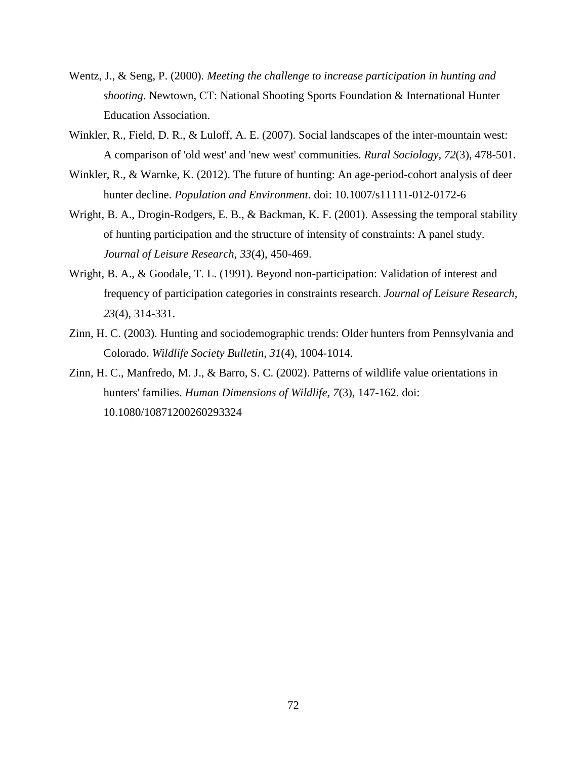Wentz, J., & Seng, P. (2000). *Meeting the challenge to increase participation in hunting and shooting*. Newtown, CT: National Shooting Sports Foundation & International Hunter Education Association.

Winkler, R., Field, D. R., & Luloff, A. E. (2007). Social landscapes of the inter-mountain west: A comparison of 'old west' and 'new west' communities. *Rural Sociology, 72*(3), 478-501.

Winkler, R., & Warnke, K. (2012). The future of hunting: An age-period-cohort analysis of deer hunter decline. *Population and Environment*. doi: 10.1007/s11111-012-0172-6

Wright, B. A., Drogin-Rodgers, E. B., & Backman, K. F. (2001). Assessing the temporal stability of hunting participation and the structure of intensity of constraints: A panel study. *Journal of Leisure Research, 33*(4), 450-469.

Wright, B. A., & Goodale, T. L. (1991). Beyond non-participation: Validation of interest and frequency of participation categories in constraints research. *Journal of Leisure Research, 23*(4), 314-331.

Zinn, H. C. (2003). Hunting and sociodemographic trends: Older hunters from Pennsylvania and Colorado. *Wildlife Society Bulletin, 31*(4), 1004-1014.

Zinn, H. C., Manfredo, M. J., & Barro, S. C. (2002). Patterns of wildlife value orientations in hunters' families. *Human Dimensions of Wildlife, 7*(3), 147-162. doi: 10.1080/10871200260293324